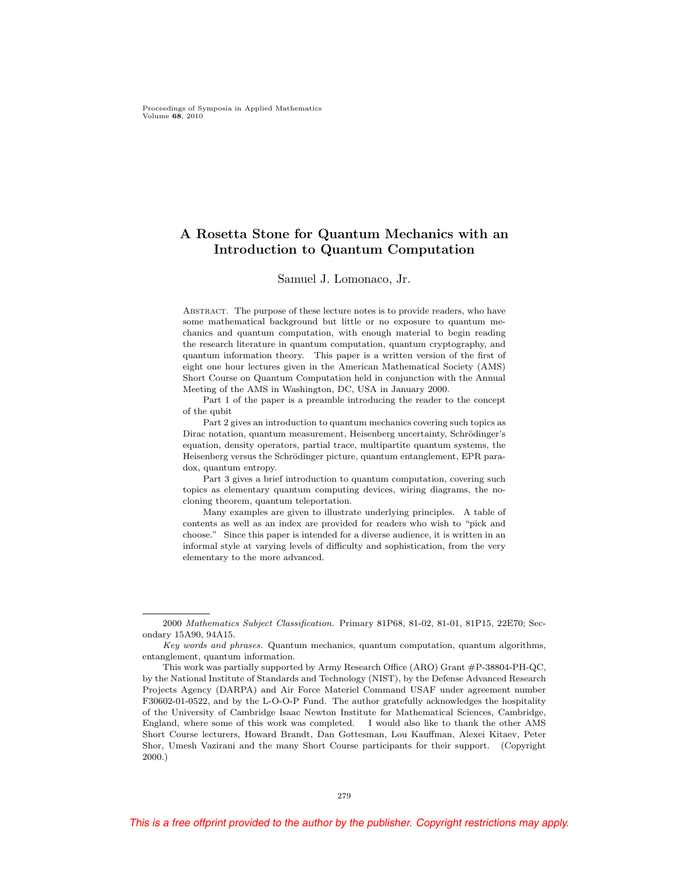# A Rosetta Stone for Quantum Mechanics with an Introduction to Quantum Computation

Samuel J. Lomonaco, Jr.

ABSTRACT. The purpose of these lecture notes is to provide readers, who have some mathematical background but little or no exposure to quantum mechanics and quantum computation, with enough material to begin reading the research literature in quantum computation, quantum cryptography, and quantum information theory. This paper is a written version of the first of eight one hour lectures given in the American Mathematical Society (AMS) Short Course on Quantum Computation held in conjunction with the Annual Meeting of the AMS in Washington, DC, USA in January 2000.

Part 1 of the paper is a preamble introducing the reader to the concept of the qubit

Part 2 gives an introduction to quantum mechanics covering such topics as Dirac notation, quantum measurement, Heisenberg uncertainty, Schrödinger's equation, density operators, partial trace, multipartite quantum systems, the Heisenberg versus the Schrödinger picture, quantum entanglement, EPR paradox, quantum entropy.

Part 3 gives a brief introduction to quantum computation, covering such topics as elementary quantum computing devices, wiring diagrams, the no-cloning theorem, quantum teleportation.

Many examples are given to illustrate underlying principles. A table of contents as well as an index are provided for readers who wish to "pick and choose." Since this paper is intended for a diverse audience, it is written in an informal style at varying levels of difficulty and sophistication, from the very elementary to the more advanced.

---

2000 *Mathematics Subject Classification.* Primary 81P68, 81-02, 81-01, 81P15, 22E70; Secondary 15A90, 94A15.

*Key words and phrases.* Quantum mechanics, quantum computation, quantum algorithms, entanglement, quantum information.

This work was partially supported by Army Research Office (ARO) Grant #P-38804-PH-QC, by the National Institute of Standards and Technology (NIST), by the Defense Advanced Research Projects Agency (DARPA) and Air Force Materiel Command USAF under agreement number F30602-01-0522, and by the L-O-O-P Fund. The author gratefully acknowledges the hospitality of the University of Cambridge Isaac Newton Institute for Mathematical Sciences, Cambridge, England, where some of this work was completed. I would also like to thank the other AMS Short Course lecturers, Howard Brandt, Dan Gottesman, Lou Kauffman, Alexei Kitaev, Peter Shor, Umesh Vazirani and the many Short Course participants for their support. (Copyright 2000.)

This is a free offprint provided to the author by the publisher. Copyright restrictions may apply.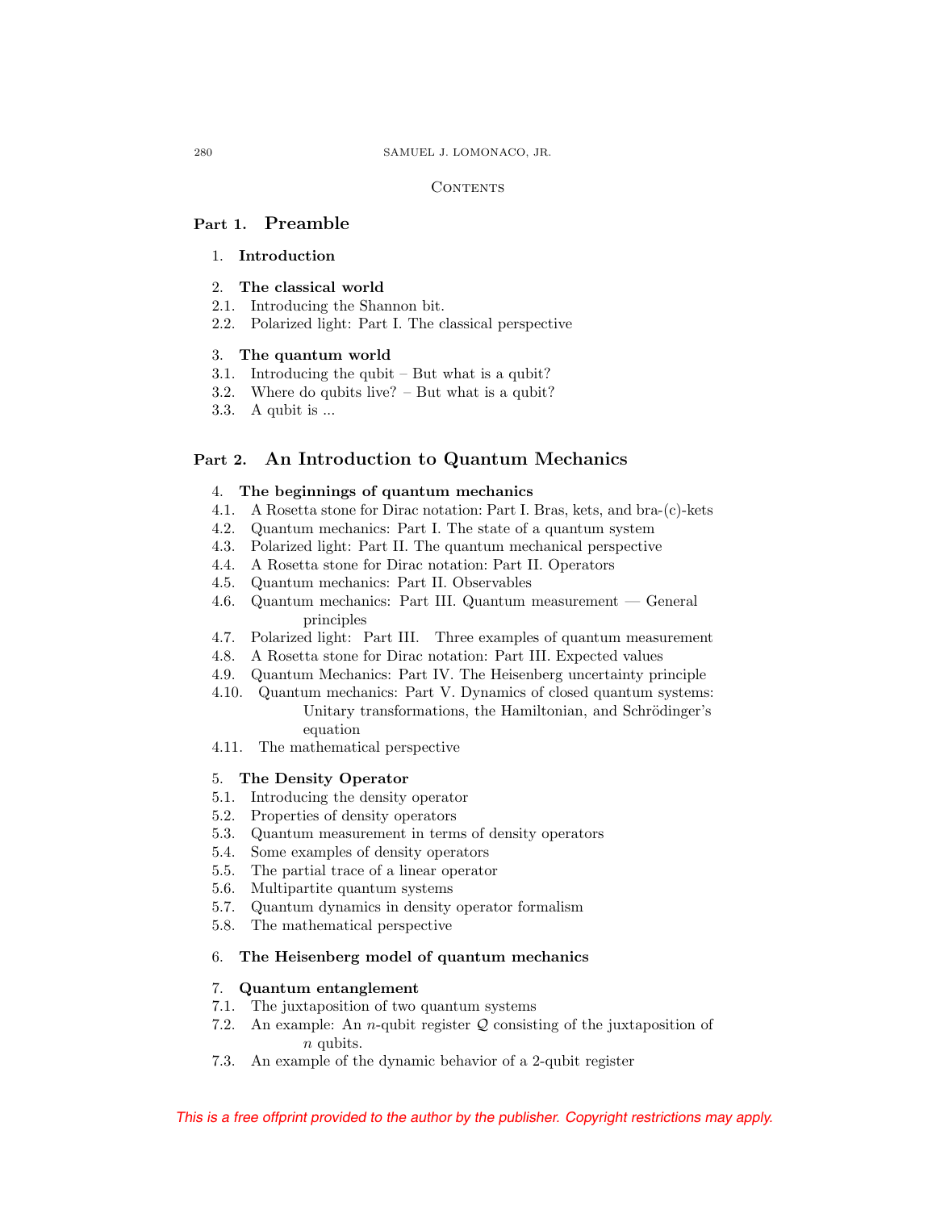## Contents

### Part 1. Preamble

1. **Introduction**

2. **The classical world**
   - 2.1. Introducing the Shannon bit.
   - 2.2. Polarized light: Part I. The classical perspective

3. **The quantum world**
   - 3.1. Introducing the qubit – But what is a qubit?
   - 3.2. Where do qubits live? – But what is a qubit?
   - 3.3. A qubit is ...

### Part 2. An Introduction to Quantum Mechanics

4. **The beginnings of quantum mechanics**
   - 4.1. A Rosetta stone for Dirac notation: Part I. Bras, kets, and bra-(c)-kets
   - 4.2. Quantum mechanics: Part I. The state of a quantum system
   - 4.3. Polarized light: Part II. The quantum mechanical perspective
   - 4.4. A Rosetta stone for Dirac notation: Part II. Operators
   - 4.5. Quantum mechanics: Part II. Observables
   - 4.6. Quantum mechanics: Part III. Quantum measurement — General principles
   - 4.7. Polarized light: Part III. Three examples of quantum measurement
   - 4.8. A Rosetta stone for Dirac notation: Part III. Expected values
   - 4.9. Quantum Mechanics: Part IV. The Heisenberg uncertainty principle
   - 4.10. Quantum mechanics: Part V. Dynamics of closed quantum systems: Unitary transformations, the Hamiltonian, and Schrödinger's equation
   - 4.11. The mathematical perspective

5. **The Density Operator**
   - 5.1. Introducing the density operator
   - 5.2. Properties of density operators
   - 5.3. Quantum measurement in terms of density operators
   - 5.4. Some examples of density operators
   - 5.5. The partial trace of a linear operator
   - 5.6. Multipartite quantum systems
   - 5.7. Quantum dynamics in density operator formalism
   - 5.8. The mathematical perspective

6. **The Heisenberg model of quantum mechanics**

7. **Quantum entanglement**
   - 7.1. The juxtaposition of two quantum systems
   - 7.2. An example: An $n$-qubit register $\mathcal{Q}$ consisting of the juxtaposition of $n$ qubits.
   - 7.3. An example of the dynamic behavior of a 2-qubit register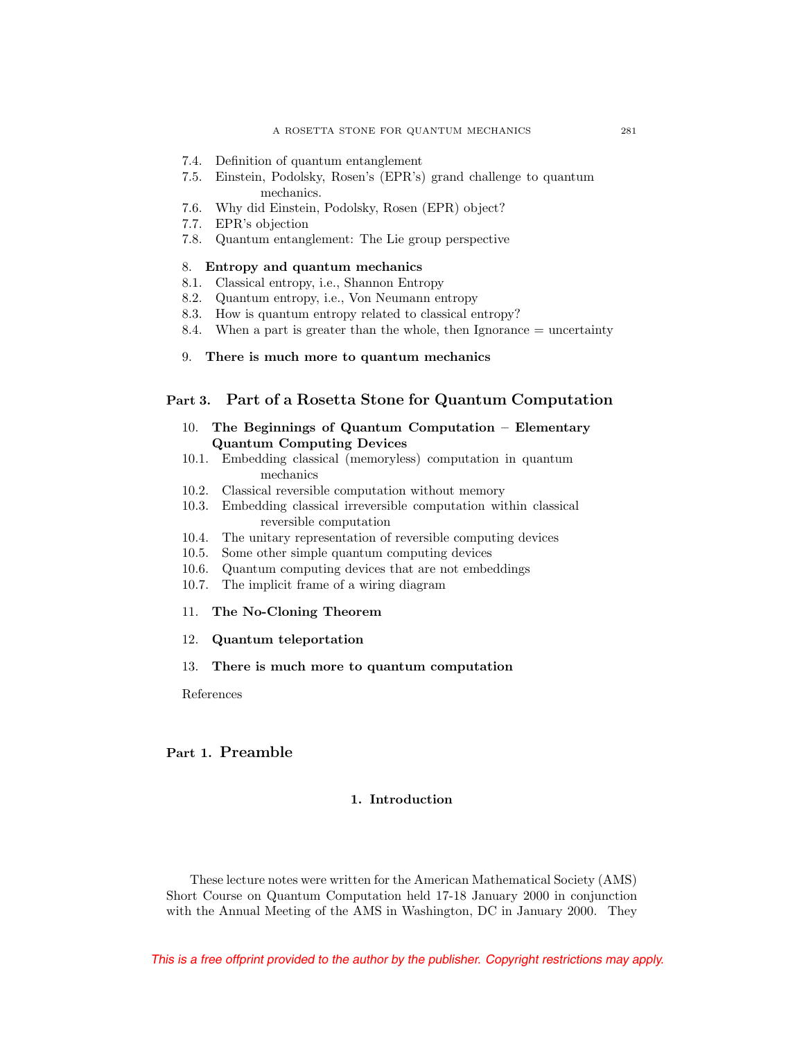7.4. Definition of quantum entanglement
7.5. Einstein, Podolsky, Rosen's (EPR's) grand challenge to quantum mechanics.
7.6. Why did Einstein, Podolsky, Rosen (EPR) object?
7.7. EPR's objection
7.8. Quantum entanglement: The Lie group perspective

8. **Entropy and quantum mechanics**
8.1. Classical entropy, i.e., Shannon Entropy
8.2. Quantum entropy, i.e., Von Neumann entropy
8.3. How is quantum entropy related to classical entropy?
8.4. When a part is greater than the whole, then Ignorance = uncertainty

9. **There is much more to quantum mechanics**

## Part 3. Part of a Rosetta Stone for Quantum Computation

10. **The Beginnings of Quantum Computation – Elementary Quantum Computing Devices**
10.1. Embedding classical (memoryless) computation in quantum mechanics
10.2. Classical reversible computation without memory
10.3. Embedding classical irreversible computation within classical reversible computation
10.4. The unitary representation of reversible computing devices
10.5. Some other simple quantum computing devices
10.6. Quantum computing devices that are not embeddings
10.7. The implicit frame of a wiring diagram

11. **The No-Cloning Theorem**

12. **Quantum teleportation**

13. **There is much more to quantum computation**

References

## Part 1. Preamble

### 1. Introduction

These lecture notes were written for the American Mathematical Society (AMS) Short Course on Quantum Computation held 17-18 January 2000 in conjunction with the Annual Meeting of the AMS in Washington, DC in January 2000. They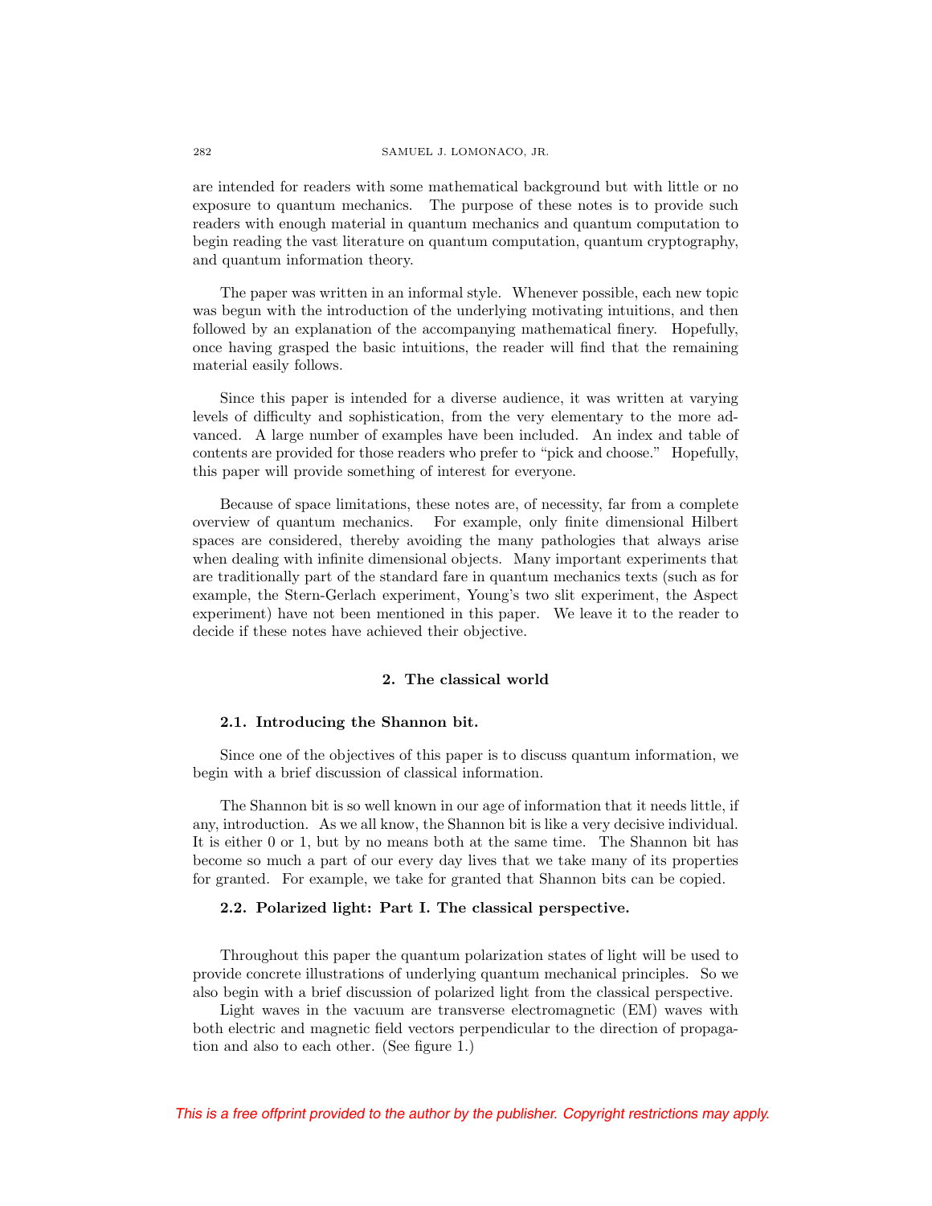are intended for readers with some mathematical background but with little or no exposure to quantum mechanics. The purpose of these notes is to provide such readers with enough material in quantum mechanics and quantum computation to begin reading the vast literature on quantum computation, quantum cryptography, and quantum information theory.

The paper was written in an informal style. Whenever possible, each new topic was begun with the introduction of the underlying motivating intuitions, and then followed by an explanation of the accompanying mathematical finery. Hopefully, once having grasped the basic intuitions, the reader will find that the remaining material easily follows.

Since this paper is intended for a diverse audience, it was written at varying levels of difficulty and sophistication, from the very elementary to the more advanced. A large number of examples have been included. An index and table of contents are provided for those readers who prefer to "pick and choose." Hopefully, this paper will provide something of interest for everyone.

Because of space limitations, these notes are, of necessity, far from a complete overview of quantum mechanics. For example, only finite dimensional Hilbert spaces are considered, thereby avoiding the many pathologies that always arise when dealing with infinite dimensional objects. Many important experiments that are traditionally part of the standard fare in quantum mechanics texts (such as for example, the Stern-Gerlach experiment, Young's two slit experiment, the Aspect experiment) have not been mentioned in this paper. We leave it to the reader to decide if these notes have achieved their objective.

## 2. The classical world

### 2.1. Introducing the Shannon bit.

Since one of the objectives of this paper is to discuss quantum information, we begin with a brief discussion of classical information.

The Shannon bit is so well known in our age of information that it needs little, if any, introduction. As we all know, the Shannon bit is like a very decisive individual. It is either 0 or 1, but by no means both at the same time. The Shannon bit has become so much a part of our every day lives that we take many of its properties for granted. For example, we take for granted that Shannon bits can be copied.

### 2.2. Polarized light: Part I. The classical perspective.

Throughout this paper the quantum polarization states of light will be used to provide concrete illustrations of underlying quantum mechanical principles. So we also begin with a brief discussion of polarized light from the classical perspective.

Light waves in the vacuum are transverse electromagnetic (EM) waves with both electric and magnetic field vectors perpendicular to the direction of propagation and also to each other. (See figure 1.)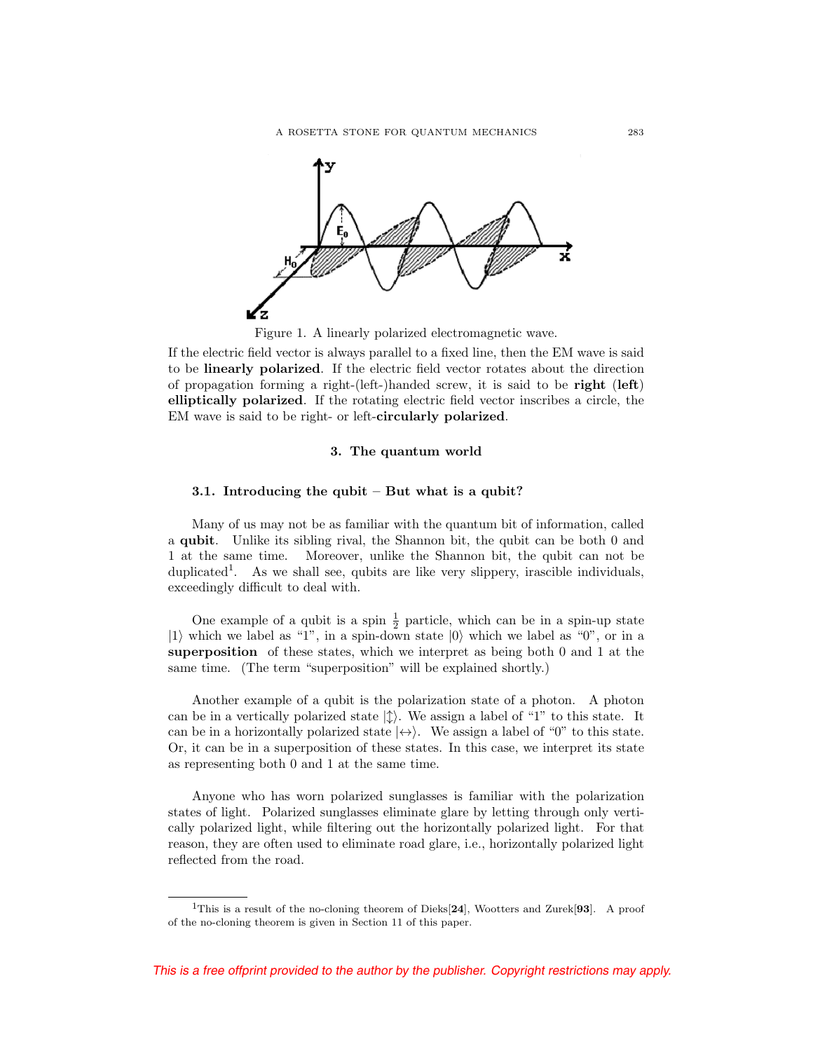Figure 1. A linearly polarized electromagnetic wave.

If the electric field vector is always parallel to a fixed line, then the EM wave is said to be **linearly polarized**. If the electric field vector rotates about the direction of propagation forming a right-(left-)handed screw, it is said to be **right** (**left**) **elliptically polarized**. If the rotating electric field vector inscribes a circle, the EM wave is said to be right- or left-**circularly polarized**.

## 3. The quantum world

### 3.1. Introducing the qubit – But what is a qubit?

Many of us may not be as familiar with the quantum bit of information, called a **qubit**. Unlike its sibling rival, the Shannon bit, the qubit can be both 0 and 1 at the same time. Moreover, unlike the Shannon bit, the qubit can not be duplicated[1]. As we shall see, qubits are like very slippery, irascible individuals, exceedingly difficult to deal with.

One example of a qubit is a spin $\frac{1}{2}$ particle, which can be in a spin-up state $|1\rangle$ which we label as "1", in a spin-down state $|0\rangle$ which we label as "0", or in a **superposition** of these states, which we interpret as being both 0 and 1 at the same time. (The term "superposition" will be explained shortly.)

Another example of a qubit is the polarization state of a photon. A photon can be in a vertically polarized state $|\updownarrow\rangle$. We assign a label of "1" to this state. It can be in a horizontally polarized state $|\leftrightarrow\rangle$. We assign a label of "0" to this state. Or, it can be in a superposition of these states. In this case, we interpret its state as representing both 0 and 1 at the same time.

Anyone who has worn polarized sunglasses is familiar with the polarization states of light. Polarized sunglasses eliminate glare by letting through only vertically polarized light, while filtering out the horizontally polarized light. For that reason, they are often used to eliminate road glare, i.e., horizontally polarized light reflected from the road.

---

[1] This is a result of the no-cloning theorem of Dieks[**24**], Wootters and Zurek[**93**]. A proof of the no-cloning theorem is given in Section 11 of this paper.

This is a free offprint provided to the author by the publisher. Copyright restrictions may apply.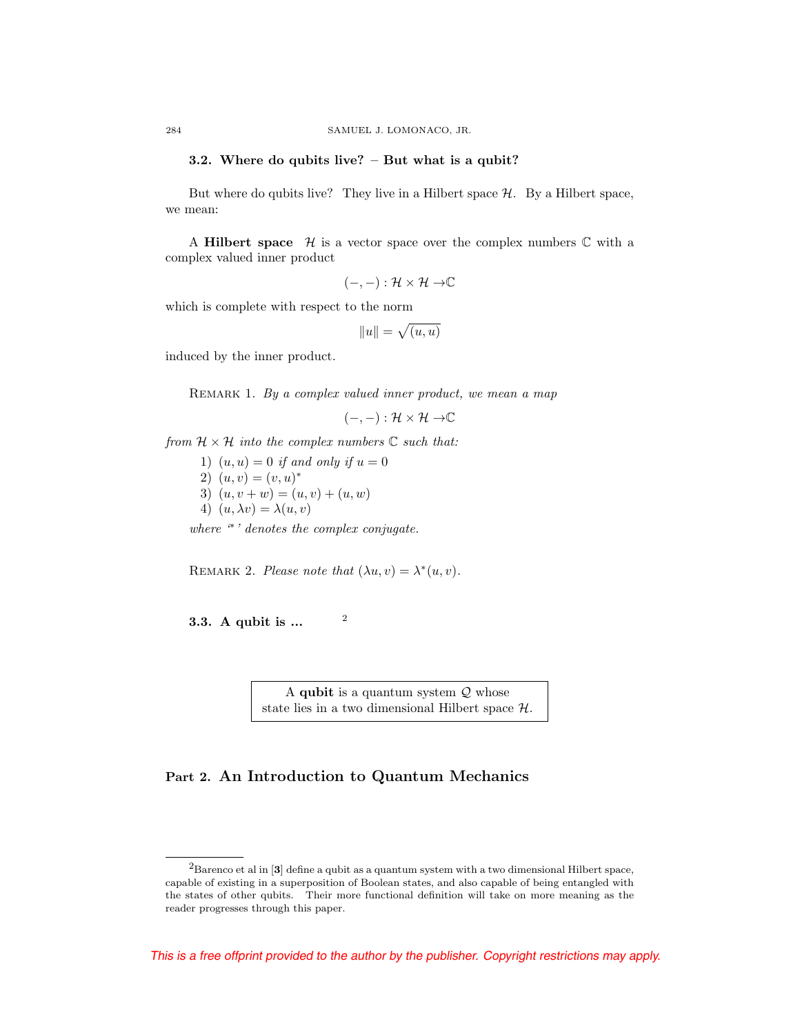### 3.2. Where do qubits live? – But what is a qubit?

But where do qubits live? They live in a Hilbert space $\mathcal{H}$. By a Hilbert space, we mean:

A **Hilbert space** $\mathcal{H}$ is a vector space over the complex numbers $\mathbb{C}$ with a complex valued inner product

$$(-,-):\mathcal{H}\times\mathcal{H}\to\mathbb{C}$$

which is complete with respect to the norm

$$\|u\|=\sqrt{(u,u)}$$

induced by the inner product.

REMARK 1. *By a complex valued inner product, we mean a map*

$$(-,-):\mathcal{H}\times\mathcal{H}\to\mathbb{C}$$

*from $\mathcal{H}\times\mathcal{H}$ into the complex numbers $\mathbb{C}$ such that:*

1) $(u,u)=0$ *if and only if* $u=0$
2) $(u,v)=(v,u)^*$
3) $(u,v+w)=(u,v)+(u,w)$
4) $(u,\lambda v)=\lambda(u,v)$

*where '$*$' denotes the complex conjugate.*

REMARK 2. *Please note that* $(\lambda u,v)=\lambda^*(u,v)$.

### 3.3. A qubit is ... [2]

> A **qubit** is a quantum system $\mathcal{Q}$ whose state lies in a two dimensional Hilbert space $\mathcal{H}$.

# Part 2. An Introduction to Quantum Mechanics

---

[2] Barenco et al in [**3**] define a qubit as a quantum system with a two dimensional Hilbert space, capable of existing in a superposition of Boolean states, and also capable of being entangled with the states of other qubits. Their more functional definition will take on more meaning as the reader progresses through this paper.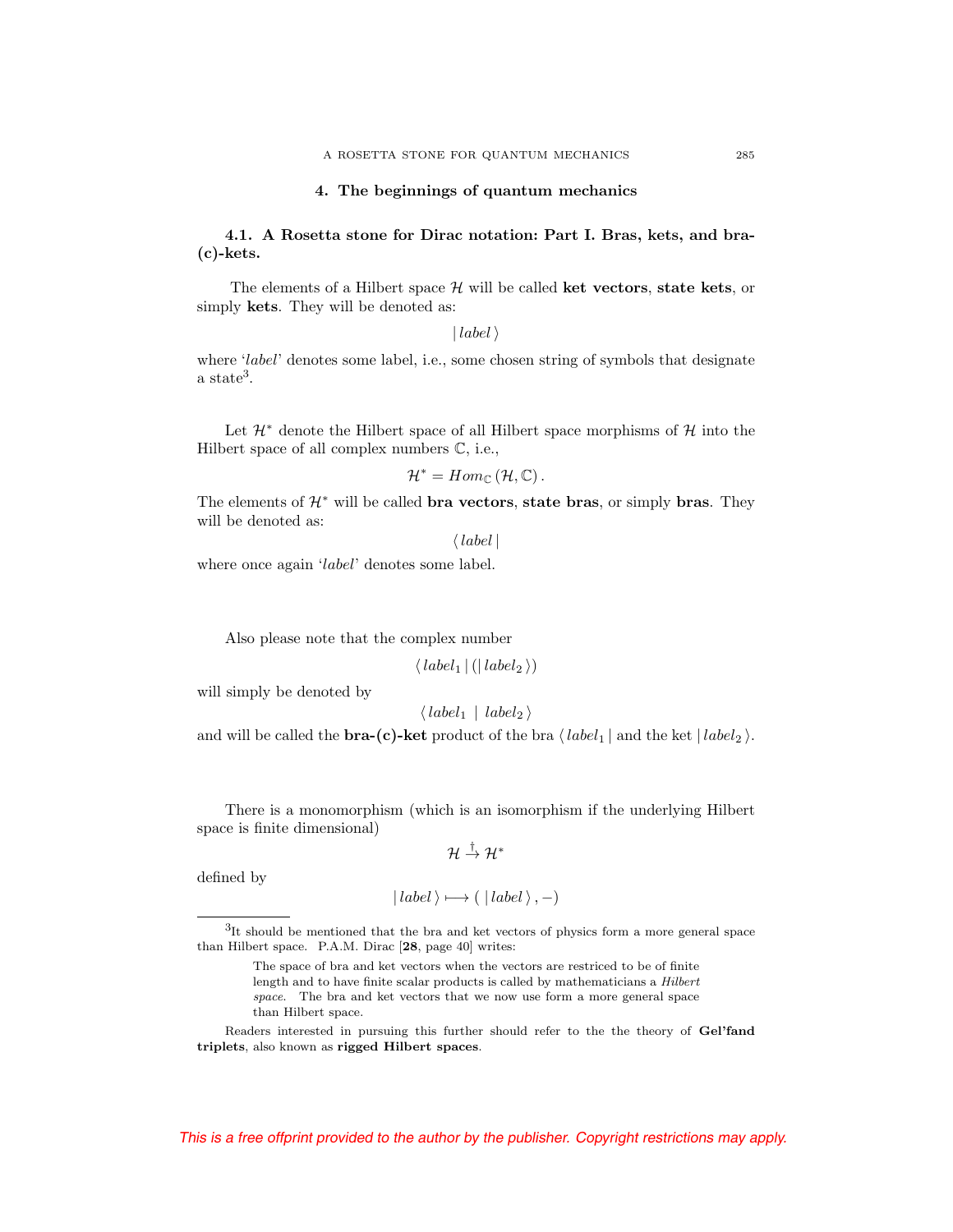## 4. The beginnings of quantum mechanics

### 4.1. A Rosetta stone for Dirac notation: Part I. Bras, kets, and bra-(c)-kets.

The elements of a Hilbert space $\mathcal{H}$ will be called **ket vectors**, **state kets**, or simply **kets**. They will be denoted as:

$$|\, label \,\rangle$$

where '*label*' denotes some label, i.e., some chosen string of symbols that designate a state[3].

Let $\mathcal{H}^*$ denote the Hilbert space of all Hilbert space morphisms of $\mathcal{H}$ into the Hilbert space of all complex numbers $\mathbb{C}$, i.e.,

$$\mathcal{H}^* = Hom_{\mathbb{C}}\left(\mathcal{H}, \mathbb{C}\right).$$

The elements of $\mathcal{H}^*$ will be called **bra vectors**, **state bras**, or simply **bras**. They will be denoted as:

$$\langle\, label \,|$$

where once again '*label*' denotes some label.

Also please note that the complex number

$$\langle\, label_1 \,|\, (|\, label_2 \,\rangle)$$

will simply be denoted by

$$\langle\, label_1 \;\mid\; label_2 \,\rangle$$

and will be called the **bra-(c)-ket** product of the bra $\langle\, label_1 \,|$ and the ket $|\, label_2 \,\rangle$.

There is a monomorphism (which is an isomorphism if the underlying Hilbert space is finite dimensional)

$$\mathcal{H} \xrightarrow{\dagger} \mathcal{H}^*$$

defined by

$$|\, label \,\rangle \longmapsto (\;|\, label \,\rangle \,, -)$$

---

[3] It should be mentioned that the bra and ket vectors of physics form a more general space than Hilbert space. P.A.M. Dirac [**28**, page 40] writes:

> The space of bra and ket vectors when the vectors are restriced to be of finite length and to have finite scalar products is called by mathematicians a *Hilbert space*. The bra and ket vectors that we now use form a more general space than Hilbert space.

Readers interested in pursuing this further should refer to the the theory of **Gel'fand triplets**, also known as **rigged Hilbert spaces**.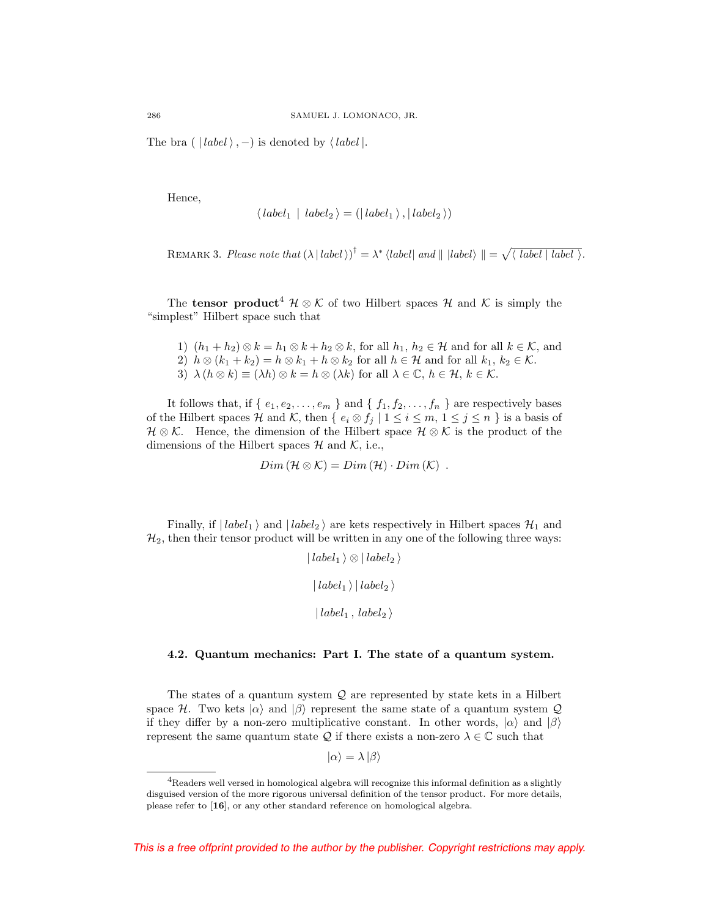The bra $(\,|\,label\,\rangle\,,-)$ is denoted by $\langle\,label\,|$.

Hence,

$$\langle\,label_1\ |\ label_2\,\rangle = (|\,label_1\,\rangle\,,|\,label_2\,\rangle)$$

REMARK 3. *Please note that* $(\lambda\,|\,label\,\rangle)^\dagger = \lambda^* \,\langle label|$ *and* $\|\ |label\rangle\ \| = \sqrt{\langle\ label\mid label\ \rangle}$.

The **tensor product**[4] $\mathcal{H}\otimes\mathcal{K}$ of two Hilbert spaces $\mathcal{H}$ and $\mathcal{K}$ is simply the "simplest" Hilbert space such that

1) $(h_1 + h_2)\otimes k = h_1\otimes k + h_2\otimes k$, for all $h_1,\, h_2 \in \mathcal{H}$ and for all $k\in\mathcal{K}$, and
2) $h\otimes(k_1 + k_2) = h\otimes k_1 + h\otimes k_2$ for all $h\in\mathcal{H}$ and for all $k_1,\, k_2\in\mathcal{K}$.
3) $\lambda\,(h\otimes k) \equiv (\lambda h)\otimes k = h\otimes(\lambda k)$ for all $\lambda\in\mathbb{C}$, $h\in\mathcal{H}$, $k\in\mathcal{K}$.

It follows that, if $\{\ e_1, e_2, \ldots, e_m\ \}$ and $\{\ f_1, f_2, \ldots, f_n\ \}$ are respectively bases of the Hilbert spaces $\mathcal{H}$ and $\mathcal{K}$, then $\{\ e_i\otimes f_j \mid 1\le i\le m,\ 1\le j\le n\ \}$ is a basis of $\mathcal{H}\otimes\mathcal{K}$. Hence, the dimension of the Hilbert space $\mathcal{H}\otimes\mathcal{K}$ is the product of the dimensions of the Hilbert spaces $\mathcal{H}$ and $\mathcal{K}$, i.e.,

$$Dim\,(\mathcal{H}\otimes\mathcal{K}) = Dim\,(\mathcal{H})\cdot Dim\,(\mathcal{K})\ \ .$$

Finally, if $|\,label_1\,\rangle$ and $|\,label_2\,\rangle$ are kets respectively in Hilbert spaces $\mathcal{H}_1$ and $\mathcal{H}_2$, then their tensor product will be written in any one of the following three ways:

$$|\,label_1\,\rangle\otimes|\,label_2\,\rangle$$

$$|\,label_1\,\rangle\,|\,label_2\,\rangle$$

$$|\,label_1\,,\,label_2\,\rangle$$

### 4.2. Quantum mechanics: Part I. The state of a quantum system.

The states of a quantum system $\mathcal{Q}$ are represented by state kets in a Hilbert space $\mathcal{H}$. Two kets $|\alpha\rangle$ and $|\beta\rangle$ represent the same state of a quantum system $\mathcal{Q}$ if they differ by a non-zero multiplicative constant. In other words, $|\alpha\rangle$ and $|\beta\rangle$ represent the same quantum state $\mathcal{Q}$ if there exists a non-zero $\lambda\in\mathbb{C}$ such that

$$|\alpha\rangle = \lambda\,|\beta\rangle$$

[4] Readers well versed in homological algebra will recognize this informal definition as a slightly disguised version of the more rigorous universal definition of the tensor product. For more details, please refer to [**16**], or any other standard reference on homological algebra.

*This is a free offprint provided to the author by the publisher. Copyright restrictions may apply.*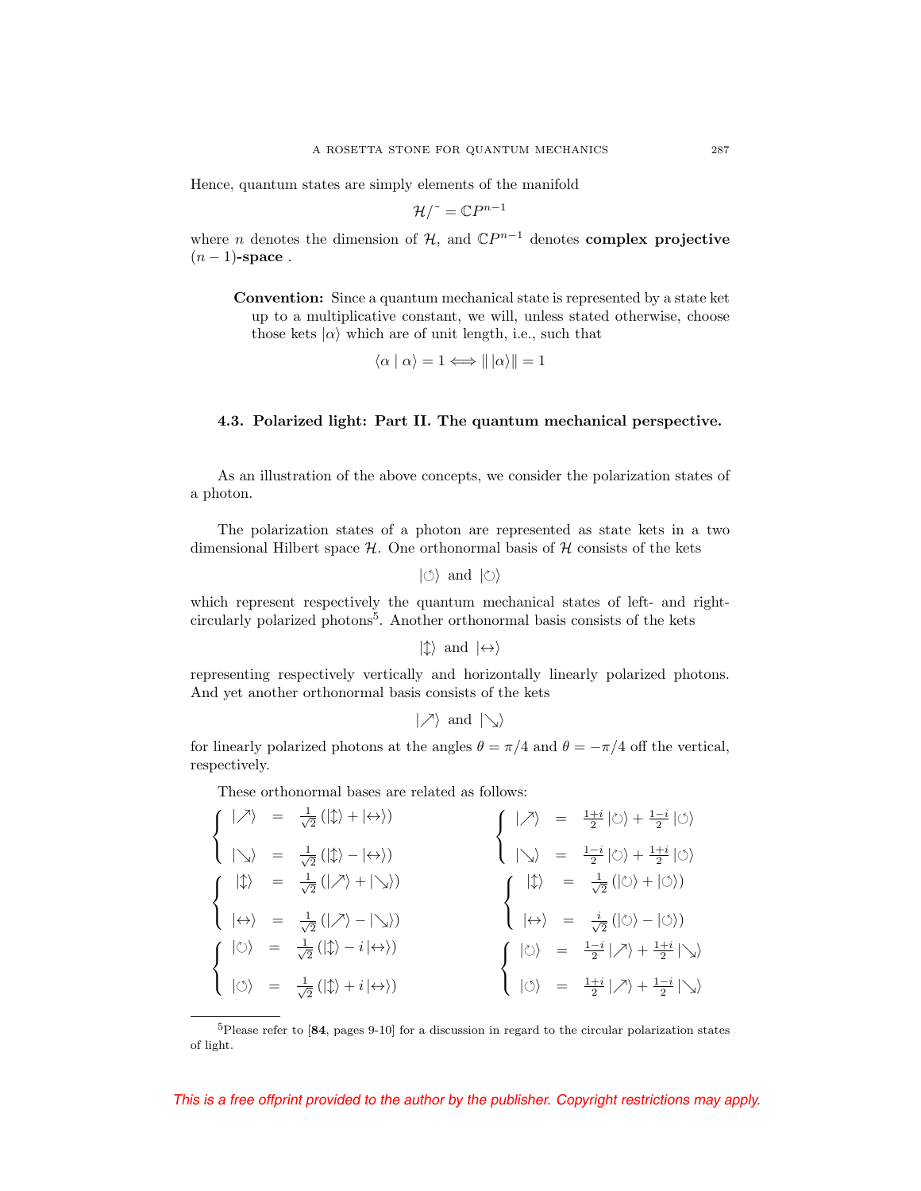Hence, quantum states are simply elements of the manifold

$$\mathcal{H}/\tilde{} = \mathbb{C}P^{n-1}$$

where $n$ denotes the dimension of $\mathcal{H}$, and $\mathbb{C}P^{n-1}$ denotes **complex projective $(n-1)$-space** .

> **Convention:** Since a quantum mechanical state is represented by a state ket up to a multiplicative constant, we will, unless stated otherwise, choose those kets $|\alpha\rangle$ which are of unit length, i.e., such that
>
> $$\langle \alpha \mid \alpha \rangle = 1 \Longleftrightarrow \| \, |\alpha\rangle \| = 1$$

### 4.3. Polarized light: Part II. The quantum mechanical perspective.

As an illustration of the above concepts, we consider the polarization states of a photon.

The polarization states of a photon are represented as state kets in a two dimensional Hilbert space $\mathcal{H}$. One orthonormal basis of $\mathcal{H}$ consists of the kets

$$|\circlearrowleft\rangle \text{ and } |\circlearrowright\rangle$$

which represent respectively the quantum mechanical states of left- and right-circularly polarized photons[5]. Another orthonormal basis consists of the kets

$$|\updownarrow\rangle \text{ and } |\leftrightarrow\rangle$$

representing respectively vertically and horizontally linearly polarized photons. And yet another orthonormal basis consists of the kets

$$|\nearrow\rangle \text{ and } |\searrow\rangle$$

for linearly polarized photons at the angles $\theta = \pi/4$ and $\theta = -\pi/4$ off the vertical, respectively.

These orthonormal bases are related as follows:

$$\begin{cases} |\nearrow\rangle &= \frac{1}{\sqrt{2}}\left(|\updownarrow\rangle + |\leftrightarrow\rangle\right) \\ |\searrow\rangle &= \frac{1}{\sqrt{2}}\left(|\updownarrow\rangle - |\leftrightarrow\rangle\right) \end{cases} \qquad \begin{cases} |\nearrow\rangle &= \frac{1+i}{2}\,|\circlearrowright\rangle + \frac{1-i}{2}\,|\circlearrowleft\rangle \\ |\searrow\rangle &= \frac{1-i}{2}\,|\circlearrowright\rangle + \frac{1+i}{2}\,|\circlearrowleft\rangle \end{cases}$$

$$\begin{cases} |\updownarrow\rangle &= \frac{1}{\sqrt{2}}\left(|\nearrow\rangle + |\searrow\rangle\right) \\ |\leftrightarrow\rangle &= \frac{1}{\sqrt{2}}\left(|\nearrow\rangle - |\searrow\rangle\right) \end{cases} \qquad \begin{cases} |\updownarrow\rangle &= \frac{1}{\sqrt{2}}\left(|\circlearrowright\rangle + |\circlearrowleft\rangle\right) \\ |\leftrightarrow\rangle &= \frac{i}{\sqrt{2}}\left(|\circlearrowright\rangle - |\circlearrowleft\rangle\right) \end{cases}$$

$$\begin{cases} |\circlearrowright\rangle &= \frac{1}{\sqrt{2}}\left(|\updownarrow\rangle - i\,|\leftrightarrow\rangle\right) \\ |\circlearrowleft\rangle &= \frac{1}{\sqrt{2}}\left(|\updownarrow\rangle + i\,|\leftrightarrow\rangle\right) \end{cases} \qquad \begin{cases} |\circlearrowright\rangle &= \frac{1-i}{2}\,|\nearrow\rangle + \frac{1+i}{2}\,|\searrow\rangle \\ |\circlearrowleft\rangle &= \frac{1+i}{2}\,|\nearrow\rangle + \frac{1-i}{2}\,|\searrow\rangle \end{cases}$$

---

[5] Please refer to [**84**, pages 9-10] for a discussion in regard to the circular polarization states of light.

This is a free offprint provided to the author by the publisher. Copyright restrictions may apply.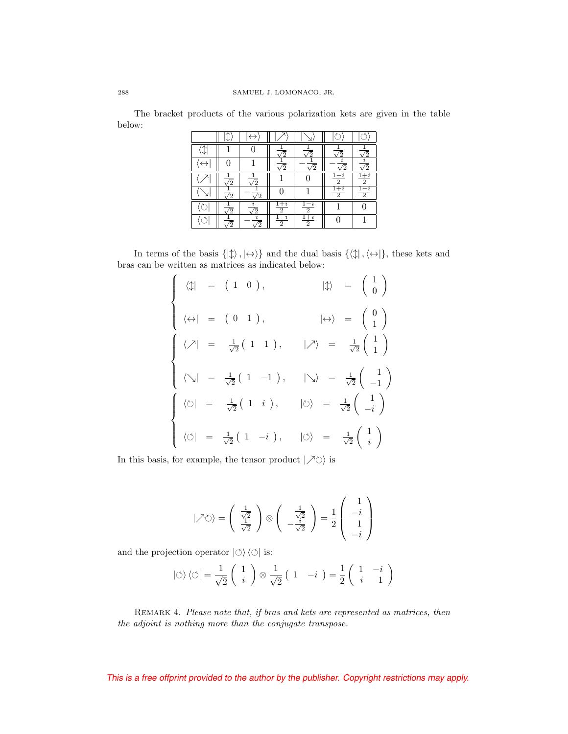The bracket products of the various polarization kets are given in the table below:

| | $\left\|\updownarrow\right\rangle$ | $\left\|\leftrightarrow\right\rangle$ | $\left\|\nearrow\right\rangle$ | $\left\|\searrow\right\rangle$ | $\left\|\circlearrowright\right\rangle$ | $\left\|\circlearrowleft\right\rangle$ |
|---|---|---|---|---|---|---|
| $\left\langle\updownarrow\right\|$ | $1$ | $0$ | $\frac{1}{\sqrt{2}}$ | $\frac{1}{\sqrt{2}}$ | $\frac{1}{\sqrt{2}}$ | $\frac{1}{\sqrt{2}}$ |
| $\left\langle\leftrightarrow\right\|$ | $0$ | $1$ | $\frac{1}{\sqrt{2}}$ | $-\frac{1}{\sqrt{2}}$ | $-\frac{i}{\sqrt{2}}$ | $\frac{i}{\sqrt{2}}$ |
| $\left\langle\nearrow\right\|$ | $\frac{1}{\sqrt{2}}$ | $\frac{1}{\sqrt{2}}$ | $1$ | $0$ | $\frac{1-i}{2}$ | $\frac{1+i}{2}$ |
| $\left\langle\searrow\right\|$ | $\frac{1}{\sqrt{2}}$ | $-\frac{1}{\sqrt{2}}$ | $0$ | $1$ | $\frac{1+i}{2}$ | $\frac{1-i}{2}$ |
| $\left\langle\circlearrowright\right\|$ | $\frac{1}{\sqrt{2}}$ | $\frac{i}{\sqrt{2}}$ | $\frac{1+i}{2}$ | $\frac{1-i}{2}$ | $1$ | $0$ |
| $\left\langle\circlearrowleft\right\|$ | $\frac{1}{\sqrt{2}}$ | $-\frac{i}{\sqrt{2}}$ | $\frac{1-i}{2}$ | $\frac{1+i}{2}$ | $0$ | $1$ |

In terms of the basis $\{\left|\updownarrow\right\rangle, \left|\leftrightarrow\right\rangle\}$ and the dual basis $\{\left\langle\updownarrow\right|, \left\langle\leftrightarrow\right|\}$, these kets and bras can be written as matrices as indicated below:

$$
\begin{cases}
\left\langle\updownarrow\right| = \begin{pmatrix} 1 & 0 \end{pmatrix}, & \left|\updownarrow\right\rangle = \begin{pmatrix} 1 \\ 0 \end{pmatrix} \\[2ex]
\left\langle\leftrightarrow\right| = \begin{pmatrix} 0 & 1 \end{pmatrix}, & \left|\leftrightarrow\right\rangle = \begin{pmatrix} 0 \\ 1 \end{pmatrix}
\end{cases}
$$

$$
\begin{cases}
\left\langle\nearrow\right| = \frac{1}{\sqrt{2}}\begin{pmatrix} 1 & 1 \end{pmatrix}, & \left|\nearrow\right\rangle = \frac{1}{\sqrt{2}}\begin{pmatrix} 1 \\ 1 \end{pmatrix} \\[2ex]
\left\langle\searrow\right| = \frac{1}{\sqrt{2}}\begin{pmatrix} 1 & -1 \end{pmatrix}, & \left|\searrow\right\rangle = \frac{1}{\sqrt{2}}\begin{pmatrix} 1 \\ -1 \end{pmatrix}
\end{cases}
$$

$$
\begin{cases}
\left\langle\circlearrowright\right| = \frac{1}{\sqrt{2}}\begin{pmatrix} 1 & i \end{pmatrix}, & \left|\circlearrowright\right\rangle = \frac{1}{\sqrt{2}}\begin{pmatrix} 1 \\ -i \end{pmatrix} \\[2ex]
\left\langle\circlearrowleft\right| = \frac{1}{\sqrt{2}}\begin{pmatrix} 1 & -i \end{pmatrix}, & \left|\circlearrowleft\right\rangle = \frac{1}{\sqrt{2}}\begin{pmatrix} 1 \\ i \end{pmatrix}
\end{cases}
$$

In this basis, for example, the tensor product $\left|\nearrow\circlearrowright\right\rangle$ is

$$
\left|\nearrow\circlearrowright\right\rangle = \begin{pmatrix} \frac{1}{\sqrt{2}} \\ \frac{1}{\sqrt{2}} \end{pmatrix} \otimes \begin{pmatrix} \frac{1}{\sqrt{2}} \\ -\frac{i}{\sqrt{2}} \end{pmatrix} = \frac{1}{2}\begin{pmatrix} 1 \\ -i \\ 1 \\ -i \end{pmatrix}
$$

and the projection operator $\left|\circlearrowleft\right\rangle\left\langle\circlearrowleft\right|$ is:

$$
\left|\circlearrowleft\right\rangle\left\langle\circlearrowleft\right| = \frac{1}{\sqrt{2}}\begin{pmatrix} 1 \\ i \end{pmatrix} \otimes \frac{1}{\sqrt{2}}\begin{pmatrix} 1 & -i \end{pmatrix} = \frac{1}{2}\begin{pmatrix} 1 & -i \\ i & 1 \end{pmatrix}
$$

REMARK 4. *Please note that, if bras and kets are represented as matrices, then the adjoint is nothing more than the conjugate transpose.*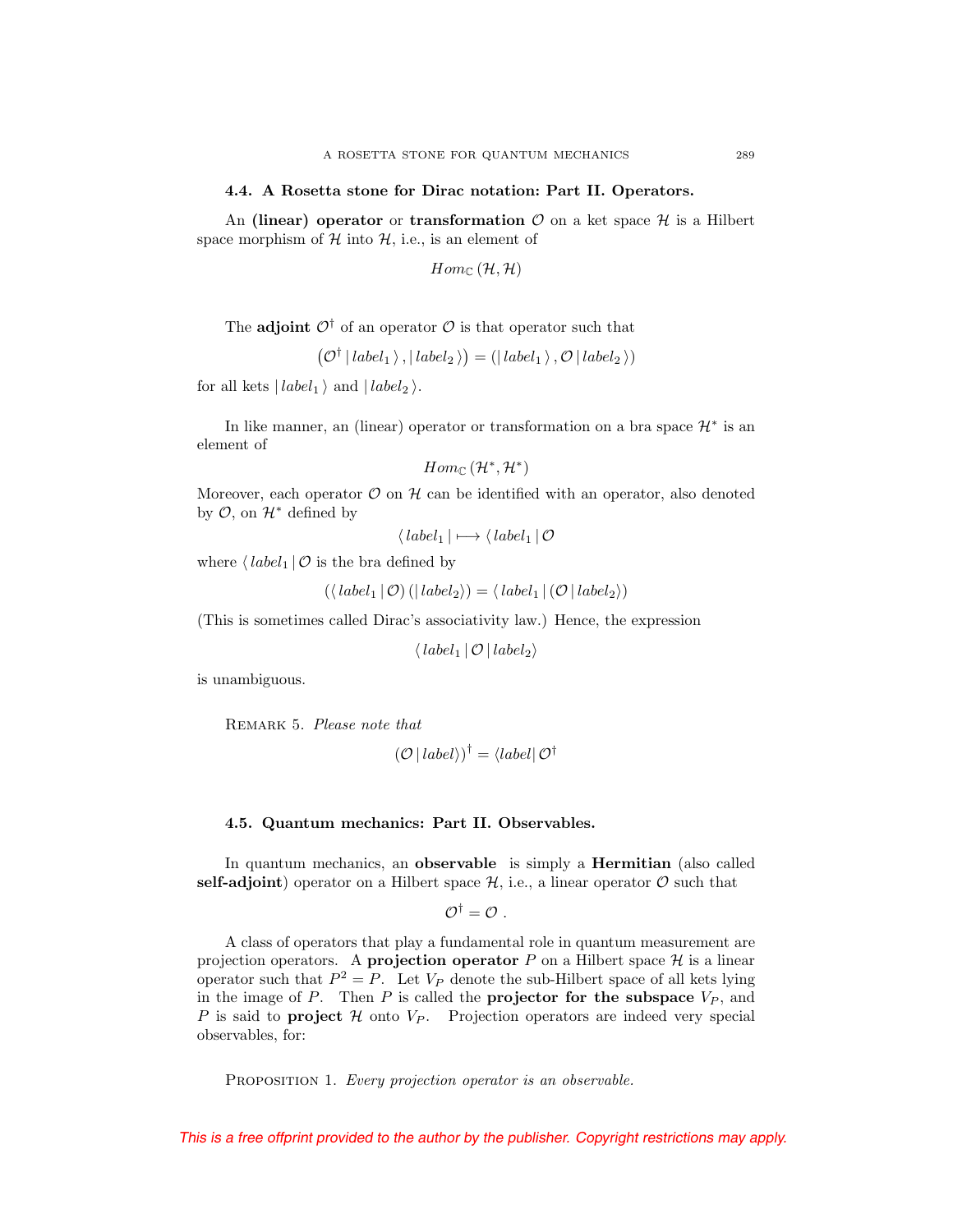### 4.4. A Rosetta stone for Dirac notation: Part II. Operators.

An **(linear) operator** or **transformation** $\mathcal{O}$ on a ket space $\mathcal{H}$ is a Hilbert space morphism of $\mathcal{H}$ into $\mathcal{H}$, i.e., is an element of

$$Hom_{\mathbb{C}}(\mathcal{H},\mathcal{H})$$

The **adjoint** $\mathcal{O}^\dagger$ of an operator $\mathcal{O}$ is that operator such that

$$\left(\mathcal{O}^\dagger \,|\, label_1 \,\rangle \,, |\, label_2 \,\rangle\right) = \left(|\, label_1 \,\rangle \,, \mathcal{O} \,|\, label_2 \,\rangle\right)$$

for all kets $|\, label_1 \,\rangle$ and $|\, label_2 \,\rangle$.

In like manner, an (linear) operator or transformation on a bra space $\mathcal{H}^*$ is an element of

$$Hom_{\mathbb{C}}(\mathcal{H}^*,\mathcal{H}^*)$$

Moreover, each operator $\mathcal{O}$ on $\mathcal{H}$ can be identified with an operator, also denoted by $\mathcal{O}$, on $\mathcal{H}^*$ defined by

$$\langle\, label_1 \,| \longmapsto \langle\, label_1 \,|\, \mathcal{O}$$

where $\langle\, label_1 \,|\, \mathcal{O}$ is the bra defined by

$$\left(\langle\, label_1 \,|\, \mathcal{O}\right)\left(|\, label_2\rangle\right) = \langle\, label_1 \,|\left(\mathcal{O} \,|\, label_2\rangle\right)$$

(This is sometimes called Dirac's associativity law.) Hence, the expression

$$\langle\, label_1 \,|\, \mathcal{O} \,|\, label_2\rangle$$

is unambiguous.

Remark 5. *Please note that*

$$\left(\mathcal{O} \,|\, label\rangle\right)^\dagger = \langle label|\, \mathcal{O}^\dagger$$

### 4.5. Quantum mechanics: Part II. Observables.

In quantum mechanics, an **observable** is simply a **Hermitian** (also called **self-adjoint**) operator on a Hilbert space $\mathcal{H}$, i.e., a linear operator $\mathcal{O}$ such that

$$\mathcal{O}^\dagger = \mathcal{O}\ .$$

A class of operators that play a fundamental role in quantum measurement are projection operators. A **projection operator** $P$ on a Hilbert space $\mathcal{H}$ is a linear operator such that $P^2 = P$. Let $V_P$ denote the sub-Hilbert space of all kets lying in the image of $P$. Then $P$ is called the **projector for the subspace** $V_P$, and $P$ is said to **project** $\mathcal{H}$ onto $V_P$. Projection operators are indeed very special observables, for:

Proposition 1. *Every projection operator is an observable.*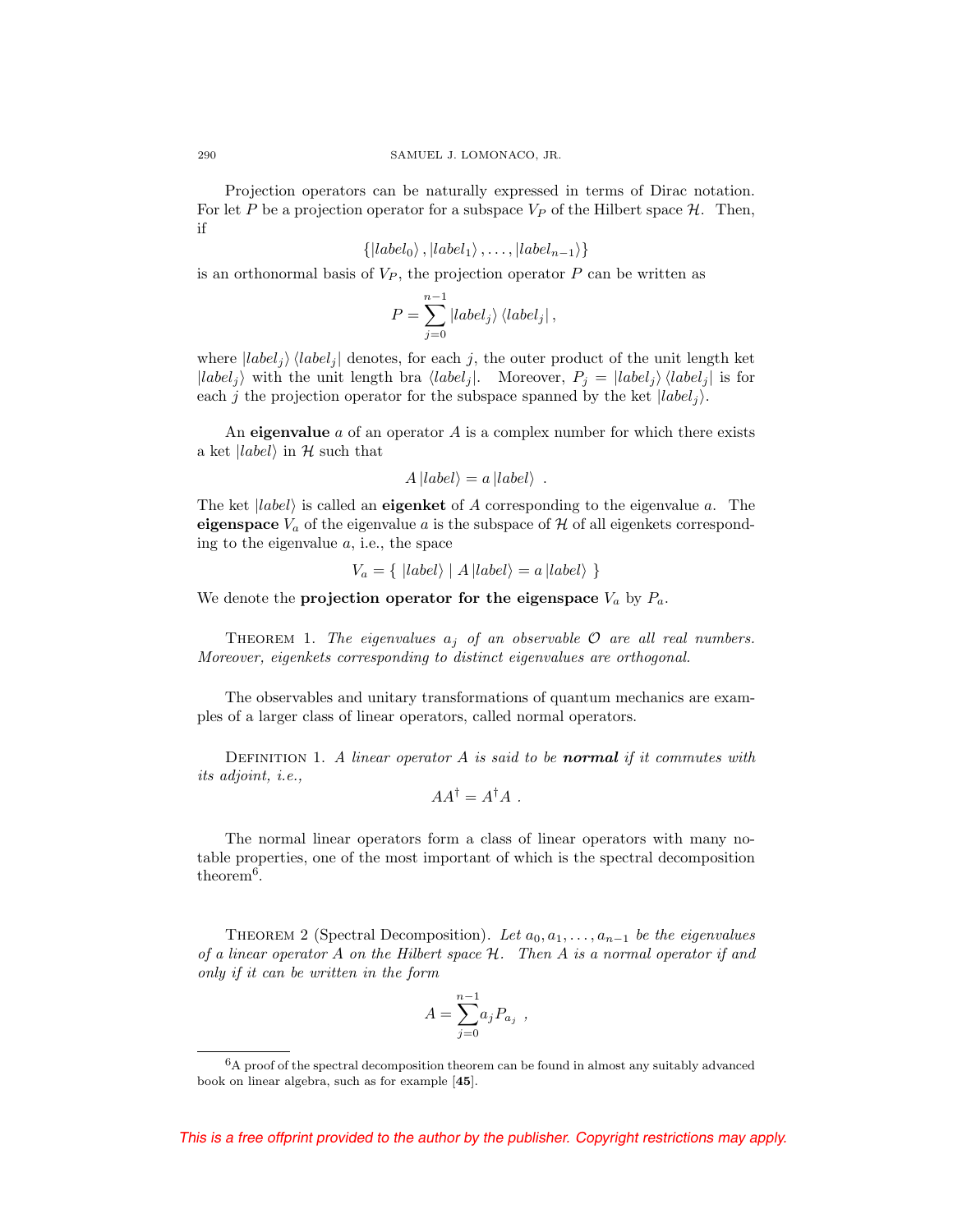Projection operators can be naturally expressed in terms of Dirac notation. For let $P$ be a projection operator for a subspace $V_P$ of the Hilbert space $\mathcal{H}$. Then, if

$$\{|label_0\rangle, |label_1\rangle, \ldots, |label_{n-1}\rangle\}$$

is an orthonormal basis of $V_P$, the projection operator $P$ can be written as

$$P = \sum_{j=0}^{n-1} |label_j\rangle \langle label_j| ,$$

where $|label_j\rangle \langle label_j|$ denotes, for each $j$, the outer product of the unit length ket $|label_j\rangle$ with the unit length bra $\langle label_j|$. Moreover, $P_j = |label_j\rangle \langle label_j|$ is for each $j$ the projection operator for the subspace spanned by the ket $|label_j\rangle$.

An **eigenvalue** $a$ of an operator $A$ is a complex number for which there exists a ket $|label\rangle$ in $\mathcal{H}$ such that

$$A\,|label\rangle = a\,|label\rangle \ .$$

The ket $|label\rangle$ is called an **eigenket** of $A$ corresponding to the eigenvalue $a$. The **eigenspace** $V_a$ of the eigenvalue $a$ is the subspace of $\mathcal{H}$ of all eigenkets corresponding to the eigenvalue $a$, i.e., the space

$$V_a = \{ \ |label\rangle \mid A\,|label\rangle = a\,|label\rangle \ \}$$

We denote the **projection operator for the eigenspace** $V_a$ by $P_a$.

THEOREM 1. *The eigenvalues $a_j$ of an observable $\mathcal{O}$ are all real numbers. Moreover, eigenkets corresponding to distinct eigenvalues are orthogonal.*

The observables and unitary transformations of quantum mechanics are examples of a larger class of linear operators, called normal operators.

DEFINITION 1. *A linear operator $A$ is said to be **normal** if it commutes with its adjoint, i.e.,*

$$AA^{\dagger} = A^{\dagger}A \ .$$

The normal linear operators form a class of linear operators with many notable properties, one of the most important of which is the spectral decomposition theorem[6].

THEOREM 2 (Spectral Decomposition). *Let $a_0, a_1, \ldots, a_{n-1}$ be the eigenvalues of a linear operator $A$ on the Hilbert space $\mathcal{H}$. Then $A$ is a normal operator if and only if it can be written in the form*

$$A = \sum_{j=0}^{n-1} a_j P_{a_j} \ ,$$

[6] A proof of the spectral decomposition theorem can be found in almost any suitably advanced book on linear algebra, such as for example [**45**].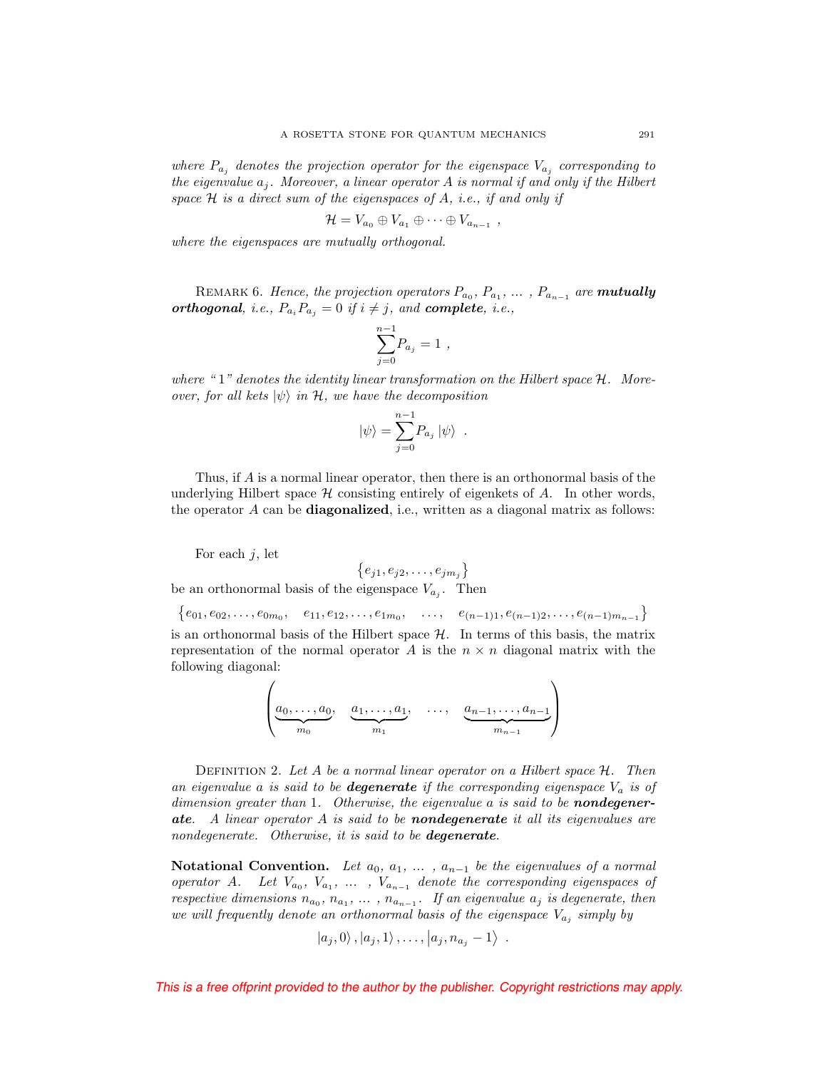*where $P_{a_j}$ denotes the projection operator for the eigenspace $V_{a_j}$ corresponding to the eigenvalue $a_j$. Moreover, a linear operator $A$ is normal if and only if the Hilbert space $\mathcal{H}$ is a direct sum of the eigenspaces of $A$, i.e., if and only if*

$$\mathcal{H} = V_{a_0} \oplus V_{a_1} \oplus \cdots \oplus V_{a_{n-1}} \ ,$$

*where the eigenspaces are mutually orthogonal.*

Remark 6. *Hence, the projection operators $P_{a_0}, P_{a_1}, \ldots, P_{a_{n-1}}$ are* ***mutually orthogonal****, i.e., $P_{a_i} P_{a_j} = 0$ if $i \neq j$, and* ***complete****, i.e.,*

$$\sum_{j=0}^{n-1} P_{a_j} = 1 \ ,$$

*where "1" denotes the identity linear transformation on the Hilbert space $\mathcal{H}$. Moreover, for all kets $|\psi\rangle$ in $\mathcal{H}$, we have the decomposition*

$$|\psi\rangle = \sum_{j=0}^{n-1} P_{a_j} |\psi\rangle \ .$$

Thus, if $A$ is a normal linear operator, then there is an orthonormal basis of the underlying Hilbert space $\mathcal{H}$ consisting entirely of eigenkets of $A$. In other words, the operator $A$ can be **diagonalized**, i.e., written as a diagonal matrix as follows:

For each $j$, let

$$\left\{ e_{j1}, e_{j2}, \ldots, e_{jm_j} \right\}$$

be an orthonormal basis of the eigenspace $V_{a_j}$. Then

$$\left\{ e_{01}, e_{02}, \ldots, e_{0m_0}, \quad e_{11}, e_{12}, \ldots, e_{1m_0}, \quad \ldots, \quad e_{(n-1)1}, e_{(n-1)2}, \ldots, e_{(n-1)m_{n-1}} \right\}$$

is an orthonormal basis of the Hilbert space $\mathcal{H}$. In terms of this basis, the matrix representation of the normal operator $A$ is the $n \times n$ diagonal matrix with the following diagonal:

$$\left( \underbrace{a_0, \ldots, a_0,}_{m_0} \quad \underbrace{a_1, \ldots, a_1,}_{m_1} \quad \ldots, \quad \underbrace{a_{n-1}, \ldots, a_{n-1}}_{m_{n-1}} \right)$$

Definition 2. *Let $A$ be a normal linear operator on a Hilbert space $\mathcal{H}$. Then an eigenvalue $a$ is said to be* ***degenerate*** *if the corresponding eigenspace $V_a$ is of dimension greater than 1. Otherwise, the eigenvalue $a$ is said to be* ***nondegenerate****. A linear operator $A$ is said to be* ***nondegenerate*** *it all its eigenvalues are nondegenerate. Otherwise, it is said to be* ***degenerate****.*

**Notational Convention.** *Let $a_0, a_1, \ldots, a_{n-1}$ be the eigenvalues of a normal operator $A$. Let $V_{a_0}, V_{a_1}, \ldots, V_{a_{n-1}}$ denote the corresponding eigenspaces of respective dimensions $n_{a_0}, n_{a_1}, \ldots, n_{a_{n-1}}$. If an eigenvalue $a_j$ is degenerate, then we will frequently denote an orthonormal basis of the eigenspace $V_{a_j}$ simply by*

$$|a_j, 0\rangle, |a_j, 1\rangle, \ldots, |a_j, n_{a_j} - 1\rangle \ .$$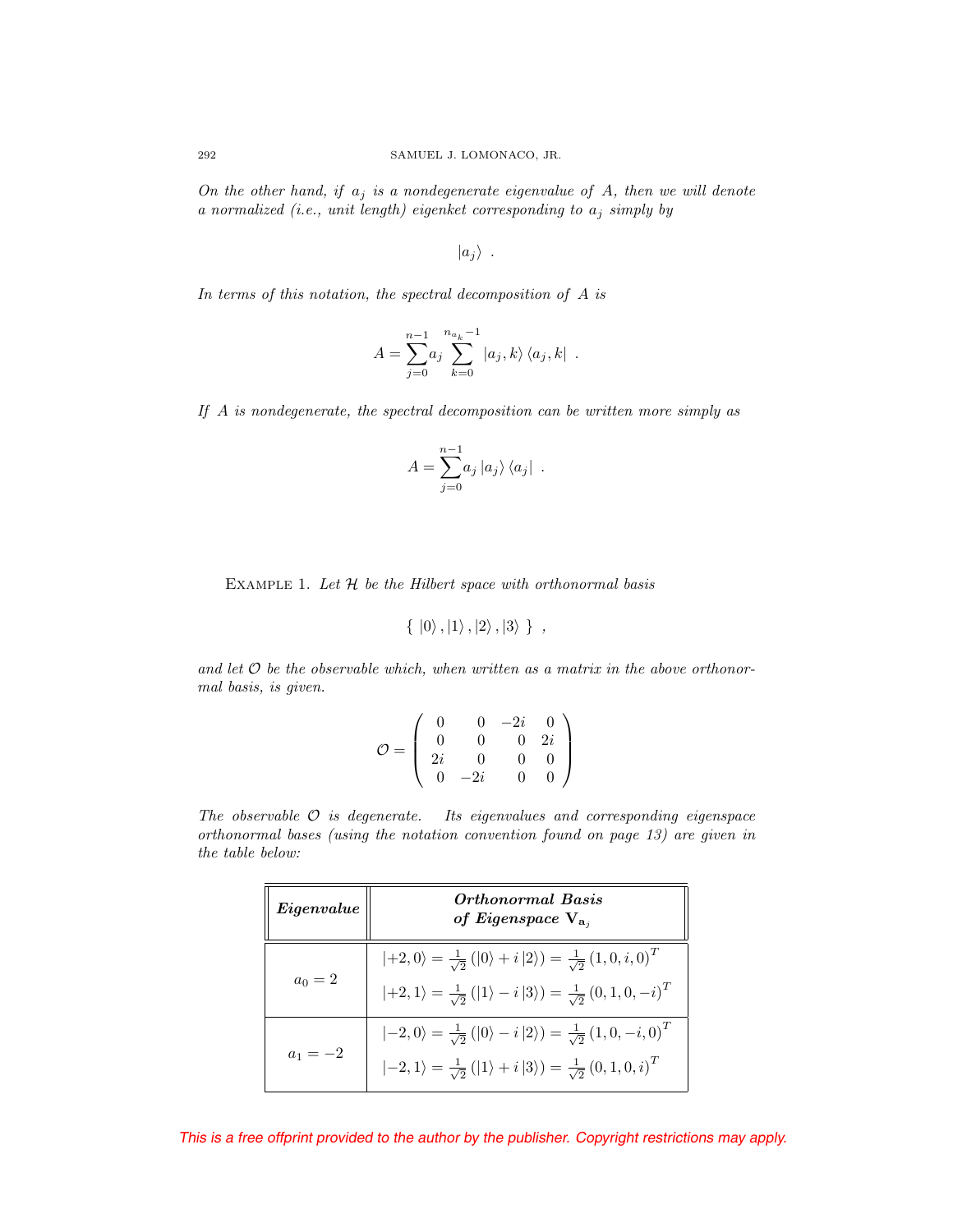*On the other hand, if $a_j$ is a nondegenerate eigenvalue of $A$, then we will denote a normalized (i.e., unit length) eigenket corresponding to $a_j$ simply by*

$$\left| a_j \right\rangle \ .$$

*In terms of this notation, the spectral decomposition of $A$ is*

$$A = \sum_{j=0}^{n-1} a_j \sum_{k=0}^{n_{a_k}-1} \left| a_j, k \right\rangle \left\langle a_j, k \right| \ .$$

*If $A$ is nondegenerate, the spectral decomposition can be written more simply as*

$$A = \sum_{j=0}^{n-1} a_j \left| a_j \right\rangle \left\langle a_j \right| \ .$$

Example 1. *Let $\mathcal{H}$ be the Hilbert space with orthonormal basis*

$$\{ \ \left|0\right\rangle, \left|1\right\rangle, \left|2\right\rangle, \left|3\right\rangle \ \} \ ,$$

*and let $\mathcal{O}$ be the observable which, when written as a matrix in the above orthonormal basis, is given.*

$$\mathcal{O} = \begin{pmatrix} 0 & 0 & -2i & 0 \\ 0 & 0 & 0 & 2i \\ 2i & 0 & 0 & 0 \\ 0 & -2i & 0 & 0 \end{pmatrix}$$

*The observable $\mathcal{O}$ is degenerate. Its eigenvalues and corresponding eigenspace orthonormal bases (using the notation convention found on page 13) are given in the table below:*

| ***Eigenvalue*** | ***Orthonormal Basis of Eigenspace $\mathbf{V}_{\mathbf{a}_j}$*** |
|---|---|
| $a_0 = 2$ | $\left\|+2,0\right\rangle = \frac{1}{\sqrt{2}}\left(\left\|0\right\rangle + i\left\|2\right\rangle\right) = \frac{1}{\sqrt{2}}\left(1,0,i,0\right)^T$ |
| | $\left\|+2,1\right\rangle = \frac{1}{\sqrt{2}}\left(\left\|1\right\rangle - i\left\|3\right\rangle\right) = \frac{1}{\sqrt{2}}\left(0,1,0,-i\right)^T$ |
| $a_1 = -2$ | $\left\|-2,0\right\rangle = \frac{1}{\sqrt{2}}\left(\left\|0\right\rangle - i\left\|2\right\rangle\right) = \frac{1}{\sqrt{2}}\left(1,0,-i,0\right)^T$ |
| | $\left\|-2,1\right\rangle = \frac{1}{\sqrt{2}}\left(\left\|1\right\rangle + i\left\|3\right\rangle\right) = \frac{1}{\sqrt{2}}\left(0,1,0,i\right)^T$ |

This is a free offprint provided to the author by the publisher. Copyright restrictions may apply.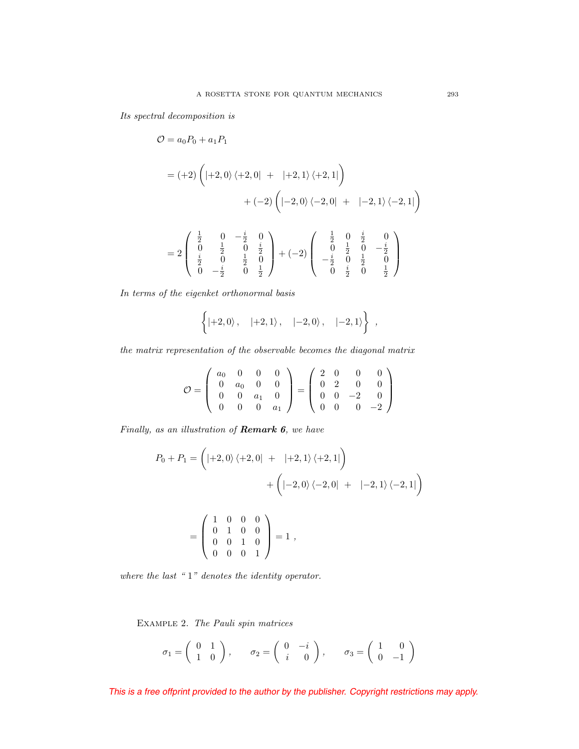*Its spectral decomposition is*

$$
\begin{aligned}
\mathcal{O} &= a_0 P_0 + a_1 P_1 \\
&= (+2)\Big( |{+2},0\rangle \langle {+2},0| \;+\; |{+2},1\rangle \langle {+2},1| \Big) \\
&\qquad\qquad + (-2)\Big( |{-2},0\rangle \langle {-2},0| \;+\; |{-2},1\rangle \langle {-2},1| \Big) \\
&= 2 \begin{pmatrix} \frac{1}{2} & 0 & -\frac{i}{2} & 0 \\ 0 & \frac{1}{2} & 0 & \frac{i}{2} \\ \frac{i}{2} & 0 & \frac{1}{2} & 0 \\ 0 & -\frac{i}{2} & 0 & \frac{1}{2} \end{pmatrix} + (-2) \begin{pmatrix} \frac{1}{2} & 0 & \frac{i}{2} & 0 \\ 0 & \frac{1}{2} & 0 & -\frac{i}{2} \\ -\frac{i}{2} & 0 & \frac{1}{2} & 0 \\ 0 & \frac{i}{2} & 0 & \frac{1}{2} \end{pmatrix}
\end{aligned}
$$

*In terms of the eigenket orthonormal basis*

$$
\Big\{ |{+2},0\rangle \,, \quad |{+2},1\rangle \,, \quad |{-2},0\rangle \,, \quad |{-2},1\rangle \Big\} \ ,
$$

*the matrix representation of the observable becomes the diagonal matrix*

$$
\mathcal{O} = \begin{pmatrix} a_0 & 0 & 0 & 0 \\ 0 & a_0 & 0 & 0 \\ 0 & 0 & a_1 & 0 \\ 0 & 0 & 0 & a_1 \end{pmatrix} = \begin{pmatrix} 2 & 0 & 0 & 0 \\ 0 & 2 & 0 & 0 \\ 0 & 0 & -2 & 0 \\ 0 & 0 & 0 & -2 \end{pmatrix}
$$

*Finally, as an illustration of* ***Remark 6****, we have*

$$
\begin{aligned}
P_0 + P_1 &= \Big( |{+2},0\rangle \langle {+2},0| \;+\; |{+2},1\rangle \langle {+2},1| \Big) \\
&\qquad\qquad + \Big( |{-2},0\rangle \langle {-2},0| \;+\; |{-2},1\rangle \langle {-2},1| \Big) \\
&= \begin{pmatrix} 1 & 0 & 0 & 0 \\ 0 & 1 & 0 & 0 \\ 0 & 0 & 1 & 0 \\ 0 & 0 & 0 & 1 \end{pmatrix} = 1 \ ,
\end{aligned}
$$

*where the last "1" denotes the identity operator.*

Example 2. *The Pauli spin matrices*

$$
\sigma_1 = \begin{pmatrix} 0 & 1 \\ 1 & 0 \end{pmatrix}, \qquad \sigma_2 = \begin{pmatrix} 0 & -i \\ i & 0 \end{pmatrix}, \qquad \sigma_3 = \begin{pmatrix} 1 & 0 \\ 0 & -1 \end{pmatrix}
$$

This is a free offprint provided to the author by the publisher. Copyright restrictions may apply.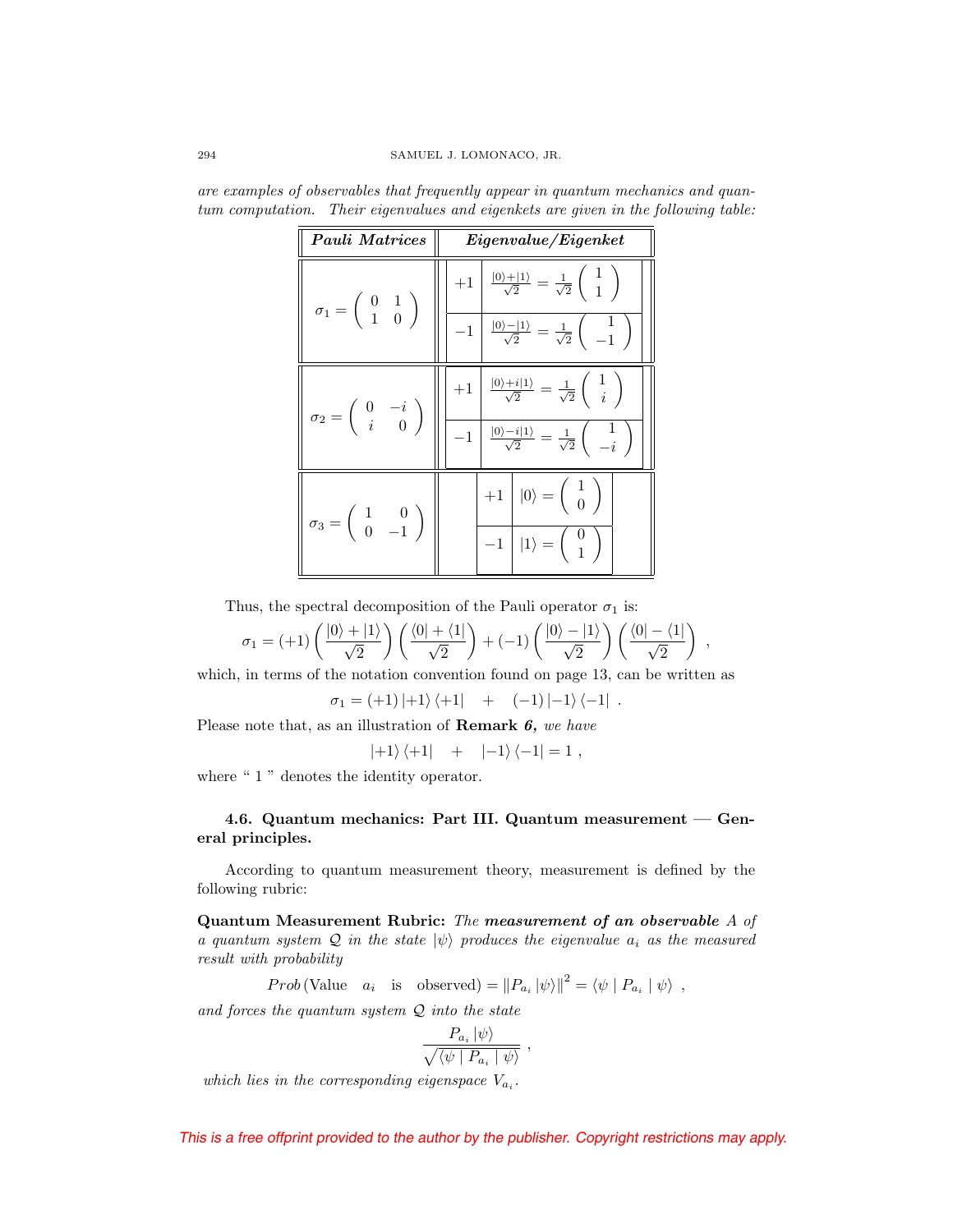*are examples of observables that frequently appear in quantum mechanics and quantum computation. Their eigenvalues and eigenkets are given in the following table:*

| ***Pauli Matrices*** | ***Eigenvalue/Eigenket*** | |
|---|---|---|
| $\sigma_1 = \begin{pmatrix} 0 & 1 \\ 1 & 0 \end{pmatrix}$ | $+1$ | $\frac{\|0\rangle + \|1\rangle}{\sqrt{2}} = \frac{1}{\sqrt{2}} \begin{pmatrix} 1 \\ 1 \end{pmatrix}$ |
| | $-1$ | $\frac{\|0\rangle - \|1\rangle}{\sqrt{2}} = \frac{1}{\sqrt{2}} \begin{pmatrix} 1 \\ -1 \end{pmatrix}$ |
| $\sigma_2 = \begin{pmatrix} 0 & -i \\ i & 0 \end{pmatrix}$ | $+1$ | $\frac{\|0\rangle + i\|1\rangle}{\sqrt{2}} = \frac{1}{\sqrt{2}} \begin{pmatrix} 1 \\ i \end{pmatrix}$ |
| | $-1$ | $\frac{\|0\rangle - i\|1\rangle}{\sqrt{2}} = \frac{1}{\sqrt{2}} \begin{pmatrix} 1 \\ -i \end{pmatrix}$ |
| $\sigma_3 = \begin{pmatrix} 1 & 0 \\ 0 & -1 \end{pmatrix}$ | $+1$ | $\|0\rangle = \begin{pmatrix} 1 \\ 0 \end{pmatrix}$ |
| | $-1$ | $\|1\rangle = \begin{pmatrix} 0 \\ 1 \end{pmatrix}$ |

Thus, the spectral decomposition of the Pauli operator $\sigma_1$ is:

$$\sigma_1 = (+1)\left(\frac{|0\rangle + |1\rangle}{\sqrt{2}}\right)\left(\frac{\langle 0| + \langle 1|}{\sqrt{2}}\right) + (-1)\left(\frac{|0\rangle - |1\rangle}{\sqrt{2}}\right)\left(\frac{\langle 0| - \langle 1|}{\sqrt{2}}\right) \ ,$$

which, in terms of the notation convention found on page 13, can be written as

$$\sigma_1 = (+1)\,|{+1}\rangle\,\langle{+1}| \quad + \quad (-1)\,|{-1}\rangle\,\langle{-1}| \ .$$

Please note that, as an illustration of **Remark *6*,** *we have*

$$|{+1}\rangle\,\langle{+1}| \quad + \quad |{-1}\rangle\,\langle{-1}| = 1 \ ,$$

where " 1 " denotes the identity operator.

### 4.6. Quantum mechanics: Part III. Quantum measurement — General principles.

According to quantum measurement theory, measurement is defined by the following rubric:

**Quantum Measurement Rubric:** *The* ***measurement of an observable*** *$A$ of a quantum system $\mathcal{Q}$ in the state $|\psi\rangle$ produces the eigenvalue $a_i$ as the measured result with probability*

$$Prob\,(\text{Value} \quad a_i \quad \text{is} \quad \text{observed}) = \left\| P_{a_i} |\psi\rangle \right\|^2 = \langle \psi \mid P_{a_i} \mid \psi \rangle \ ,$$

*and forces the quantum system $\mathcal{Q}$ into the state*

$$\frac{P_{a_i}\,|\psi\rangle}{\sqrt{\langle \psi \mid P_{a_i} \mid \psi \rangle}} \ ,$$

*which lies in the corresponding eigenspace $V_{a_i}$.*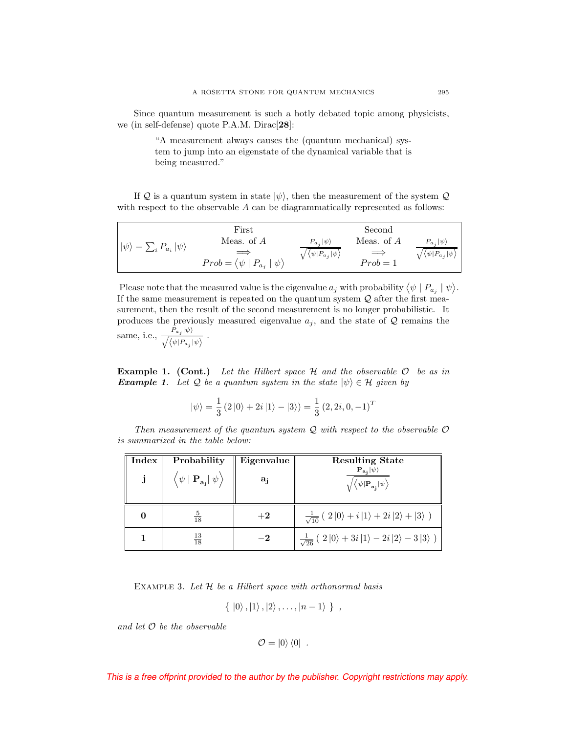Since quantum measurement is such a hotly debated topic among physicists, we (in self-defense) quote P.A.M. Dirac[**28**]:

> "A measurement always causes the (quantum mechanical) system to jump into an eigenstate of the dynamical variable that is being measured."

If $\mathcal{Q}$ is a quantum system in state $|\psi\rangle$, then the measurement of the system $\mathcal{Q}$ with respect to the observable $A$ can be diagrammatically represented as follows:

| $\|\psi\rangle = \sum_i P_{a_i} \|\psi\rangle$ | First Meas. of $A$ $\Longrightarrow$ $Prob = \langle \psi \mid P_{a_j} \mid \psi \rangle$ | $\frac{P_{a_j}\|\psi\rangle}{\sqrt{\langle \psi \| P_{a_j} \| \psi \rangle}}$ | Second Meas. of $A$ $\Longrightarrow$ $Prob = 1$ | $\frac{P_{a_j}\|\psi\rangle}{\sqrt{\langle \psi \| P_{a_j} \| \psi \rangle}}$ |
|---|---|---|---|---|

Please note that the measured value is the eigenvalue $a_j$ with probability $\langle \psi \mid P_{a_j} \mid \psi \rangle$. If the same measurement is repeated on the quantum system $\mathcal{Q}$ after the first measurement, then the result of the second measurement is no longer probabilistic. It produces the previously measured eigenvalue $a_j$, and the state of $\mathcal{Q}$ remains the same, i.e., $\frac{P_{a_j}|\psi\rangle}{\sqrt{\langle \psi | P_{a_j} | \psi \rangle}}$ .

**Example 1. (Cont.)** *Let the Hilbert space $\mathcal{H}$ and the observable $\mathcal{O}$ be as in **Example 1**. Let $\mathcal{Q}$ be a quantum system in the state $|\psi\rangle \in \mathcal{H}$ given by*

$$|\psi\rangle = \frac{1}{3}\left(2\,|0\rangle + 2i\,|1\rangle - |3\rangle\right) = \frac{1}{3}\left(2, 2i, 0, -1\right)^T$$

*Then measurement of the quantum system $\mathcal{Q}$ with respect to the observable $\mathcal{O}$ is summarized in the table below:*

| **Index** $\mathbf{j}$ | **Probability** $\left\langle \psi \mid \mathbf{P}_{\mathbf{a_j}} \mid \psi \right\rangle$ | **Eigenvalue** $\mathbf{a_j}$ | **Resulting State** $\frac{\mathbf{P}_{\mathbf{a_j}}\|\psi\rangle}{\sqrt{\left\langle \psi \| \mathbf{P}_{\mathbf{a_j}} \| \psi \right\rangle}}$ |
|---|---|---|---|
| **0** | $\frac{5}{18}$ | $\mathbf{+2}$ | $\frac{1}{\sqrt{10}}\left(\, 2\,\|0\rangle + i\,\|1\rangle + 2i\,\|2\rangle + \|3\rangle \,\right)$ |
| **1** | $\frac{13}{18}$ | $\mathbf{-2}$ | $\frac{1}{\sqrt{26}}\left(\, 2\,\|0\rangle + 3i\,\|1\rangle - 2i\,\|2\rangle - 3\,\|3\rangle \,\right)$ |

Example 3. *Let $\mathcal{H}$ be a Hilbert space with orthonormal basis*

$$\{\ |0\rangle, |1\rangle, |2\rangle, \ldots, |n-1\rangle\ \}\ ,$$

*and let $\mathcal{O}$ be the observable*

$$\mathcal{O} = |0\rangle\langle 0|\ .$$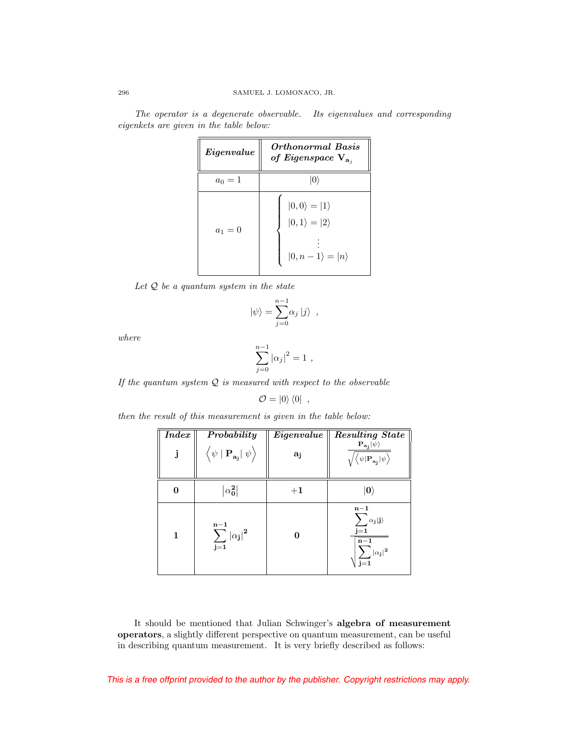*The operator is a degenerate observable. Its eigenvalues and corresponding eigenkets are given in the table below:*

| ***Eigenvalue*** | ***Orthonormal Basis of Eigenspace*** $\mathbf{V}_{\mathbf{a}_j}$ |
|---|---|
| $a_0 = 1$ | $\|0\rangle$ |
| $a_1 = 0$ | $\begin{cases} \|0,0\rangle = \|1\rangle \\ \|0,1\rangle = \|2\rangle \\ \vdots \\ \|0,n-1\rangle = \|n\rangle \end{cases}$ |

*Let* $\mathcal{Q}$ *be a quantum system in the state*

$$|\psi\rangle = \sum_{j=0}^{n-1} \alpha_j |j\rangle \ \ ,$$

*where*

$$\sum_{j=0}^{n-1} |\alpha_j|^2 = 1 \ ,$$

*If the quantum system* $\mathcal{Q}$ *is measured with respect to the observable*

$$\mathcal{O} = |0\rangle \langle 0| \ \ ,$$

*then the result of this measurement is given in the table below:*

| ***Index*** $\mathbf{j}$ | ***Probability*** $\left\langle \psi \mid \mathbf{P}_{\mathbf{a}_\mathbf{j}} \mid \psi \right\rangle$ | ***Eigenvalue*** $\mathbf{a}_\mathbf{j}$ | ***Resulting State*** $\frac{\mathbf{P}_{\mathbf{a}_\mathbf{j}} \|\psi\rangle}{\sqrt{\left\langle \psi \| \mathbf{P}_{\mathbf{a}_\mathbf{j}} \| \psi \right\rangle}}$ |
|---|---|---|---|
| $\mathbf{0}$ | $\left\|\alpha_\mathbf{0}^\mathbf{2}\right\|$ | $+\mathbf{1}$ | $\|\mathbf{0}\rangle$ |
| $\mathbf{1}$ | $\sum_{\mathbf{j}=\mathbf{1}}^{\mathbf{n}-\mathbf{1}} \|\alpha_\mathbf{j}\|^\mathbf{2}$ | $\mathbf{0}$ | $\frac{\sum_{\mathbf{j}=\mathbf{1}}^{\mathbf{n}-\mathbf{1}} \alpha_\mathbf{j} \|\mathbf{j}\rangle}{\sqrt{\sum_{\mathbf{j}=\mathbf{1}}^{\mathbf{n}-\mathbf{1}} \|\alpha_\mathbf{j}\|^\mathbf{2}}}$ |

It should be mentioned that Julian Schwinger's **algebra of measurement operators**, a slightly different perspective on quantum measurement, can be useful in describing quantum measurement. It is very briefly described as follows: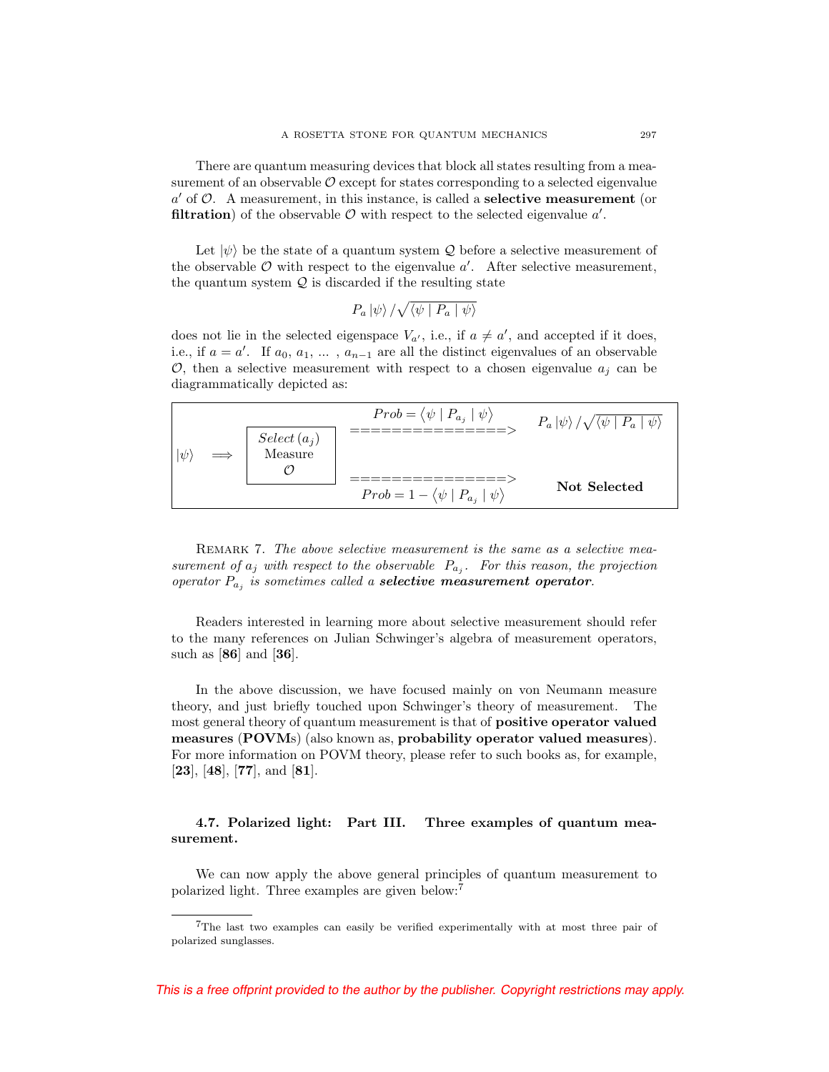There are quantum measuring devices that block all states resulting from a measurement of an observable $\mathcal{O}$ except for states corresponding to a selected eigenvalue $a'$ of $\mathcal{O}$. A measurement, in this instance, is called a **selective measurement** (or **filtration**) of the observable $\mathcal{O}$ with respect to the selected eigenvalue $a'$.

Let $|\psi\rangle$ be the state of a quantum system $\mathcal{Q}$ before a selective measurement of the observable $\mathcal{O}$ with respect to the eigenvalue $a'$. After selective measurement, the quantum system $\mathcal{Q}$ is discarded if the resulting state

$$P_a |\psi\rangle / \sqrt{\langle \psi \mid P_a \mid \psi \rangle}$$

does not lie in the selected eigenspace $V_{a'}$, i.e., if $a \neq a'$, and accepted if it does, i.e., if $a = a'$. If $a_0, a_1, \ldots, a_{n-1}$ are all the distinct eigenvalues of an observable $\mathcal{O}$, then a selective measurement with respect to a chosen eigenvalue $a_j$ can be diagrammatically depicted as:

| | | | | |
|---|---|---|---|---|
| $\lvert\psi\rangle$ | $\Longrightarrow$ | *Select* $(a_j)$ Measure $\mathcal{O}$ | $Prob = \langle \psi \mid P_{a_j} \mid \psi \rangle$ ===============> | $P_a \lvert\psi\rangle / \sqrt{\langle \psi \mid P_a \mid \psi \rangle}$ |
| | | | ===============> $Prob = 1 - \langle \psi \mid P_{a_j} \mid \psi \rangle$ | **Not Selected** |

REMARK 7. *The above selective measurement is the same as a selective measurement of $a_j$ with respect to the observable $P_{a_j}$. For this reason, the projection operator $P_{a_j}$ is sometimes called a* ***selective measurement operator****.*

Readers interested in learning more about selective measurement should refer to the many references on Julian Schwinger's algebra of measurement operators, such as [**86**] and [**36**].

In the above discussion, we have focused mainly on von Neumann measure theory, and just briefly touched upon Schwinger's theory of measurement. The most general theory of quantum measurement is that of **positive operator valued measures** (**POVM**s) (also known as, **probability operator valued measures**). For more information on POVM theory, please refer to such books as, for example, [**23**], [**48**], [**77**], and [**81**].

### 4.7. Polarized light: Part III. Three examples of quantum measurement.

We can now apply the above general principles of quantum measurement to polarized light. Three examples are given below:[7]

[7] The last two examples can easily be verified experimentally with at most three pair of polarized sunglasses.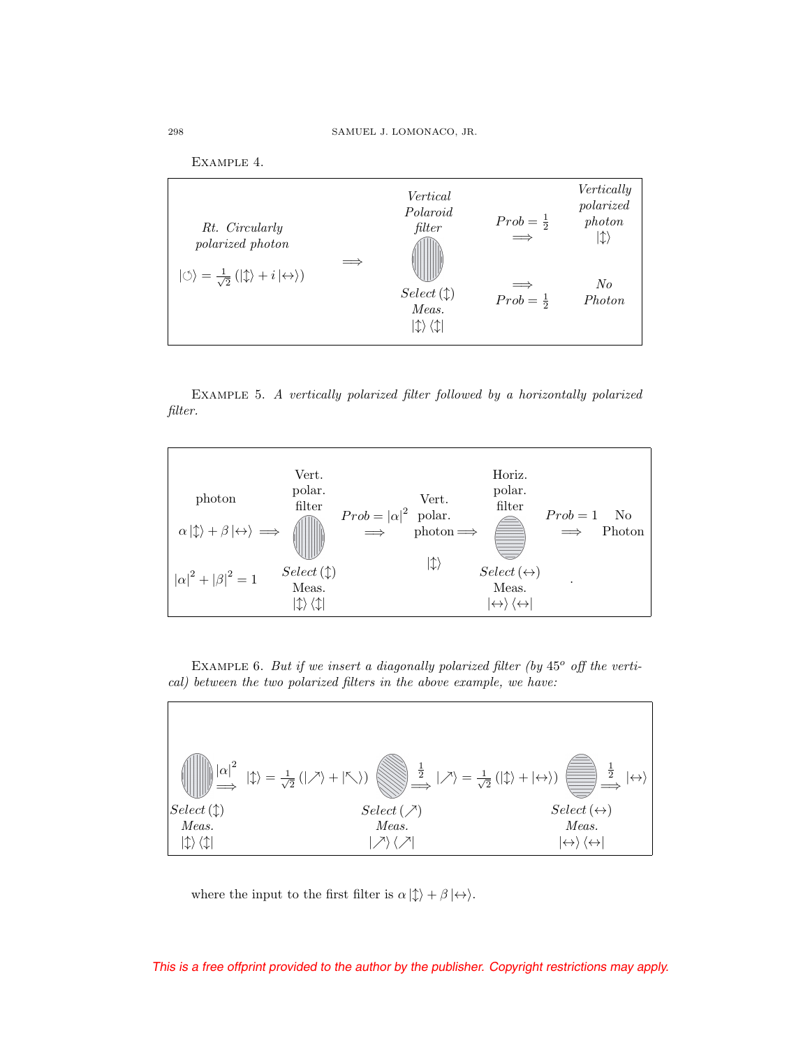EXAMPLE 4.

| *Rt. Circularly polarized photon* $\vert\circlearrowleft\rangle = \frac{1}{\sqrt{2}}\left(\vert\updownarrow\rangle + i\vert\leftrightarrow\rangle\right)$ | $\Longrightarrow$ | *Vertical Polaroid filter* *Select* $(\updownarrow)$ *Meas.* $\vert\updownarrow\rangle\langle\updownarrow\vert$ | $Prob = \frac{1}{2}$ $\Longrightarrow$ | *Vertically polarized photon* $\vert\updownarrow\rangle$ |
|---|---|---|---|---|
| | | | $\Longrightarrow$ $Prob = \frac{1}{2}$ | *No Photon* |

EXAMPLE 5. *A vertically polarized filter followed by a horizontally polarized filter.*

| photon $\alpha\vert\updownarrow\rangle + \beta\vert\leftrightarrow\rangle \Longrightarrow$ $\vert\alpha\vert^2 + \vert\beta\vert^2 = 1$ | Vert. polar. filter *Select* $(\updownarrow)$ Meas. $\vert\updownarrow\rangle\langle\updownarrow\vert$ | $Prob = \vert\alpha\vert^2$ $\Longrightarrow$ | Vert. polar. photon $\Longrightarrow$ $\vert\updownarrow\rangle$ | Horiz. polar. filter *Select* $(\leftrightarrow)$ Meas. $\vert\leftrightarrow\rangle\langle\leftrightarrow\vert$ | $Prob = 1$ $\Longrightarrow$ | No Photon . |
|---|---|---|---|---|---|---|

EXAMPLE 6. *But if we insert a diagonally polarized filter (by* $45^o$ *off the vertical) between the two polarized filters in the above example, we have:*

$$\underset{\substack{Select\,(\updownarrow)\\ Meas.\\ \vert\updownarrow\rangle\langle\updownarrow\vert}}{\text{[filter]}} \overset{\vert\alpha\vert^2}{\Longrightarrow} \vert\updownarrow\rangle = \frac{1}{\sqrt{2}}\left(\vert\nearrow\rangle + \vert\nwarrow\rangle\right) \underset{\substack{Select\,(\nearrow)\\ Meas.\\ \vert\nearrow\rangle\langle\nearrow\vert}}{\text{[filter]}} \overset{\frac{1}{2}}{\Longrightarrow} \vert\nearrow\rangle = \frac{1}{\sqrt{2}}\left(\vert\updownarrow\rangle + \vert\leftrightarrow\rangle\right) \underset{\substack{Select\,(\leftrightarrow)\\ Meas.\\ \vert\leftrightarrow\rangle\langle\leftrightarrow\vert}}{\text{[filter]}} \overset{\frac{1}{2}}{\Longrightarrow} \vert\leftrightarrow\rangle$$

where the input to the first filter is $\alpha\vert\updownarrow\rangle + \beta\vert\leftrightarrow\rangle$.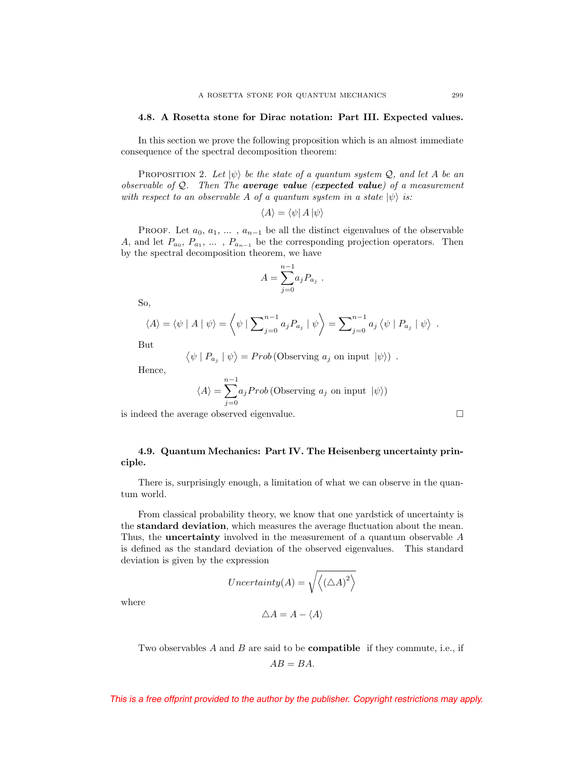### 4.8. A Rosetta stone for Dirac notation: Part III. Expected values.

In this section we prove the following proposition which is an almost immediate consequence of the spectral decomposition theorem:

PROPOSITION 2. *Let $|\psi\rangle$ be the state of a quantum system $\mathcal{Q}$, and let $A$ be an observable of $\mathcal{Q}$. Then The* ***average value (expected value)*** *of a measurement with respect to an observable $A$ of a quantum system in a state $|\psi\rangle$ is:*

$$\langle A \rangle = \langle \psi | A | \psi \rangle$$

PROOF. Let $a_0, a_1, \ldots, a_{n-1}$ be all the distinct eigenvalues of the observable $A$, and let $P_{a_0}, P_{a_1}, \ldots, P_{a_{n-1}}$ be the corresponding projection operators. Then by the spectral decomposition theorem, we have

$$A = \sum_{j=0}^{n-1} a_j P_{a_j} \ .$$

So,

$$\langle A \rangle = \langle \psi \mid A \mid \psi \rangle = \left\langle \psi \mid \sum\nolimits_{j=0}^{n-1} a_j P_{a_j} \mid \psi \right\rangle = \sum\nolimits_{j=0}^{n-1} a_j \left\langle \psi \mid P_{a_j} \mid \psi \right\rangle \ .$$

But

$$\left\langle \psi \mid P_{a_j} \mid \psi \right\rangle = Prob\left(\text{Observing } a_j \text{ on input } |\psi\rangle\right) \ .$$

Hence,

$$\langle A \rangle = \sum_{j=0}^{n-1} a_j Prob\left(\text{Observing } a_j \text{ on input } |\psi\rangle\right)$$

is indeed the average observed eigenvalue. □

### 4.9. Quantum Mechanics: Part IV. The Heisenberg uncertainty principle.

There is, surprisingly enough, a limitation of what we can observe in the quantum world.

From classical probability theory, we know that one yardstick of uncertainty is the **standard deviation**, which measures the average fluctuation about the mean. Thus, the **uncertainty** involved in the measurement of a quantum observable $A$ is defined as the standard deviation of the observed eigenvalues. This standard deviation is given by the expression

$$Uncertainty(A) = \sqrt{\left\langle \left(\triangle A\right)^2 \right\rangle}$$

where

$$\triangle A = A - \langle A \rangle$$

Two observables $A$ and $B$ are said to be **compatible** if they commute, i.e., if

$$AB = BA.$$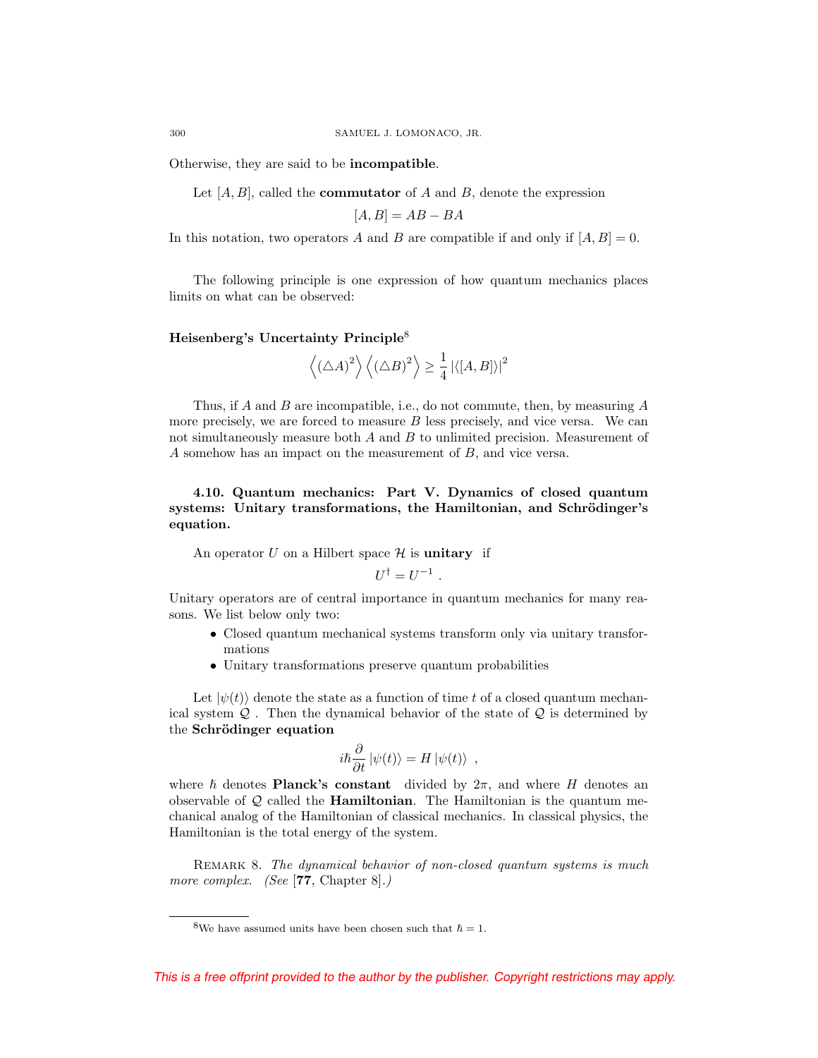Otherwise, they are said to be **incompatible**.

Let $[A, B]$, called the **commutator** of $A$ and $B$, denote the expression

$$[A, B] = AB - BA$$

In this notation, two operators $A$ and $B$ are compatible if and only if $[A, B] = 0$.

The following principle is one expression of how quantum mechanics places limits on what can be observed:

**Heisenberg's Uncertainty Principle**[8]

$$\left\langle (\triangle A)^2 \right\rangle \left\langle (\triangle B)^2 \right\rangle \geq \frac{1}{4} \left| \langle [A, B] \rangle \right|^2$$

Thus, if $A$ and $B$ are incompatible, i.e., do not commute, then, by measuring $A$ more precisely, we are forced to measure $B$ less precisely, and vice versa. We can not simultaneously measure both $A$ and $B$ to unlimited precision. Measurement of $A$ somehow has an impact on the measurement of $B$, and vice versa.

### 4.10. Quantum mechanics: Part V. Dynamics of closed quantum systems: Unitary transformations, the Hamiltonian, and Schrödinger's equation.

An operator $U$ on a Hilbert space $\mathcal{H}$ is **unitary** if

$$U^\dagger = U^{-1} .$$

Unitary operators are of central importance in quantum mechanics for many reasons. We list below only two:

- Closed quantum mechanical systems transform only via unitary transformations
- Unitary transformations preserve quantum probabilities

Let $|\psi(t)\rangle$ denote the state as a function of time $t$ of a closed quantum mechanical system $\mathcal{Q}$ . Then the dynamical behavior of the state of $\mathcal{Q}$ is determined by the **Schrödinger equation**

$$i\hbar \frac{\partial}{\partial t} |\psi(t)\rangle = H |\psi(t)\rangle \ ,$$

where $\hbar$ denotes **Planck's constant** divided by $2\pi$, and where $H$ denotes an observable of $\mathcal{Q}$ called the **Hamiltonian**. The Hamiltonian is the quantum mechanical analog of the Hamiltonian of classical mechanics. In classical physics, the Hamiltonian is the total energy of the system.

REMARK 8. *The dynamical behavior of non-closed quantum systems is much more complex. (See* [**77**, Chapter 8]*.)*

[8] We have assumed units have been chosen such that $\hbar = 1$.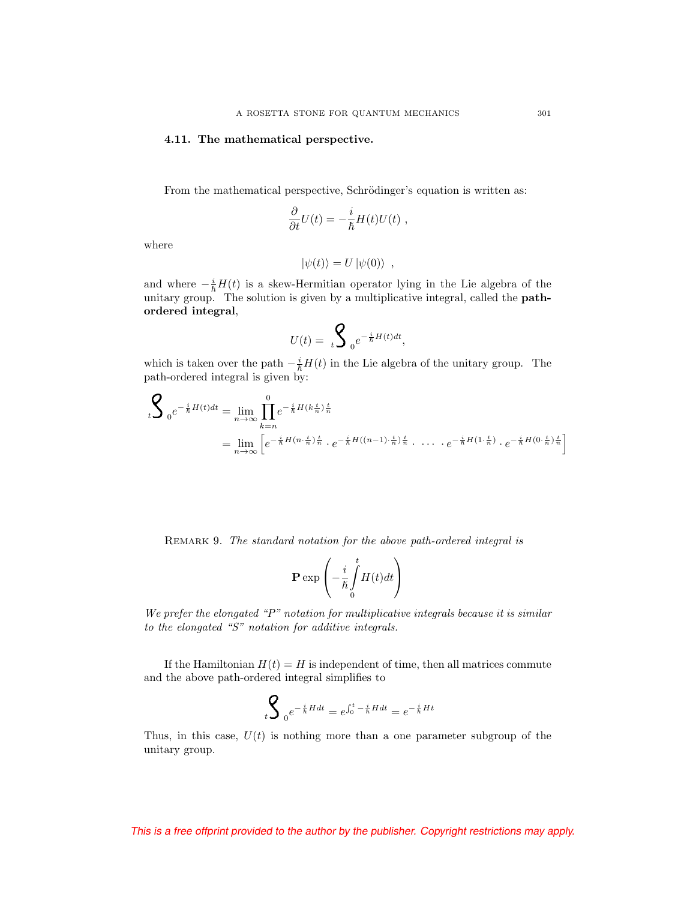### 4.11. The mathematical perspective.

From the mathematical perspective, Schrödinger's equation is written as:

$$\frac{\partial}{\partial t}U(t) = -\frac{i}{\hbar}H(t)U(t) \ ,$$

where

$$|\psi(t)\rangle = U\,|\psi(0)\rangle \ ,$$

and where $-\frac{i}{\hbar}H(t)$ is a skew-Hermitian operator lying in the Lie algebra of the unitary group. The solution is given by a multiplicative integral, called the **path-ordered integral**,

$$U(t) = \prod_{t}^{0} e^{-\frac{i}{\hbar}H(t)dt},$$

which is taken over the path $-\frac{i}{\hbar}H(t)$ in the Lie algebra of the unitary group. The path-ordered integral is given by:

$$\begin{aligned}
\prod_{t}^{0} e^{-\frac{i}{\hbar}H(t)dt} &= \lim_{n\to\infty} \prod_{k=n}^{0} e^{-\frac{i}{\hbar}H(k\frac{t}{n})\frac{t}{n}} \\
&= \lim_{n\to\infty} \left[ e^{-\frac{i}{\hbar}H(n\cdot\frac{t}{n})\frac{t}{n}} \cdot e^{-\frac{i}{\hbar}H((n-1)\cdot\frac{t}{n})\frac{t}{n}} \cdot \ \cdots \ \cdot e^{-\frac{i}{\hbar}H(1\cdot\frac{t}{n})} \cdot e^{-\frac{i}{\hbar}H(0\cdot\frac{t}{n})\frac{t}{n}} \right]
\end{aligned}$$

Remark 9. *The standard notation for the above path-ordered integral is*

$$\mathbf{P}\exp\left(-\frac{i}{\hbar}\int_{0}^{t} H(t)dt\right)$$

*We prefer the elongated "P" notation for multiplicative integrals because it is similar to the elongated "S" notation for additive integrals.*

If the Hamiltonian $H(t) = H$ is independent of time, then all matrices commute and the above path-ordered integral simplifies to

$$\prod_{t}^{0} e^{-\frac{i}{\hbar}Hdt} = e^{\int_0^t -\frac{i}{\hbar}Hdt} = e^{-\frac{i}{\hbar}Ht}$$

Thus, in this case, $U(t)$ is nothing more than a one parameter subgroup of the unitary group.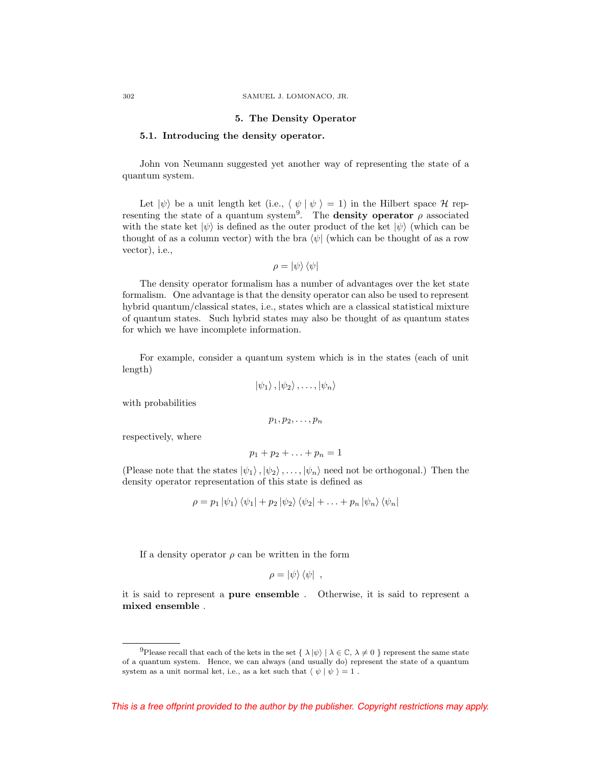## 5. The Density Operator

### 5.1. Introducing the density operator.

John von Neumann suggested yet another way of representing the state of a quantum system.

Let $|\psi\rangle$ be a unit length ket (i.e., $\langle \psi \mid \psi \rangle = 1$) in the Hilbert space $\mathcal{H}$ representing the state of a quantum system[9]. The **density operator** $\rho$ associated with the state ket $|\psi\rangle$ is defined as the outer product of the ket $|\psi\rangle$ (which can be thought of as a column vector) with the bra $\langle\psi|$ (which can be thought of as a row vector), i.e.,

$$\rho = |\psi\rangle \langle\psi|$$

The density operator formalism has a number of advantages over the ket state formalism. One advantage is that the density operator can also be used to represent hybrid quantum/classical states, i.e., states which are a classical statistical mixture of quantum states. Such hybrid states may also be thought of as quantum states for which we have incomplete information.

For example, consider a quantum system which is in the states (each of unit length)

$$|\psi_1\rangle, |\psi_2\rangle, \ldots, |\psi_n\rangle$$

with probabilities

$$p_1, p_2, \ldots, p_n$$

respectively, where

$$p_1 + p_2 + \ldots + p_n = 1$$

(Please note that the states $|\psi_1\rangle, |\psi_2\rangle, \ldots, |\psi_n\rangle$ need not be orthogonal.) Then the density operator representation of this state is defined as

$$\rho = p_1 |\psi_1\rangle \langle\psi_1| + p_2 |\psi_2\rangle \langle\psi_2| + \ldots + p_n |\psi_n\rangle \langle\psi_n|$$

If a density operator $\rho$ can be written in the form

$$\rho = |\psi\rangle \langle\psi| \ ,$$

it is said to represent a **pure ensemble** . Otherwise, it is said to represent a **mixed ensemble** .

---

[9] Please recall that each of the kets in the set $\{ \lambda |\psi\rangle \mid \lambda \in \mathbb{C}, \lambda \neq 0 \}$ represent the same state of a quantum system. Hence, we can always (and usually do) represent the state of a quantum system as a unit normal ket, i.e., as a ket such that $\langle \psi \mid \psi \rangle = 1$ .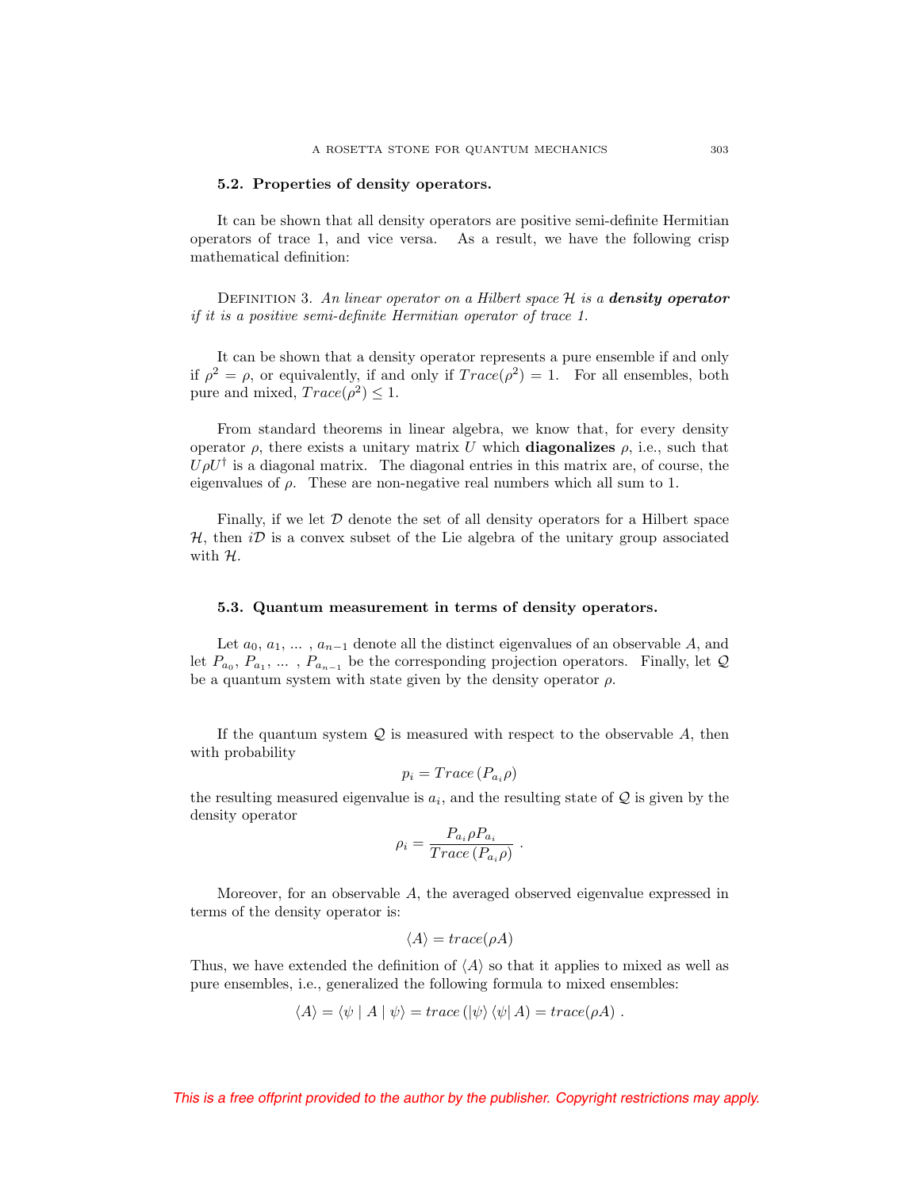### 5.2. Properties of density operators.

It can be shown that all density operators are positive semi-definite Hermitian operators of trace 1, and vice versa. As a result, we have the following crisp mathematical definition:

Definition 3. *An linear operator on a Hilbert space $\mathcal{H}$ is a* ***density operator*** *if it is a positive semi-definite Hermitian operator of trace 1.*

It can be shown that a density operator represents a pure ensemble if and only if $\rho^2 = \rho$, or equivalently, if and only if $Trace(\rho^2) = 1$. For all ensembles, both pure and mixed, $Trace(\rho^2) \leq 1$.

From standard theorems in linear algebra, we know that, for every density operator $\rho$, there exists a unitary matrix $U$ which **diagonalizes** $\rho$, i.e., such that $U\rho U^\dagger$ is a diagonal matrix. The diagonal entries in this matrix are, of course, the eigenvalues of $\rho$. These are non-negative real numbers which all sum to 1.

Finally, if we let $\mathcal{D}$ denote the set of all density operators for a Hilbert space $\mathcal{H}$, then $i\mathcal{D}$ is a convex subset of the Lie algebra of the unitary group associated with $\mathcal{H}$.

### 5.3. Quantum measurement in terms of density operators.

Let $a_0, a_1, \ldots, a_{n-1}$ denote all the distinct eigenvalues of an observable $A$, and let $P_{a_0}, P_{a_1}, \ldots, P_{a_{n-1}}$ be the corresponding projection operators. Finally, let $\mathcal{Q}$ be a quantum system with state given by the density operator $\rho$.

If the quantum system $\mathcal{Q}$ is measured with respect to the observable $A$, then with probability

$$p_i = Trace\left(P_{a_i}\rho\right)$$

the resulting measured eigenvalue is $a_i$, and the resulting state of $\mathcal{Q}$ is given by the density operator

$$\rho_i = \frac{P_{a_i}\rho P_{a_i}}{Trace\left(P_{a_i}\rho\right)} \ .$$

Moreover, for an observable $A$, the averaged observed eigenvalue expressed in terms of the density operator is:

$$\langle A \rangle = trace(\rho A)$$

Thus, we have extended the definition of $\langle A \rangle$ so that it applies to mixed as well as pure ensembles, i.e., generalized the following formula to mixed ensembles:

$$\langle A \rangle = \langle \psi \mid A \mid \psi \rangle = trace\left(|\psi\rangle \langle\psi| A\right) = trace(\rho A) \ .$$

This is a free offprint provided to the author by the publisher. Copyright restrictions may apply.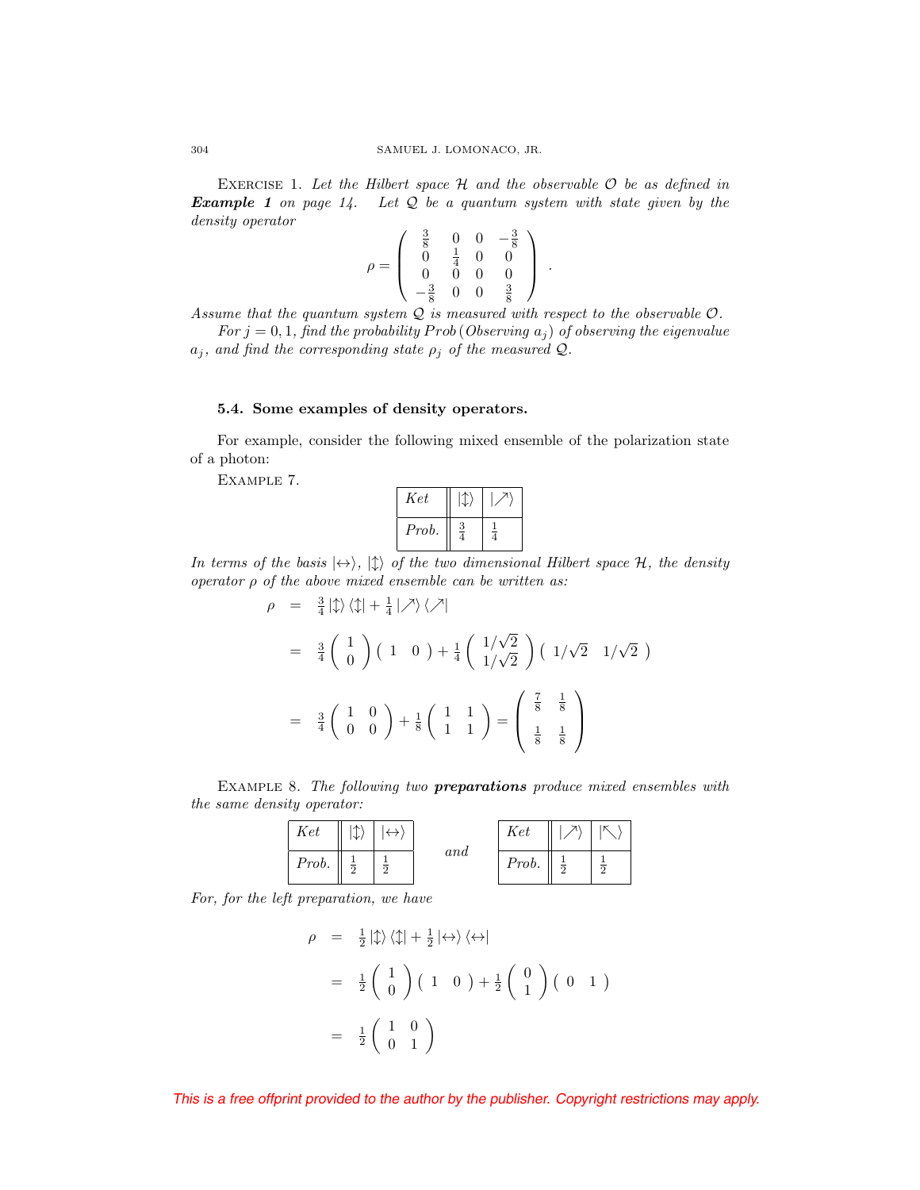Exercise 1. *Let the Hilbert space $\mathcal{H}$ and the observable $\mathcal{O}$ be as defined in **Example 1** on page 14. Let $\mathcal{Q}$ be a quantum system with state given by the density operator*

$$\rho = \begin{pmatrix} \frac{3}{8} & 0 & 0 & -\frac{3}{8} \\ 0 & \frac{1}{4} & 0 & 0 \\ 0 & 0 & 0 & 0 \\ -\frac{3}{8} & 0 & 0 & \frac{3}{8} \end{pmatrix} .$$

*Assume that the quantum system $\mathcal{Q}$ is measured with respect to the observable $\mathcal{O}$.*

*For $j = 0, 1$, find the probability $Prob\,(Observing\ a_j)$ of observing the eigenvalue $a_j$, and find the corresponding state $\rho_j$ of the measured $\mathcal{Q}$.*

### 5.4. Some examples of density operators.

For example, consider the following mixed ensemble of the polarization state of a photon:

Example 7.

| *Ket* | $\vert\updownarrow\rangle$ | $\vert\nearrow\rangle$ |
|---|---|---|
| *Prob.* | $\frac{3}{4}$ | $\frac{1}{4}$ |

*In terms of the basis $|\leftrightarrow\rangle$, $|\updownarrow\rangle$ of the two dimensional Hilbert space $\mathcal{H}$, the density operator $\rho$ of the above mixed ensemble can be written as:*

$$\begin{aligned}
\rho &= \tfrac{3}{4}\left|\updownarrow\right\rangle\left\langle\updownarrow\right| + \tfrac{1}{4}\left|\nearrow\right\rangle\left\langle\nearrow\right| \\
&= \tfrac{3}{4}\begin{pmatrix} 1 \\ 0 \end{pmatrix}\begin{pmatrix} 1 & 0 \end{pmatrix} + \tfrac{1}{4}\begin{pmatrix} 1/\sqrt{2} \\ 1/\sqrt{2} \end{pmatrix}\begin{pmatrix} 1/\sqrt{2} & 1/\sqrt{2} \end{pmatrix} \\
&= \tfrac{3}{4}\begin{pmatrix} 1 & 0 \\ 0 & 0 \end{pmatrix} + \tfrac{1}{8}\begin{pmatrix} 1 & 1 \\ 1 & 1 \end{pmatrix} = \begin{pmatrix} \frac{7}{8} & \frac{1}{8} \\ \frac{1}{8} & \frac{1}{8} \end{pmatrix}
\end{aligned}$$

Example 8. *The following two **preparations** produce mixed ensembles with the same density operator:*

| *Ket* | $\vert\updownarrow\rangle$ | $\vert\leftrightarrow\rangle$ |
|---|---|---|
| *Prob.* | $\frac{1}{2}$ | $\frac{1}{2}$ |

*and*

| *Ket* | $\vert\nearrow\rangle$ | $\vert\nwarrow\rangle$ |
|---|---|---|
| *Prob.* | $\frac{1}{2}$ | $\frac{1}{2}$ |

*For, for the left preparation, we have*

$$\begin{aligned}
\rho &= \tfrac{1}{2}\left|\updownarrow\right\rangle\left\langle\updownarrow\right| + \tfrac{1}{2}\left|\leftrightarrow\right\rangle\left\langle\leftrightarrow\right| \\
&= \tfrac{1}{2}\begin{pmatrix} 1 \\ 0 \end{pmatrix}\begin{pmatrix} 1 & 0 \end{pmatrix} + \tfrac{1}{2}\begin{pmatrix} 0 \\ 1 \end{pmatrix}\begin{pmatrix} 0 & 1 \end{pmatrix} \\
&= \tfrac{1}{2}\begin{pmatrix} 1 & 0 \\ 0 & 1 \end{pmatrix}
\end{aligned}$$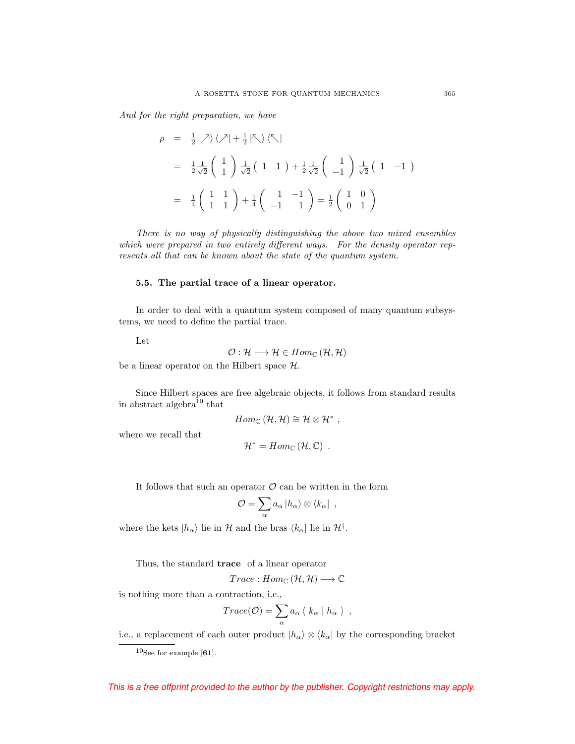*And for the right preparation, we have*

$$
\begin{aligned}
\rho &= \tfrac{1}{2}\left|\nearrow\right\rangle\left\langle\nearrow\right| + \tfrac{1}{2}\left|\nwarrow\right\rangle\left\langle\nwarrow\right| \\
&= \tfrac{1}{2}\tfrac{1}{\sqrt{2}}\begin{pmatrix} 1 \\ 1 \end{pmatrix}\tfrac{1}{\sqrt{2}}\begin{pmatrix} 1 & 1 \end{pmatrix} + \tfrac{1}{2}\tfrac{1}{\sqrt{2}}\begin{pmatrix} 1 \\ -1 \end{pmatrix}\tfrac{1}{\sqrt{2}}\begin{pmatrix} 1 & -1 \end{pmatrix} \\
&= \tfrac{1}{4}\begin{pmatrix} 1 & 1 \\ 1 & 1 \end{pmatrix} + \tfrac{1}{4}\begin{pmatrix} 1 & -1 \\ -1 & 1 \end{pmatrix} = \tfrac{1}{2}\begin{pmatrix} 1 & 0 \\ 0 & 1 \end{pmatrix}
\end{aligned}
$$

*There is no way of physically distinguishing the above two mixed ensembles which were prepared in two entirely different ways. For the density operator represents all that can be known about the state of the quantum system.*

### 5.5. The partial trace of a linear operator.

In order to deal with a quantum system composed of many quantum subsystems, we need to define the partial trace.

Let

$$\mathcal{O} : \mathcal{H} \longrightarrow \mathcal{H} \in Hom_{\mathbb{C}}\left(\mathcal{H}, \mathcal{H}\right)$$

be a linear operator on the Hilbert space $\mathcal{H}$.

Since Hilbert spaces are free algebraic objects, it follows from standard results in abstract algebra[10] that

$$Hom_{\mathbb{C}}\left(\mathcal{H}, \mathcal{H}\right) \cong \mathcal{H} \otimes \mathcal{H}^* \ ,$$

where we recall that

$$\mathcal{H}^* = Hom_{\mathbb{C}}\left(\mathcal{H}, \mathbb{C}\right) \ .$$

It follows that such an operator $\mathcal{O}$ can be written in the form

$$\mathcal{O} = \sum_{\alpha} a_{\alpha} \left|h_{\alpha}\right\rangle \otimes \left\langle k_{\alpha}\right| \ ,$$

where the kets $\left|h_{\alpha}\right\rangle$ lie in $\mathcal{H}$ and the bras $\left\langle k_{\alpha}\right|$ lie in $\mathcal{H}^{\dagger}$.

Thus, the standard **trace** of a linear operator

$$Trace : Hom_{\mathbb{C}}\left(\mathcal{H}, \mathcal{H}\right) \longrightarrow \mathbb{C}$$

is nothing more than a contraction, i.e.,

$$Trace(\mathcal{O}) = \sum_{\alpha} a_{\alpha} \left\langle\, k_{\alpha} \mid h_{\alpha} \,\right\rangle \ ,$$

i.e., a replacement of each outer product $\left|h_{\alpha}\right\rangle \otimes \left\langle k_{\alpha}\right|$ by the corresponding bracket

[10] See for example [**61**].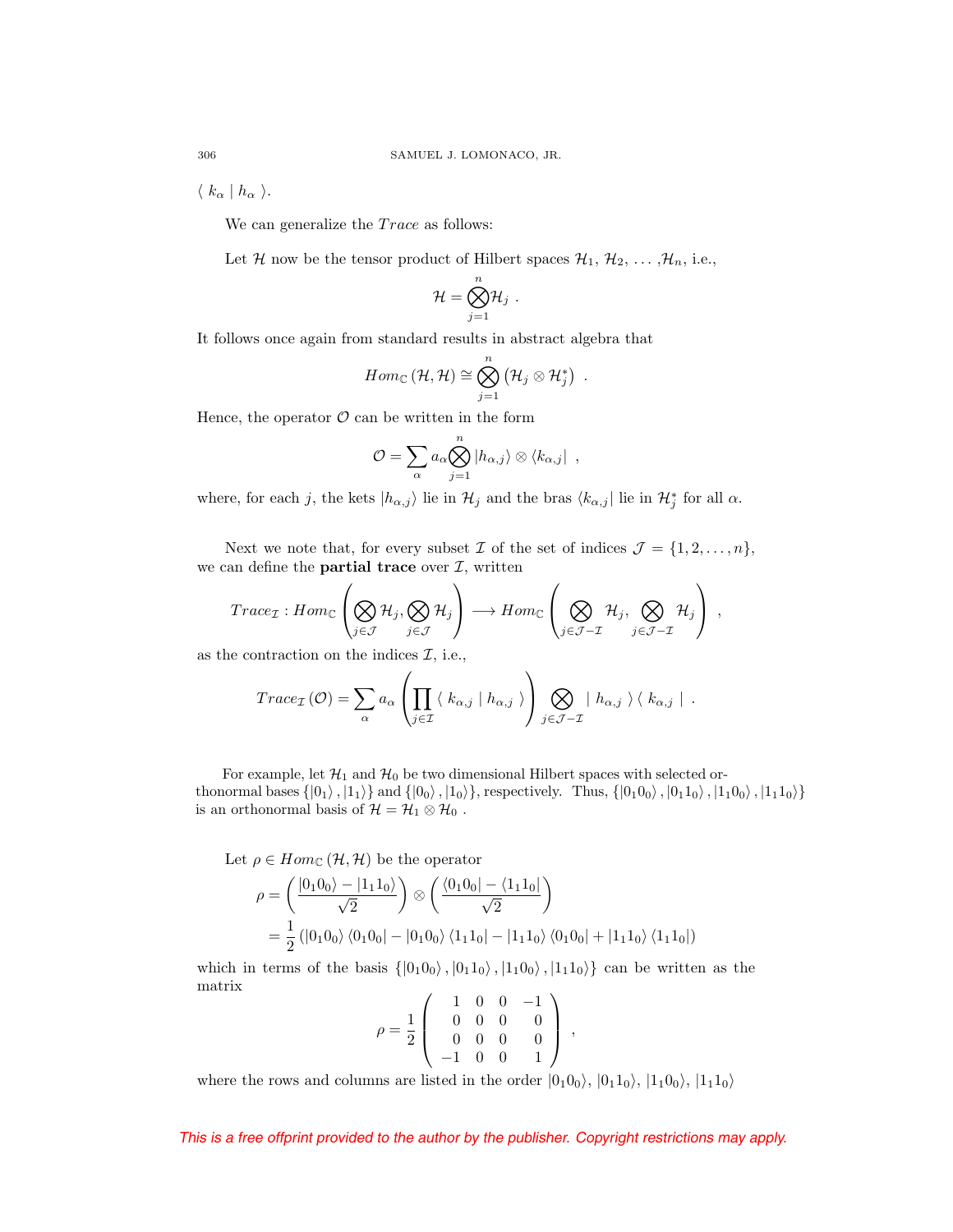$\langle \, k_\alpha \mid h_\alpha \, \rangle$.

We can generalize the $Trace$ as follows:

Let $\mathcal{H}$ now be the tensor product of Hilbert spaces $\mathcal{H}_1$, $\mathcal{H}_2$, ... ,$\mathcal{H}_n$, i.e.,

$$\mathcal{H} = \bigotimes_{j=1}^{n} \mathcal{H}_j \ .$$

It follows once again from standard results in abstract algebra that

$$Hom_{\mathbb{C}}(\mathcal{H}, \mathcal{H}) \cong \bigotimes_{j=1}^{n} \left( \mathcal{H}_j \otimes \mathcal{H}_j^* \right) \ .$$

Hence, the operator $\mathcal{O}$ can be written in the form

$$\mathcal{O} = \sum_{\alpha} a_\alpha \bigotimes_{j=1}^{n} |h_{\alpha,j}\rangle \otimes \langle k_{\alpha,j}| \ ,$$

where, for each $j$, the kets $|h_{\alpha,j}\rangle$ lie in $\mathcal{H}_j$ and the bras $\langle k_{\alpha,j}|$ lie in $\mathcal{H}_j^*$ for all $\alpha$.

Next we note that, for every subset $\mathcal{I}$ of the set of indices $\mathcal{J} = \{1, 2, \ldots, n\}$, we can define the **partial trace** over $\mathcal{I}$, written

$$Trace_{\mathcal{I}} : Hom_{\mathbb{C}} \left( \bigotimes_{j \in \mathcal{J}} \mathcal{H}_j, \bigotimes_{j \in \mathcal{J}} \mathcal{H}_j \right) \longrightarrow Hom_{\mathbb{C}} \left( \bigotimes_{j \in \mathcal{J} - \mathcal{I}} \mathcal{H}_j, \bigotimes_{j \in \mathcal{J} - \mathcal{I}} \mathcal{H}_j \right) \ ,$$

as the contraction on the indices $\mathcal{I}$, i.e.,

$$Trace_{\mathcal{I}}(\mathcal{O}) = \sum_{\alpha} a_\alpha \left( \prod_{j \in \mathcal{I}} \langle \, k_{\alpha,j} \mid h_{\alpha,j} \, \rangle \right) \bigotimes_{j \in \mathcal{J} - \mathcal{I}} | \, h_{\alpha,j} \, \rangle \langle \, k_{\alpha,j} \, | \ .$$

For example, let $\mathcal{H}_1$ and $\mathcal{H}_0$ be two dimensional Hilbert spaces with selected orthonormal bases $\{|0_1\rangle, |1_1\rangle\}$ and $\{|0_0\rangle, |1_0\rangle\}$, respectively. Thus, $\{|0_1 0_0\rangle, |0_1 1_0\rangle, |1_1 0_0\rangle, |1_1 1_0\rangle\}$ is an orthonormal basis of $\mathcal{H} = \mathcal{H}_1 \otimes \mathcal{H}_0$ .

Let $\rho \in Hom_{\mathbb{C}}(\mathcal{H}, \mathcal{H})$ be the operator

$$\begin{aligned}
\rho &= \left( \frac{|0_1 0_0\rangle - |1_1 1_0\rangle}{\sqrt{2}} \right) \otimes \left( \frac{\langle 0_1 0_0| - \langle 1_1 1_0|}{\sqrt{2}} \right) \\
&= \frac{1}{2} \left( |0_1 0_0\rangle \langle 0_1 0_0| - |0_1 0_0\rangle \langle 1_1 1_0| - |1_1 1_0\rangle \langle 0_1 0_0| + |1_1 1_0\rangle \langle 1_1 1_0| \right)
\end{aligned}$$

which in terms of the basis $\{|0_1 0_0\rangle, |0_1 1_0\rangle, |1_1 0_0\rangle, |1_1 1_0\rangle\}$ can be written as the matrix

$$\rho = \frac{1}{2} \begin{pmatrix} 1 & 0 & 0 & -1 \\ 0 & 0 & 0 & 0 \\ 0 & 0 & 0 & 0 \\ -1 & 0 & 0 & 1 \end{pmatrix} \ ,$$

where the rows and columns are listed in the order $|0_1 0_0\rangle$, $|0_1 1_0\rangle$, $|1_1 0_0\rangle$, $|1_1 1_0\rangle$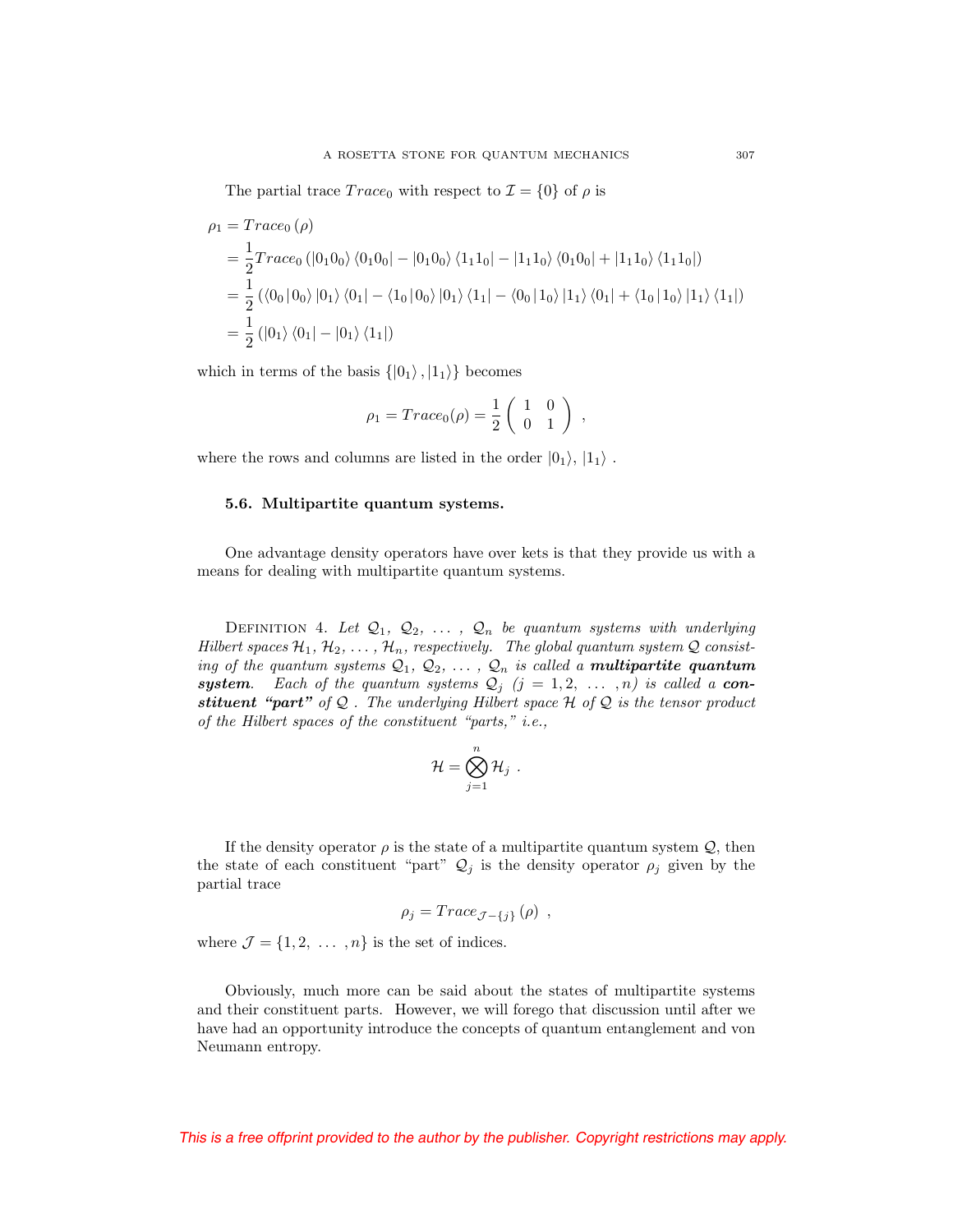The partial trace $Trace_0$ with respect to $\mathcal{I} = \{0\}$ of $\rho$ is

$$
\begin{aligned}
\rho_1 &= Trace_0\left(\rho\right) \\
&= \frac{1}{2} Trace_0\left(\left|0_1 0_0\right\rangle \left\langle 0_1 0_0\right| - \left|0_1 0_0\right\rangle \left\langle 1_1 1_0\right| - \left|1_1 1_0\right\rangle \left\langle 0_1 0_0\right| + \left|1_1 1_0\right\rangle \left\langle 1_1 1_0\right|\right) \\
&= \frac{1}{2}\left(\left\langle 0_0 \,|\, 0_0\right\rangle \left|0_1\right\rangle \left\langle 0_1\right| - \left\langle 1_0 \,|\, 0_0\right\rangle \left|0_1\right\rangle \left\langle 1_1\right| - \left\langle 0_0 \,|\, 1_0\right\rangle \left|1_1\right\rangle \left\langle 0_1\right| + \left\langle 1_0 \,|\, 1_0\right\rangle \left|1_1\right\rangle \left\langle 1_1\right|\right) \\
&= \frac{1}{2}\left(\left|0_1\right\rangle \left\langle 0_1\right| - \left|0_1\right\rangle \left\langle 1_1\right|\right)
\end{aligned}
$$

which in terms of the basis $\{\left|0_1\right\rangle, \left|1_1\right\rangle\}$ becomes

$$
\rho_1 = Trace_0(\rho) = \frac{1}{2}\begin{pmatrix} 1 & 0 \\ 0 & 1 \end{pmatrix} \ ,
$$

where the rows and columns are listed in the order $\left|0_1\right\rangle$, $\left|1_1\right\rangle$ .

### 5.6. Multipartite quantum systems.

One advantage density operators have over kets is that they provide us with a means for dealing with multipartite quantum systems.

Definition 4. *Let $\mathcal{Q}_1, \mathcal{Q}_2, \ldots, \mathcal{Q}_n$ be quantum systems with underlying Hilbert spaces $\mathcal{H}_1, \mathcal{H}_2, \ldots, \mathcal{H}_n$, respectively. The global quantum system $\mathcal{Q}$ consisting of the quantum systems $\mathcal{Q}_1, \mathcal{Q}_2, \ldots, \mathcal{Q}_n$ is called a* ***multipartite quantum system****. Each of the quantum systems $\mathcal{Q}_j$ $(j = 1, 2, \ldots, n)$ is called a* ***constituent "part"*** *of $\mathcal{Q}$ . The underlying Hilbert space $\mathcal{H}$ of $\mathcal{Q}$ is the tensor product of the Hilbert spaces of the constituent "parts," i.e.,*

$$
\mathcal{H} = \bigotimes_{j=1}^{n} \mathcal{H}_j \ .
$$

If the density operator $\rho$ is the state of a multipartite quantum system $\mathcal{Q}$, then the state of each constituent "part" $\mathcal{Q}_j$ is the density operator $\rho_j$ given by the partial trace

$$
\rho_j = Trace_{\mathcal{J}-\{j\}}\left(\rho\right) \ ,
$$

where $\mathcal{J} = \{1, 2, \ldots, n\}$ is the set of indices.

Obviously, much more can be said about the states of multipartite systems and their constituent parts. However, we will forego that discussion until after we have had an opportunity introduce the concepts of quantum entanglement and von Neumann entropy.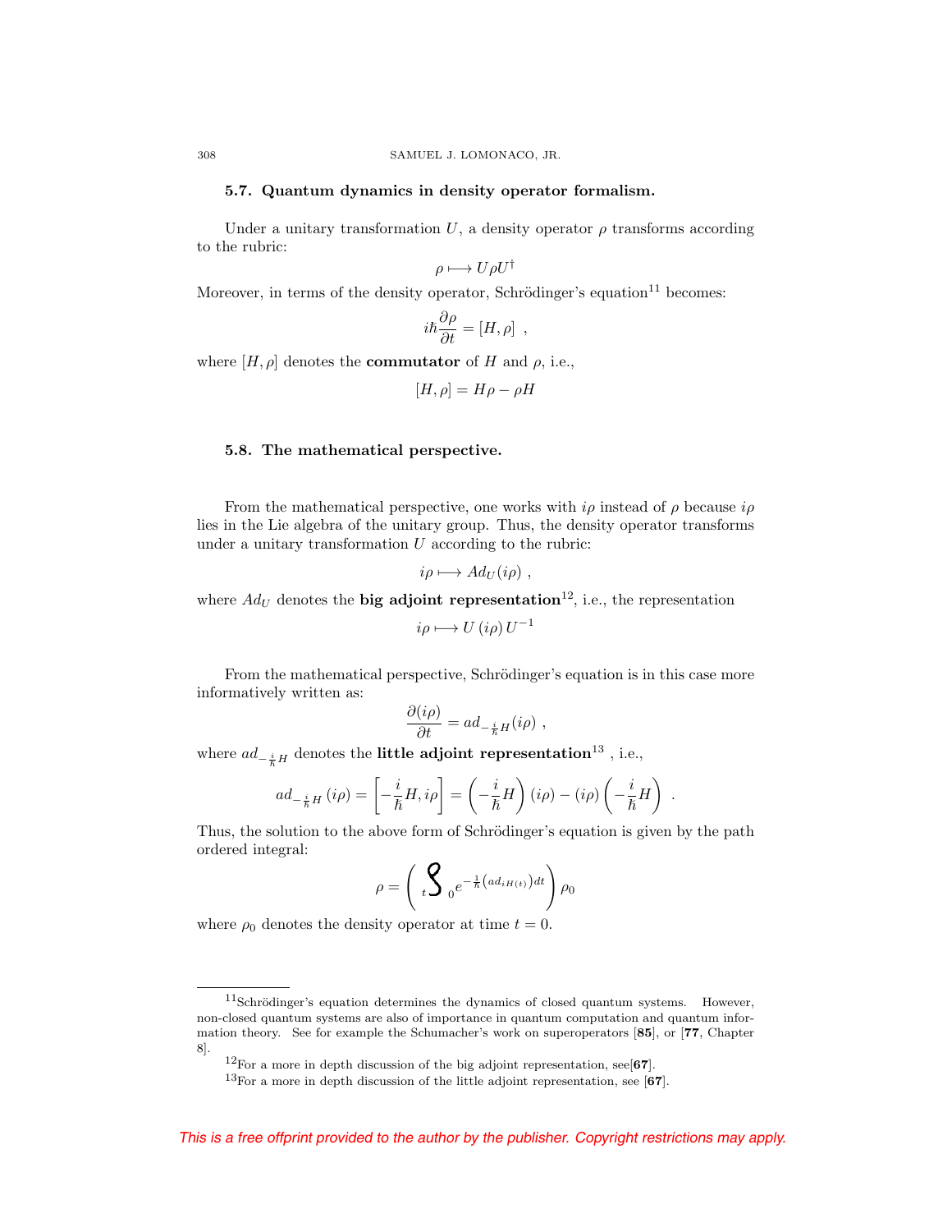### 5.7. Quantum dynamics in density operator formalism.

Under a unitary transformation $U$, a density operator $\rho$ transforms according to the rubric:

$$\rho \longmapsto U \rho U^{\dagger}$$

Moreover, in terms of the density operator, Schrödinger's equation[11] becomes:

$$i\hbar \frac{\partial \rho}{\partial t} = [H, \rho] \ ,$$

where $[H, \rho]$ denotes the **commutator** of $H$ and $\rho$, i.e.,

$$[H, \rho] = H\rho - \rho H$$

### 5.8. The mathematical perspective.

From the mathematical perspective, one works with $i\rho$ instead of $\rho$ because $i\rho$ lies in the Lie algebra of the unitary group. Thus, the density operator transforms under a unitary transformation $U$ according to the rubric:

$$i\rho \longmapsto Ad_U(i\rho) \ ,$$

where $Ad_U$ denotes the **big adjoint representation**[12], i.e., the representation

$$i\rho \longmapsto U\,(i\rho)\,U^{-1}$$

From the mathematical perspective, Schrödinger's equation is in this case more informatively written as:

$$\frac{\partial (i\rho)}{\partial t} = ad_{-\frac{i}{\hbar}H}(i\rho) \ ,$$

where $ad_{-\frac{i}{\hbar}H}$ denotes the **little adjoint representation**[13] , i.e.,

$$ad_{-\frac{i}{\hbar}H}\,(i\rho) = \left[ -\frac{i}{\hbar}H, i\rho \right] = \left( -\frac{i}{\hbar}H \right)(i\rho) - (i\rho)\left( -\frac{i}{\hbar}H \right) \ .$$

Thus, the solution to the above form of Schrödinger's equation is given by the path ordered integral:

$$\rho = \left( {}_{t}\!\!\int_{0} e^{-\frac{1}{\hbar}\left(ad_{iH(t)}\right)dt} \right) \rho_0$$

where $\rho_0$ denotes the density operator at time $t = 0$.

---

[11] Schrödinger's equation determines the dynamics of closed quantum systems. However, non-closed quantum systems are also of importance in quantum computation and quantum information theory. See for example the Schumacher's work on superoperators [**85**], or [**77**, Chapter 8].

[12] For a more in depth discussion of the big adjoint representation, see[**67**].

[13] For a more in depth discussion of the little adjoint representation, see [**67**].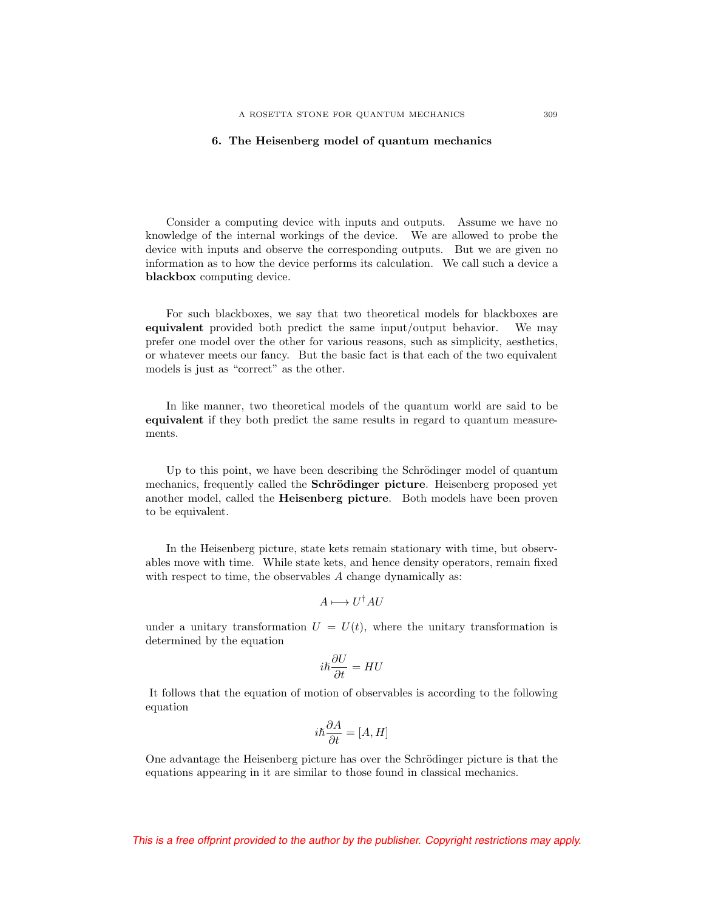## 6. The Heisenberg model of quantum mechanics

Consider a computing device with inputs and outputs. Assume we have no knowledge of the internal workings of the device. We are allowed to probe the device with inputs and observe the corresponding outputs. But we are given no information as to how the device performs its calculation. We call such a device a **blackbox** computing device.

For such blackboxes, we say that two theoretical models for blackboxes are **equivalent** provided both predict the same input/output behavior. We may prefer one model over the other for various reasons, such as simplicity, aesthetics, or whatever meets our fancy. But the basic fact is that each of the two equivalent models is just as "correct" as the other.

In like manner, two theoretical models of the quantum world are said to be **equivalent** if they both predict the same results in regard to quantum measurements.

Up to this point, we have been describing the Schrödinger model of quantum mechanics, frequently called the **Schrödinger picture**. Heisenberg proposed yet another model, called the **Heisenberg picture**. Both models have been proven to be equivalent.

In the Heisenberg picture, state kets remain stationary with time, but observables move with time. While state kets, and hence density operators, remain fixed with respect to time, the observables $A$ change dynamically as:

$$A \longmapsto U^{\dagger} A U$$

under a unitary transformation $U = U(t)$, where the unitary transformation is determined by the equation

$$i\hbar \frac{\partial U}{\partial t} = HU$$

It follows that the equation of motion of observables is according to the following equation

$$i\hbar \frac{\partial A}{\partial t} = [A, H]$$

One advantage the Heisenberg picture has over the Schrödinger picture is that the equations appearing in it are similar to those found in classical mechanics.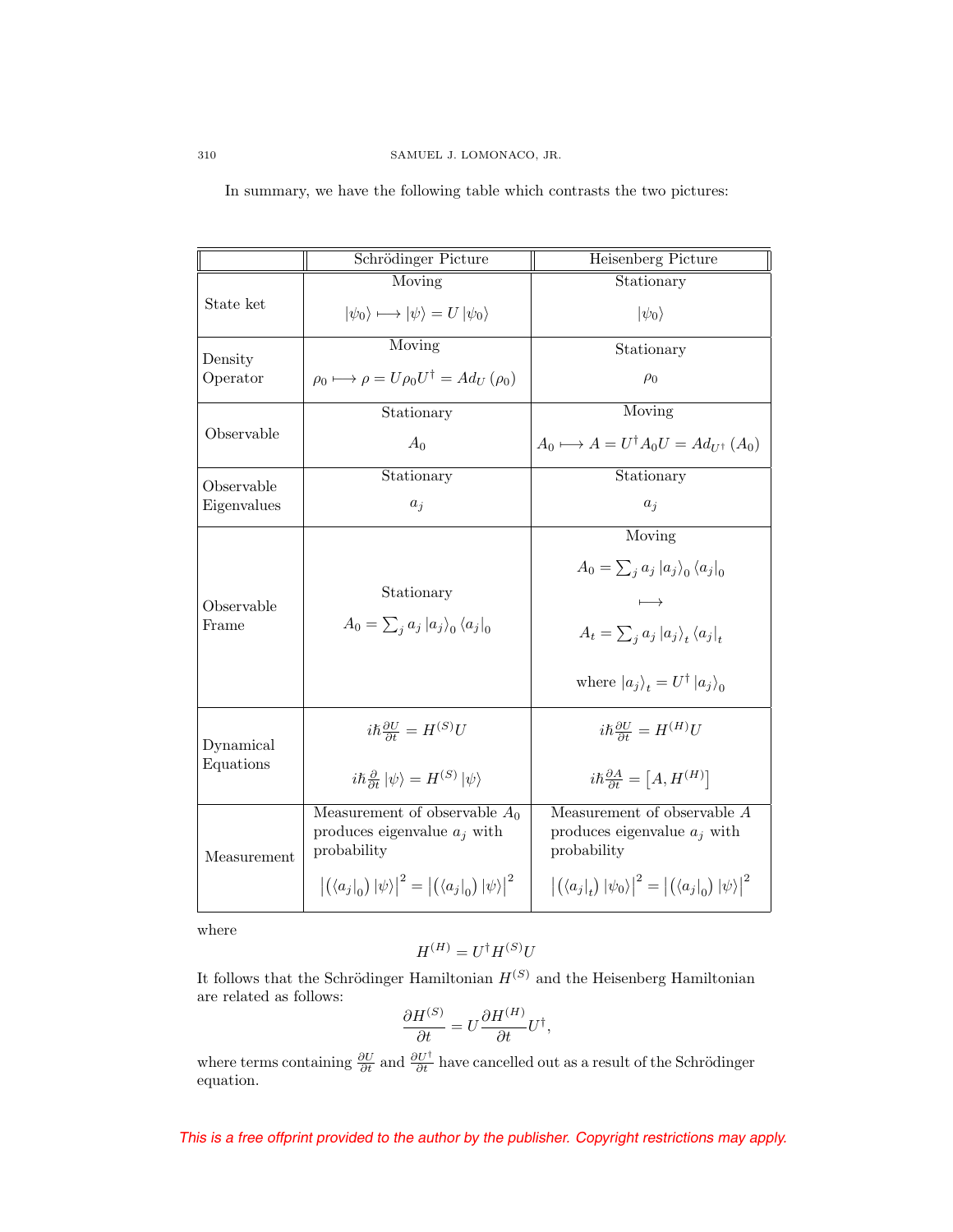In summary, we have the following table which contrasts the two pictures:

| | Schrödinger Picture | Heisenberg Picture |
|---|---|---|
| State ket | Moving<br>$\|\psi_0\rangle \longmapsto \|\psi\rangle = U\|\psi_0\rangle$ | Stationary<br>$\|\psi_0\rangle$ |
| Density Operator | Moving<br>$\rho_0 \longmapsto \rho = U\rho_0 U^\dagger = Ad_U(\rho_0)$ | Stationary<br>$\rho_0$ |
| Observable | Stationary<br>$A_0$ | Moving<br>$A_0 \longmapsto A = U^\dagger A_0 U = Ad_{U^\dagger}(A_0)$ |
| Observable Eigenvalues | Stationary<br>$a_j$ | Stationary<br>$a_j$ |
| Observable Frame | Stationary<br>$A_0 = \sum_j a_j \|a_j\rangle_0 \langle a_j\|_0$ | Moving<br>$A_0 = \sum_j a_j \|a_j\rangle_0 \langle a_j\|_0$<br>$\longmapsto$<br>$A_t = \sum_j a_j \|a_j\rangle_t \langle a_j\|_t$<br>where $\|a_j\rangle_t = U^\dagger \|a_j\rangle_0$ |
| Dynamical Equations | $i\hbar\frac{\partial U}{\partial t} = H^{(S)}U$<br>$i\hbar\frac{\partial}{\partial t}\|\psi\rangle = H^{(S)}\|\psi\rangle$ | $i\hbar\frac{\partial U}{\partial t} = H^{(H)}U$<br>$i\hbar\frac{\partial A}{\partial t} = \left[A, H^{(H)}\right]$ |
| Measurement | Measurement of observable $A_0$ produces eigenvalue $a_j$ with probability<br>$\left\|\left(\langle a_j\|_0\right)\|\psi\rangle\right\|^2 = \left\|\left(\langle a_j\|_0\right)\|\psi\rangle\right\|^2$ | Measurement of observable $A$ produces eigenvalue $a_j$ with probability<br>$\left\|\left(\langle a_j\|_t\right)\|\psi_0\rangle\right\|^2 = \left\|\left(\langle a_j\|_0\right)\|\psi\rangle\right\|^2$ |

where

$$H^{(H)} = U^\dagger H^{(S)} U$$

It follows that the Schrödinger Hamiltonian $H^{(S)}$ and the Heisenberg Hamiltonian are related as follows:

$$\frac{\partial H^{(S)}}{\partial t} = U\frac{\partial H^{(H)}}{\partial t}U^\dagger,$$

where terms containing $\frac{\partial U}{\partial t}$ and $\frac{\partial U^\dagger}{\partial t}$ have cancelled out as a result of the Schrödinger equation.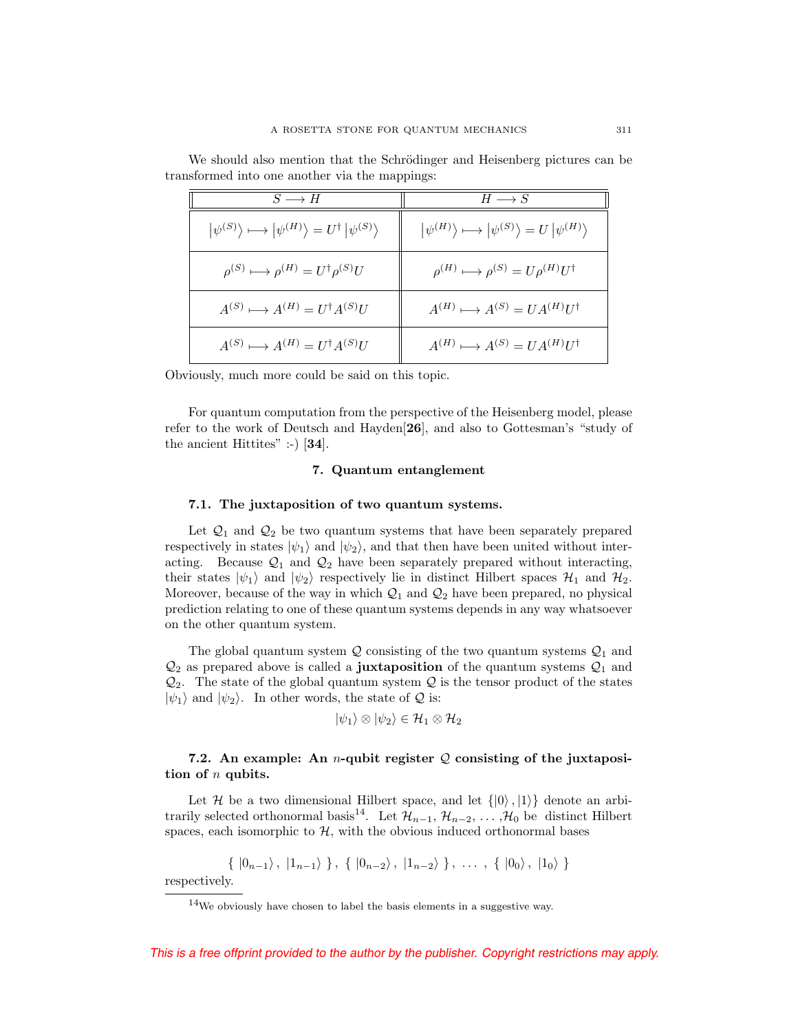We should also mention that the Schrödinger and Heisenberg pictures can be transformed into one another via the mappings:

| $S \longrightarrow H$ | $H \longrightarrow S$ |
|---|---|
| $\left\lvert\psi^{(S)}\right\rangle \longmapsto \left\lvert\psi^{(H)}\right\rangle = U^{\dagger}\left\lvert\psi^{(S)}\right\rangle$ | $\left\lvert\psi^{(H)}\right\rangle \longmapsto \left\lvert\psi^{(S)}\right\rangle = U\left\lvert\psi^{(H)}\right\rangle$ |
| $\rho^{(S)} \longmapsto \rho^{(H)} = U^{\dagger}\rho^{(S)}U$ | $\rho^{(H)} \longmapsto \rho^{(S)} = U\rho^{(H)}U^{\dagger}$ |
| $A^{(S)} \longmapsto A^{(H)} = U^{\dagger}A^{(S)}U$ | $A^{(H)} \longmapsto A^{(S)} = UA^{(H)}U^{\dagger}$ |
| $A^{(S)} \longmapsto A^{(H)} = U^{\dagger}A^{(S)}U$ | $A^{(H)} \longmapsto A^{(S)} = UA^{(H)}U^{\dagger}$ |

Obviously, much more could be said on this topic.

For quantum computation from the perspective of the Heisenberg model, please refer to the work of Deutsch and Hayden[**26**], and also to Gottesman's "study of the ancient Hittites" :-) [**34**].

## 7. Quantum entanglement

### 7.1. The juxtaposition of two quantum systems.

Let $\mathcal{Q}_1$ and $\mathcal{Q}_2$ be two quantum systems that have been separately prepared respectively in states $|\psi_1\rangle$ and $|\psi_2\rangle$, and that then have been united without interacting. Because $\mathcal{Q}_1$ and $\mathcal{Q}_2$ have been separately prepared without interacting, their states $|\psi_1\rangle$ and $|\psi_2\rangle$ respectively lie in distinct Hilbert spaces $\mathcal{H}_1$ and $\mathcal{H}_2$. Moreover, because of the way in which $\mathcal{Q}_1$ and $\mathcal{Q}_2$ have been prepared, no physical prediction relating to one of these quantum systems depends in any way whatsoever on the other quantum system.

The global quantum system $\mathcal{Q}$ consisting of the two quantum systems $\mathcal{Q}_1$ and $\mathcal{Q}_2$ as prepared above is called a **juxtaposition** of the quantum systems $\mathcal{Q}_1$ and $\mathcal{Q}_2$. The state of the global quantum system $\mathcal{Q}$ is the tensor product of the states $|\psi_1\rangle$ and $|\psi_2\rangle$. In other words, the state of $\mathcal{Q}$ is:

$$|\psi_1\rangle \otimes |\psi_2\rangle \in \mathcal{H}_1 \otimes \mathcal{H}_2$$

### 7.2. An example: An $n$-qubit register $\mathcal{Q}$ consisting of the juxtaposition of $n$ qubits.

Let $\mathcal{H}$ be a two dimensional Hilbert space, and let $\{|0\rangle, |1\rangle\}$ denote an arbitrarily selected orthonormal basis[14]. Let $\mathcal{H}_{n-1}, \mathcal{H}_{n-2}, \ldots, \mathcal{H}_0$ be distinct Hilbert spaces, each isomorphic to $\mathcal{H}$, with the obvious induced orthonormal bases

$$\{\ |0_{n-1}\rangle\ ,\ |1_{n-1}\rangle\ \}\ ,\ \{\ |0_{n-2}\rangle\ ,\ |1_{n-2}\rangle\ \}\ ,\ \ldots\ ,\ \{\ |0_0\rangle\ ,\ |1_0\rangle\ \}$$

respectively.

[14] We obviously have chosen to label the basis elements in a suggestive way.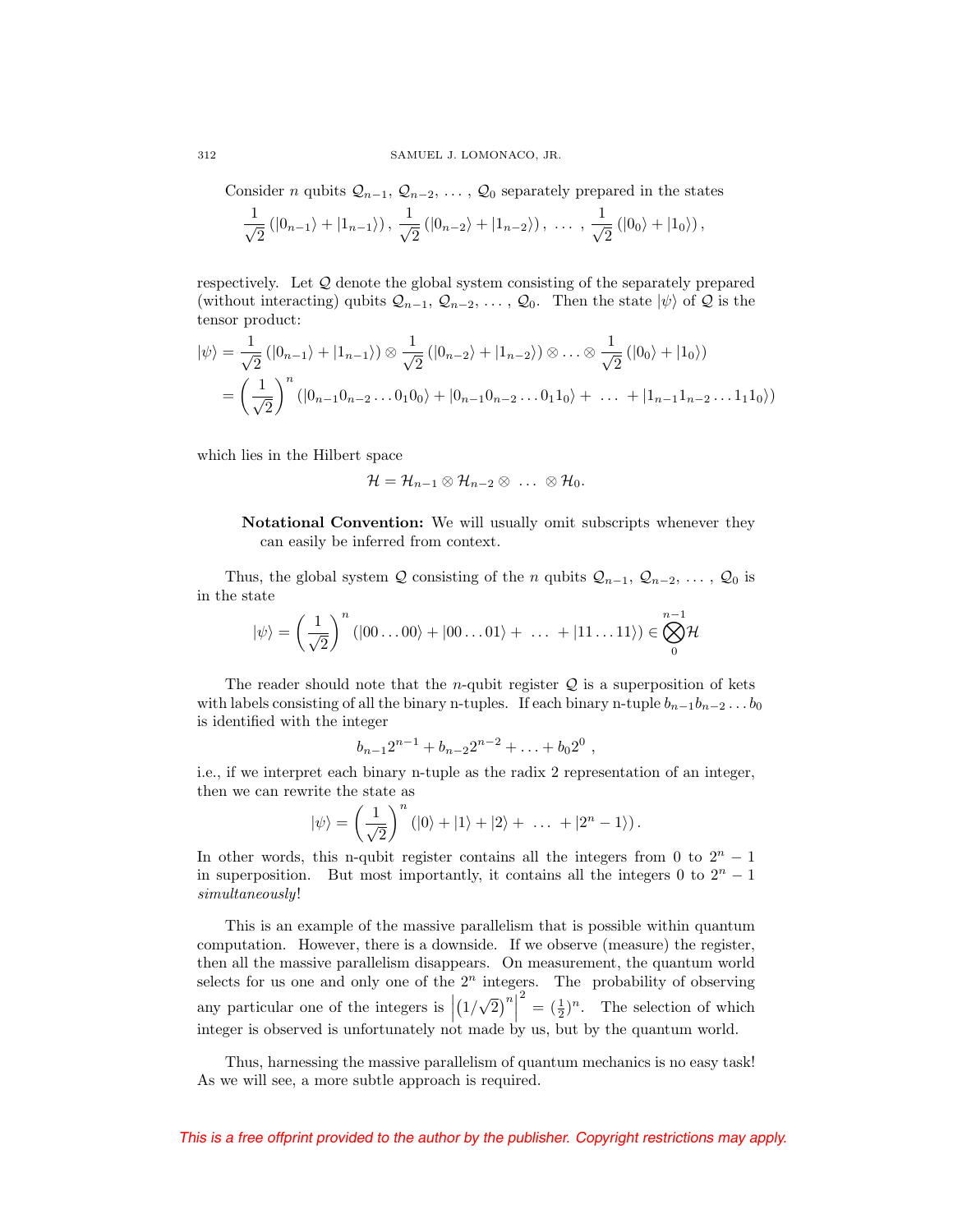Consider $n$ qubits $\mathcal{Q}_{n-1}$, $\mathcal{Q}_{n-2}$, ... , $\mathcal{Q}_0$ separately prepared in the states

$$\frac{1}{\sqrt{2}}\left(|0_{n-1}\rangle + |1_{n-1}\rangle\right),\ \frac{1}{\sqrt{2}}\left(|0_{n-2}\rangle + |1_{n-2}\rangle\right),\ \ldots\ ,\ \frac{1}{\sqrt{2}}\left(|0_{0}\rangle + |1_{0}\rangle\right),$$

respectively. Let $\mathcal{Q}$ denote the global system consisting of the separately prepared (without interacting) qubits $\mathcal{Q}_{n-1}$, $\mathcal{Q}_{n-2}$, ... , $\mathcal{Q}_0$. Then the state $|\psi\rangle$ of $\mathcal{Q}$ is the tensor product:

$$\begin{aligned}|\psi\rangle &= \frac{1}{\sqrt{2}}\left(|0_{n-1}\rangle + |1_{n-1}\rangle\right) \otimes \frac{1}{\sqrt{2}}\left(|0_{n-2}\rangle + |1_{n-2}\rangle\right) \otimes \ldots \otimes \frac{1}{\sqrt{2}}\left(|0_{0}\rangle + |1_{0}\rangle\right) \\ &= \left(\frac{1}{\sqrt{2}}\right)^n \left(|0_{n-1}0_{n-2}\ldots 0_1 0_0\rangle + |0_{n-1}0_{n-2}\ldots 0_1 1_0\rangle + \ \ldots\ + |1_{n-1}1_{n-2}\ldots 1_1 1_0\rangle\right)\end{aligned}$$

which lies in the Hilbert space

$$\mathcal{H} = \mathcal{H}_{n-1} \otimes \mathcal{H}_{n-2} \otimes\ \ldots\ \otimes \mathcal{H}_0.$$

> **Notational Convention:** We will usually omit subscripts whenever they can easily be inferred from context.

Thus, the global system $\mathcal{Q}$ consisting of the $n$ qubits $\mathcal{Q}_{n-1}$, $\mathcal{Q}_{n-2}$, ... , $\mathcal{Q}_0$ is in the state

$$|\psi\rangle = \left(\frac{1}{\sqrt{2}}\right)^n \left(|00\ldots 00\rangle + |00\ldots 01\rangle + \ \ldots\ + |11\ldots 11\rangle\right) \in \bigotimes_0^{n-1}\mathcal{H}$$

The reader should note that the $n$-qubit register $\mathcal{Q}$ is a superposition of kets with labels consisting of all the binary n-tuples. If each binary n-tuple $b_{n-1}b_{n-2}\ldots b_0$ is identified with the integer

$$b_{n-1}2^{n-1} + b_{n-2}2^{n-2} + \ldots + b_0 2^0\ ,$$

i.e., if we interpret each binary n-tuple as the radix 2 representation of an integer, then we can rewrite the state as

$$|\psi\rangle = \left(\frac{1}{\sqrt{2}}\right)^n \left(|0\rangle + |1\rangle + |2\rangle + \ \ldots\ + |2^n - 1\rangle\right).$$

In other words, this n-qubit register contains all the integers from 0 to $2^n - 1$ in superposition. But most importantly, it contains all the integers 0 to $2^n - 1$ *simultaneously*!

This is an example of the massive parallelism that is possible within quantum computation. However, there is a downside. If we observe (measure) the register, then all the massive parallelism disappears. On measurement, the quantum world selects for us one and only one of the $2^n$ integers. The probability of observing any particular one of the integers is $\left|\left(1/\sqrt{2}\right)^n\right|^2 = (\frac{1}{2})^n$. The selection of which integer is observed is unfortunately not made by us, but by the quantum world.

Thus, harnessing the massive parallelism of quantum mechanics is no easy task! As we will see, a more subtle approach is required.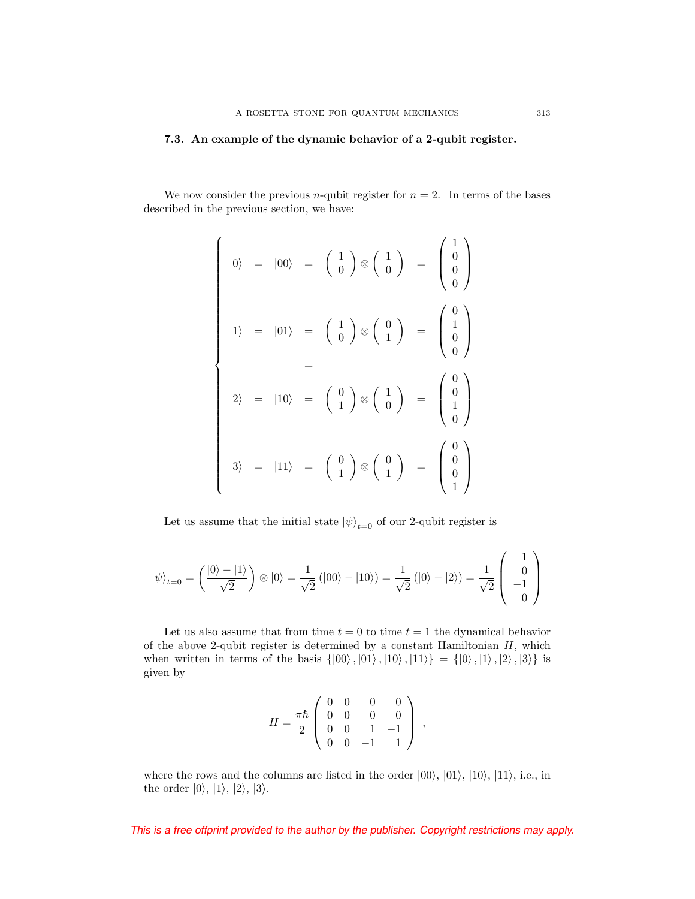### 7.3. An example of the dynamic behavior of a 2-qubit register.

We now consider the previous $n$-qubit register for $n = 2$. In terms of the bases described in the previous section, we have:

$$
\begin{cases}
|0\rangle = |00\rangle = \begin{pmatrix} 1 \\ 0 \end{pmatrix} \otimes \begin{pmatrix} 1 \\ 0 \end{pmatrix} = \begin{pmatrix} 1 \\ 0 \\ 0 \\ 0 \end{pmatrix} \\
|1\rangle = |01\rangle = \begin{pmatrix} 1 \\ 0 \end{pmatrix} \otimes \begin{pmatrix} 0 \\ 1 \end{pmatrix} = \begin{pmatrix} 0 \\ 1 \\ 0 \\ 0 \end{pmatrix} \\
\qquad\qquad = \\
|2\rangle = |10\rangle = \begin{pmatrix} 0 \\ 1 \end{pmatrix} \otimes \begin{pmatrix} 1 \\ 0 \end{pmatrix} = \begin{pmatrix} 0 \\ 0 \\ 1 \\ 0 \end{pmatrix} \\
|3\rangle = |11\rangle = \begin{pmatrix} 0 \\ 1 \end{pmatrix} \otimes \begin{pmatrix} 0 \\ 1 \end{pmatrix} = \begin{pmatrix} 0 \\ 0 \\ 0 \\ 1 \end{pmatrix}
\end{cases}
$$

Let us assume that the initial state $|\psi\rangle_{t=0}$ of our 2-qubit register is

$$
|\psi\rangle_{t=0} = \left( \frac{|0\rangle - |1\rangle}{\sqrt{2}} \right) \otimes |0\rangle = \frac{1}{\sqrt{2}} \left( |00\rangle - |10\rangle \right) = \frac{1}{\sqrt{2}} \left( |0\rangle - |2\rangle \right) = \frac{1}{\sqrt{2}} \begin{pmatrix} 1 \\ 0 \\ -1 \\ 0 \end{pmatrix}
$$

Let us also assume that from time $t = 0$ to time $t = 1$ the dynamical behavior of the above 2-qubit register is determined by a constant Hamiltonian $H$, which when written in terms of the basis $\{|00\rangle, |01\rangle, |10\rangle, |11\rangle\} = \{|0\rangle, |1\rangle, |2\rangle, |3\rangle\}$ is given by

$$
H = \frac{\pi\hbar}{2} \begin{pmatrix} 0 & 0 & 0 & 0 \\ 0 & 0 & 0 & 0 \\ 0 & 0 & 1 & -1 \\ 0 & 0 & -1 & 1 \end{pmatrix} ,
$$

where the rows and the columns are listed in the order $|00\rangle$, $|01\rangle$, $|10\rangle$, $|11\rangle$, i.e., in the order $|0\rangle$, $|1\rangle$, $|2\rangle$, $|3\rangle$.

*This is a free offprint provided to the author by the publisher. Copyright restrictions may apply.*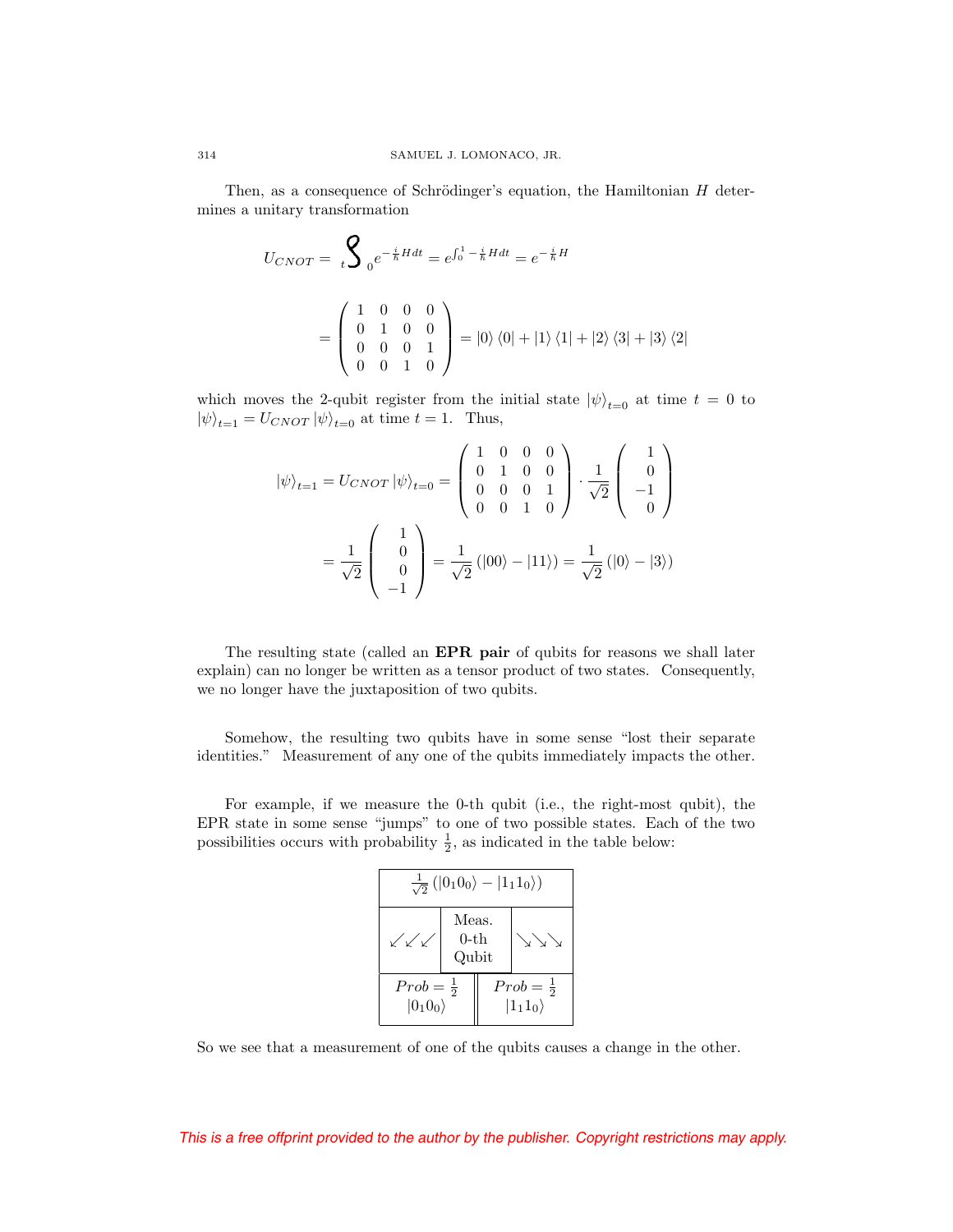Then, as a consequence of Schrödinger's equation, the Hamiltonian $H$ determines a unitary transformation

$$U_{CNOT} = {}_t\!\!\int_0 e^{-\frac{i}{\hbar}Hdt} = e^{\int_0^1 -\frac{i}{\hbar}Hdt} = e^{-\frac{i}{\hbar}H}$$

$$= \begin{pmatrix} 1 & 0 & 0 & 0 \\ 0 & 1 & 0 & 0 \\ 0 & 0 & 0 & 1 \\ 0 & 0 & 1 & 0 \end{pmatrix} = |0\rangle\langle 0| + |1\rangle\langle 1| + |2\rangle\langle 3| + |3\rangle\langle 2|$$

which moves the 2-qubit register from the initial state $|\psi\rangle_{t=0}$ at time $t = 0$ to $|\psi\rangle_{t=1} = U_{CNOT}\,|\psi\rangle_{t=0}$ at time $t = 1$. Thus,

$$|\psi\rangle_{t=1} = U_{CNOT}\,|\psi\rangle_{t=0} = \begin{pmatrix} 1 & 0 & 0 & 0 \\ 0 & 1 & 0 & 0 \\ 0 & 0 & 0 & 1 \\ 0 & 0 & 1 & 0 \end{pmatrix} \cdot \frac{1}{\sqrt{2}} \begin{pmatrix} 1 \\ 0 \\ -1 \\ 0 \end{pmatrix}$$

$$= \frac{1}{\sqrt{2}} \begin{pmatrix} 1 \\ 0 \\ 0 \\ -1 \end{pmatrix} = \frac{1}{\sqrt{2}}\left(|00\rangle - |11\rangle\right) = \frac{1}{\sqrt{2}}\left(|0\rangle - |3\rangle\right)$$

The resulting state (called an **EPR pair** of qubits for reasons we shall later explain) can no longer be written as a tensor product of two states. Consequently, we no longer have the juxtaposition of two qubits.

Somehow, the resulting two qubits have in some sense "lost their separate identities." Measurement of any one of the qubits immediately impacts the other.

For example, if we measure the 0-th qubit (i.e., the right-most qubit), the EPR state in some sense "jumps" to one of two possible states. Each of the two possibilities occurs with probability $\frac{1}{2}$, as indicated in the table below:

| $\frac{1}{\sqrt{2}}\left(\|0_1 0_0\rangle - \|1_1 1_0\rangle\right)$ | | |
|---|---|---|
| ↙↙↙ | Meas. 0-th Qubit | ↘↘↘ |
| $Prob = \frac{1}{2}$ $\|0_1 0_0\rangle$ | | $Prob = \frac{1}{2}$ $\|1_1 1_0\rangle$ |

So we see that a measurement of one of the qubits causes a change in the other.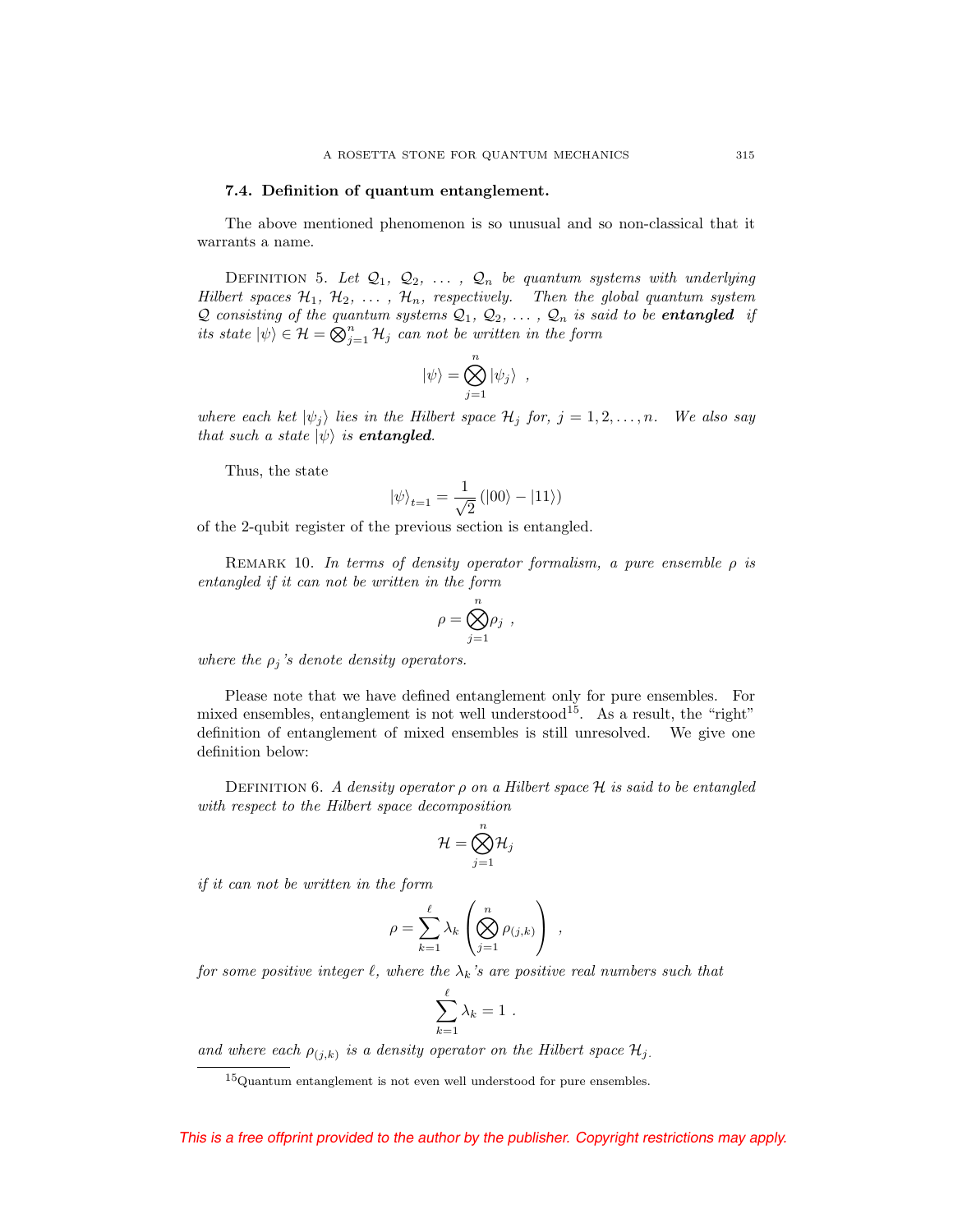### 7.4. Definition of quantum entanglement.

The above mentioned phenomenon is so unusual and so non-classical that it warrants a name.

Definition 5. *Let $\mathcal{Q}_1, \mathcal{Q}_2, \ldots, \mathcal{Q}_n$ be quantum systems with underlying Hilbert spaces $\mathcal{H}_1, \mathcal{H}_2, \ldots, \mathcal{H}_n$, respectively. Then the global quantum system $\mathcal{Q}$ consisting of the quantum systems $\mathcal{Q}_1, \mathcal{Q}_2, \ldots, \mathcal{Q}_n$ is said to be* ***entangled*** *if its state $|\psi\rangle \in \mathcal{H} = \bigotimes_{j=1}^{n} \mathcal{H}_j$ can not be written in the form*

$$|\psi\rangle = \bigotimes_{j=1}^{n} |\psi_j\rangle \ ,$$

*where each ket $|\psi_j\rangle$ lies in the Hilbert space $\mathcal{H}_j$ for, $j = 1, 2, \ldots, n$. We also say that such a state $|\psi\rangle$ is* ***entangled****.*

Thus, the state

$$|\psi\rangle_{t=1} = \frac{1}{\sqrt{2}} \left( |00\rangle - |11\rangle \right)$$

of the 2-qubit register of the previous section is entangled.

Remark 10. *In terms of density operator formalism, a pure ensemble $\rho$ is entangled if it can not be written in the form*

$$\rho = \bigotimes_{j=1}^{n} \rho_j \ ,$$

*where the $\rho_j$'s denote density operators.*

Please note that we have defined entanglement only for pure ensembles. For mixed ensembles, entanglement is not well understood[15]. As a result, the "right" definition of entanglement of mixed ensembles is still unresolved. We give one definition below:

Definition 6. *A density operator $\rho$ on a Hilbert space $\mathcal{H}$ is said to be entangled with respect to the Hilbert space decomposition*

$$\mathcal{H} = \bigotimes_{j=1}^{n} \mathcal{H}_j$$

*if it can not be written in the form*

$$\rho = \sum_{k=1}^{\ell} \lambda_k \left( \bigotimes_{j=1}^{n} \rho_{(j,k)} \right) \ ,$$

*for some positive integer $\ell$, where the $\lambda_k$'s are positive real numbers such that*

$$\sum_{k=1}^{\ell} \lambda_k = 1 \ .$$

*and where each $\rho_{(j,k)}$ is a density operator on the Hilbert space $\mathcal{H}_j$.*

---

[15] Quantum entanglement is not even well understood for pure ensembles.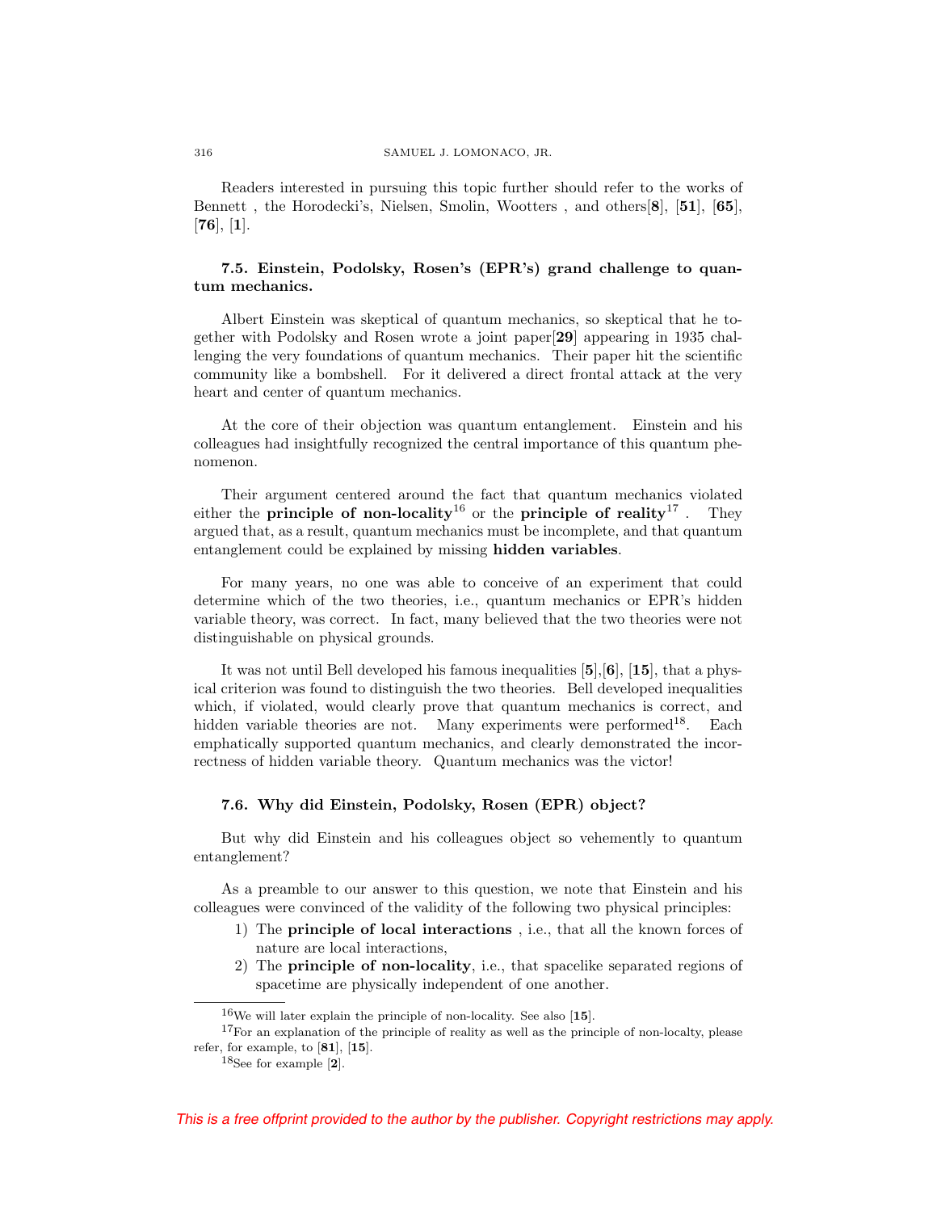Readers interested in pursuing this topic further should refer to the works of Bennett , the Horodecki's, Nielsen, Smolin, Wootters , and others[**8**], [**51**], [**65**], [**76**], [**1**].

### 7.5. Einstein, Podolsky, Rosen's (EPR's) grand challenge to quantum mechanics.

Albert Einstein was skeptical of quantum mechanics, so skeptical that he together with Podolsky and Rosen wrote a joint paper[**29**] appearing in 1935 challenging the very foundations of quantum mechanics. Their paper hit the scientific community like a bombshell. For it delivered a direct frontal attack at the very heart and center of quantum mechanics.

At the core of their objection was quantum entanglement. Einstein and his colleagues had insightfully recognized the central importance of this quantum phenomenon.

Their argument centered around the fact that quantum mechanics violated either the **principle of non-locality**[16] or the **principle of reality**[17] . They argued that, as a result, quantum mechanics must be incomplete, and that quantum entanglement could be explained by missing **hidden variables**.

For many years, no one was able to conceive of an experiment that could determine which of the two theories, i.e., quantum mechanics or EPR's hidden variable theory, was correct. In fact, many believed that the two theories were not distinguishable on physical grounds.

It was not until Bell developed his famous inequalities [**5**],[**6**], [**15**], that a physical criterion was found to distinguish the two theories. Bell developed inequalities which, if violated, would clearly prove that quantum mechanics is correct, and hidden variable theories are not. Many experiments were performed[18]. Each emphatically supported quantum mechanics, and clearly demonstrated the incorrectness of hidden variable theory. Quantum mechanics was the victor!

### 7.6. Why did Einstein, Podolsky, Rosen (EPR) object?

But why did Einstein and his colleagues object so vehemently to quantum entanglement?

As a preamble to our answer to this question, we note that Einstein and his colleagues were convinced of the validity of the following two physical principles:

1) The **principle of local interactions** , i.e., that all the known forces of nature are local interactions,
2) The **principle of non-locality**, i.e., that spacelike separated regions of spacetime are physically independent of one another.

---

[16] We will later explain the principle of non-locality. See also [**15**].

[17] For an explanation of the principle of reality as well as the principle of non-localty, please refer, for example, to [**81**], [**15**].

[18] See for example [**2**].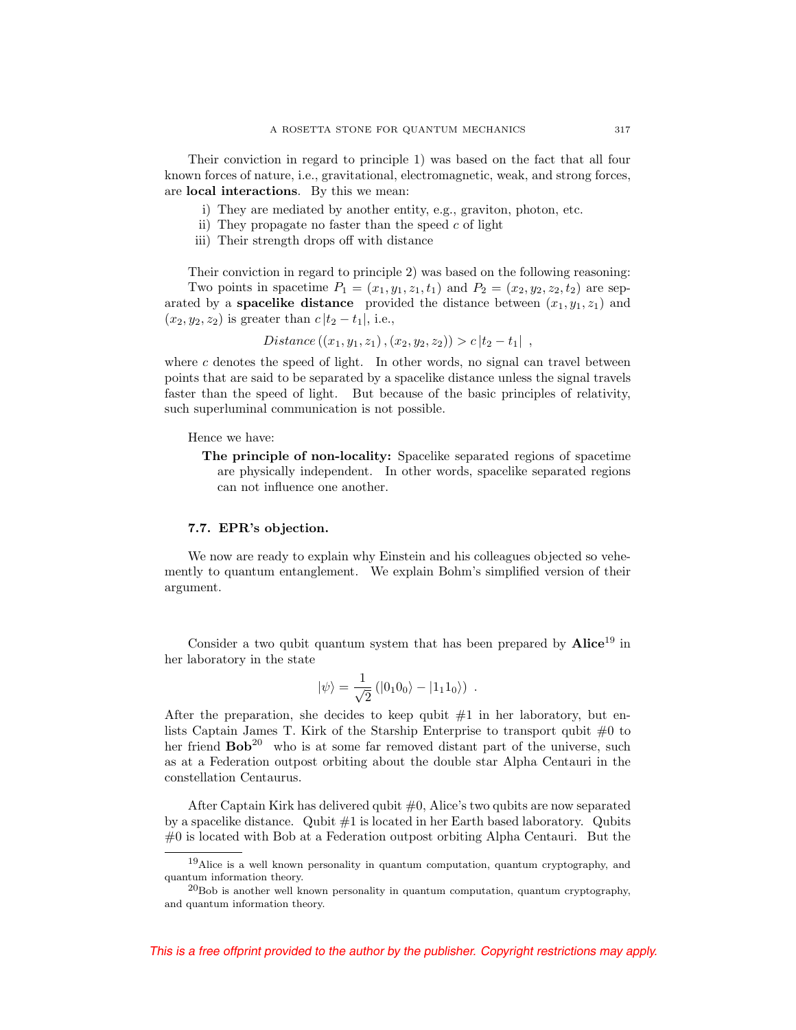Their conviction in regard to principle 1) was based on the fact that all four known forces of nature, i.e., gravitational, electromagnetic, weak, and strong forces, are **local interactions**. By this we mean:

i) They are mediated by another entity, e.g., graviton, photon, etc.
ii) They propagate no faster than the speed $c$ of light
iii) Their strength drops off with distance

Their conviction in regard to principle 2) was based on the following reasoning:

Two points in spacetime $P_1 = (x_1, y_1, z_1, t_1)$ and $P_2 = (x_2, y_2, z_2, t_2)$ are separated by a **spacelike distance** provided the distance between $(x_1, y_1, z_1)$ and $(x_2, y_2, z_2)$ is greater than $c\,|t_2 - t_1|$, i.e.,

$$Distance\left((x_1, y_1, z_1), (x_2, y_2, z_2)\right) > c\,|t_2 - t_1| \ ,$$

where $c$ denotes the speed of light. In other words, no signal can travel between points that are said to be separated by a spacelike distance unless the signal travels faster than the speed of light. But because of the basic principles of relativity, such superluminal communication is not possible.

Hence we have:

**The principle of non-locality:** Spacelike separated regions of spacetime are physically independent. In other words, spacelike separated regions can not influence one another.

### 7.7. EPR's objection.

We now are ready to explain why Einstein and his colleagues objected so vehemently to quantum entanglement. We explain Bohm's simplified version of their argument.

Consider a two qubit quantum system that has been prepared by **Alice**[19] in her laboratory in the state

$$|\psi\rangle = \frac{1}{\sqrt{2}}\left(|0_1 0_0\rangle - |1_1 1_0\rangle\right) \ .$$

After the preparation, she decides to keep qubit #1 in her laboratory, but enlists Captain James T. Kirk of the Starship Enterprise to transport qubit #0 to her friend **Bob**[20] who is at some far removed distant part of the universe, such as at a Federation outpost orbiting about the double star Alpha Centauri in the constellation Centaurus.

After Captain Kirk has delivered qubit #0, Alice's two qubits are now separated by a spacelike distance. Qubit #1 is located in her Earth based laboratory. Qubits #0 is located with Bob at a Federation outpost orbiting Alpha Centauri. But the

[19] Alice is a well known personality in quantum computation, quantum cryptography, and quantum information theory.

[20] Bob is another well known personality in quantum computation, quantum cryptography, and quantum information theory.

*This is a free offprint provided to the author by the publisher. Copyright restrictions may apply.*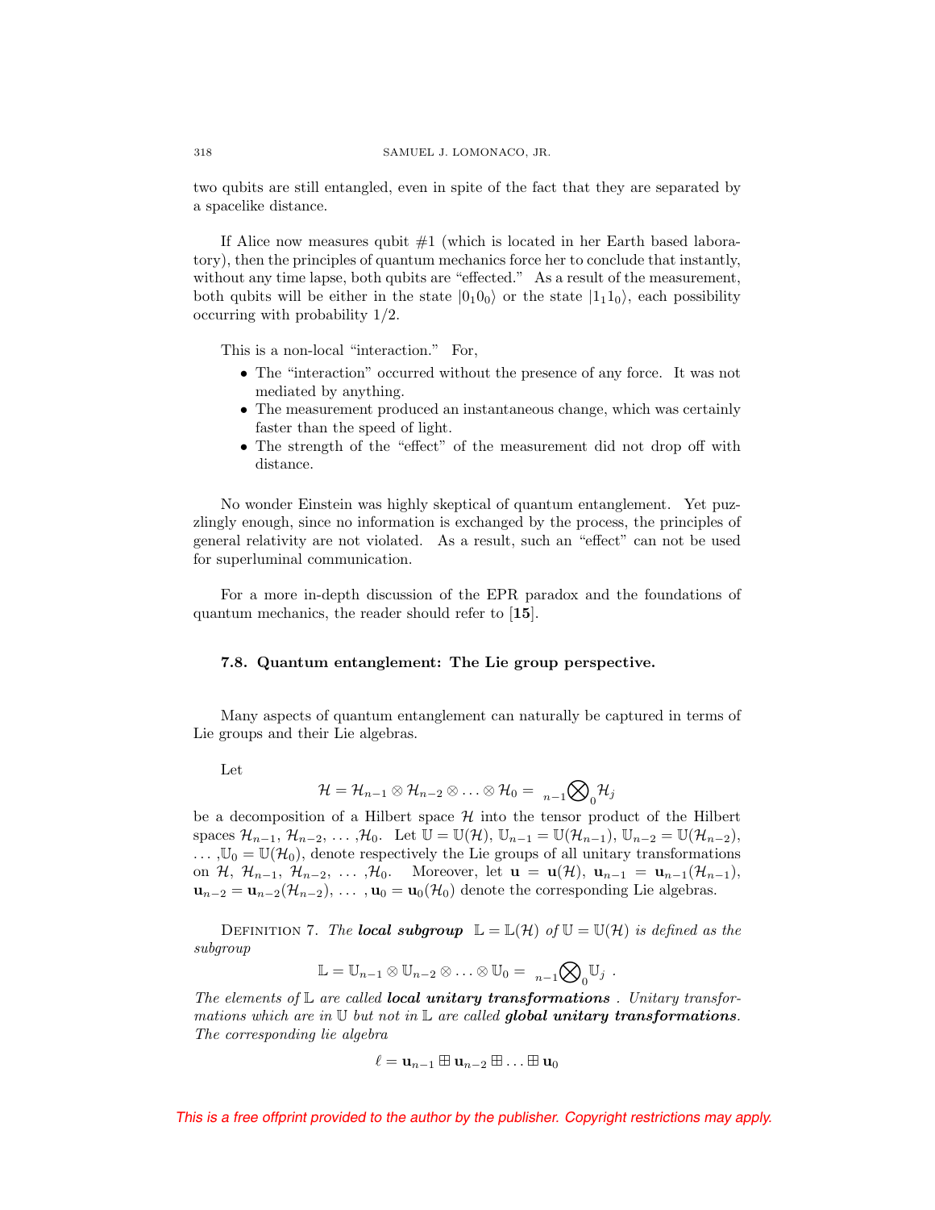two qubits are still entangled, even in spite of the fact that they are separated by a spacelike distance.

If Alice now measures qubit #1 (which is located in her Earth based laboratory), then the principles of quantum mechanics force her to conclude that instantly, without any time lapse, both qubits are "effected." As a result of the measurement, both qubits will be either in the state $|0_1 0_0\rangle$ or the state $|1_1 1_0\rangle$, each possibility occurring with probability $1/2$.

This is a non-local "interaction." For,

- The "interaction" occurred without the presence of any force. It was not mediated by anything.
- The measurement produced an instantaneous change, which was certainly faster than the speed of light.
- The strength of the "effect" of the measurement did not drop off with distance.

No wonder Einstein was highly skeptical of quantum entanglement. Yet puzzlingly enough, since no information is exchanged by the process, the principles of general relativity are not violated. As a result, such an "effect" can not be used for superluminal communication.

For a more in-depth discussion of the EPR paradox and the foundations of quantum mechanics, the reader should refer to [**15**].

### 7.8. Quantum entanglement: The Lie group perspective.

Many aspects of quantum entanglement can naturally be captured in terms of Lie groups and their Lie algebras.

Let

$$\mathcal{H} = \mathcal{H}_{n-1} \otimes \mathcal{H}_{n-2} \otimes \ldots \otimes \mathcal{H}_0 = {}_{n-1}\bigotimes{}_0 \mathcal{H}_j$$

be a decomposition of a Hilbert space $\mathcal{H}$ into the tensor product of the Hilbert spaces $\mathcal{H}_{n-1}$, $\mathcal{H}_{n-2}$, $\ldots$ ,$\mathcal{H}_0$. Let $\mathbb{U} = \mathbb{U}(\mathcal{H})$, $\mathbb{U}_{n-1} = \mathbb{U}(\mathcal{H}_{n-1})$, $\mathbb{U}_{n-2} = \mathbb{U}(\mathcal{H}_{n-2})$, $\ldots$ ,$\mathbb{U}_0 = \mathbb{U}(\mathcal{H}_0)$, denote respectively the Lie groups of all unitary transformations on $\mathcal{H}$, $\mathcal{H}_{n-1}$, $\mathcal{H}_{n-2}$, $\ldots$ ,$\mathcal{H}_0$. Moreover, let $\mathbf{u} = \mathbf{u}(\mathcal{H})$, $\mathbf{u}_{n-1} = \mathbf{u}_{n-1}(\mathcal{H}_{n-1})$, $\mathbf{u}_{n-2} = \mathbf{u}_{n-2}(\mathcal{H}_{n-2})$, $\ldots$ , $\mathbf{u}_0 = \mathbf{u}_0(\mathcal{H}_0)$ denote the corresponding Lie algebras.

Definition 7. *The **local subgroup** $\mathbb{L} = \mathbb{L}(\mathcal{H})$ of $\mathbb{U} = \mathbb{U}(\mathcal{H})$ is defined as the subgroup*

$$\mathbb{L} = \mathbb{U}_{n-1} \otimes \mathbb{U}_{n-2} \otimes \ldots \otimes \mathbb{U}_0 = {}_{n-1}\bigotimes{}_0 \mathbb{U}_j \ .$$

*The elements of $\mathbb{L}$ are called **local unitary transformations** . Unitary transformations which are in $\mathbb{U}$ but not in $\mathbb{L}$ are called **global unitary transformations**. The corresponding lie algebra*

$$\ell = \mathbf{u}_{n-1} \boxplus \mathbf{u}_{n-2} \boxplus \ldots \boxplus \mathbf{u}_0$$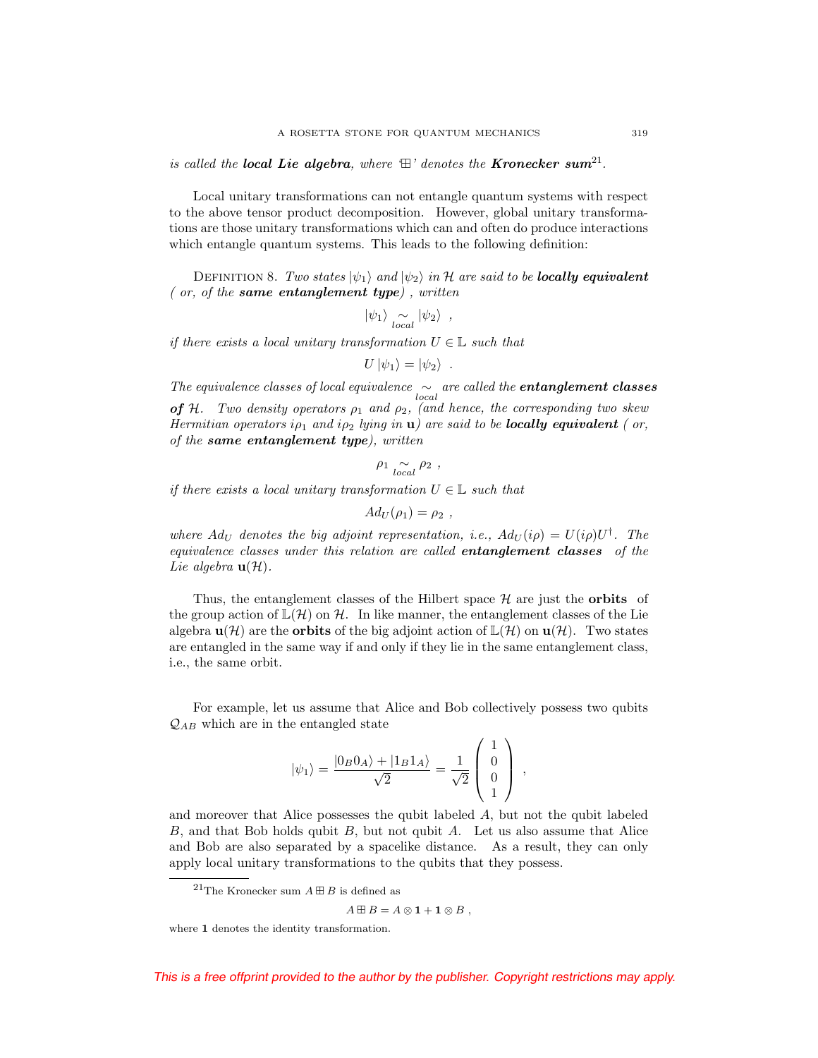*is called the **local Lie algebra**, where '$\boxplus$' denotes the **Kronecker sum**[21].*

Local unitary transformations can not entangle quantum systems with respect to the above tensor product decomposition. However, global unitary transformations are those unitary transformations which can and often do produce interactions which entangle quantum systems. This leads to the following definition:

DEFINITION 8. *Two states $|\psi_1\rangle$ and $|\psi_2\rangle$ in $\mathcal{H}$ are said to be **locally equivalent** ( or, of the **same entanglement type**) , written*

$$|\psi_1\rangle \underset{local}{\sim} |\psi_2\rangle \ \ ,$$

*if there exists a local unitary transformation $U \in \mathbb{L}$ such that*

$$U\,|\psi_1\rangle = |\psi_2\rangle \ \ .$$

*The equivalence classes of local equivalence $\underset{local}{\sim}$ are called the **entanglement classes of $\mathcal{H}$**. Two density operators $\rho_1$ and $\rho_2$, (and hence, the corresponding two skew Hermitian operators $i\rho_1$ and $i\rho_2$ lying in $\mathbf{u}$) are said to be **locally equivalent** ( or, of the **same entanglement type**), written*

$$\rho_1 \underset{local}{\sim} \rho_2 \ ,$$

*if there exists a local unitary transformation $U \in \mathbb{L}$ such that*

$$Ad_U(\rho_1) = \rho_2 \ ,$$

*where $Ad_U$ denotes the big adjoint representation, i.e., $Ad_U(i\rho) = U(i\rho)U^\dagger$. The equivalence classes under this relation are called **entanglement classes** of the Lie algebra $\mathbf{u}(\mathcal{H})$.*

Thus, the entanglement classes of the Hilbert space $\mathcal{H}$ are just the **orbits** of the group action of $\mathbb{L}(\mathcal{H})$ on $\mathcal{H}$. In like manner, the entanglement classes of the Lie algebra $\mathbf{u}(\mathcal{H})$ are the **orbits** of the big adjoint action of $\mathbb{L}(\mathcal{H})$ on $\mathbf{u}(\mathcal{H})$. Two states are entangled in the same way if and only if they lie in the same entanglement class, i.e., the same orbit.

For example, let us assume that Alice and Bob collectively possess two qubits $\mathcal{Q}_{AB}$ which are in the entangled state

$$|\psi_1\rangle = \frac{|0_B 0_A\rangle + |1_B 1_A\rangle}{\sqrt{2}} = \frac{1}{\sqrt{2}} \begin{pmatrix} 1 \\ 0 \\ 0 \\ 1 \end{pmatrix} \ ,$$

and moreover that Alice possesses the qubit labeled $A$, but not the qubit labeled $B$, and that Bob holds qubit $B$, but not qubit $A$. Let us also assume that Alice and Bob are also separated by a spacelike distance. As a result, they can only apply local unitary transformations to the qubits that they possess.

---

[21]The Kronecker sum $A \boxplus B$ is defined as

$$A \boxplus B = A \otimes \mathbf{1} + \mathbf{1} \otimes B \ ,$$

where $\mathbf{1}$ denotes the identity transformation.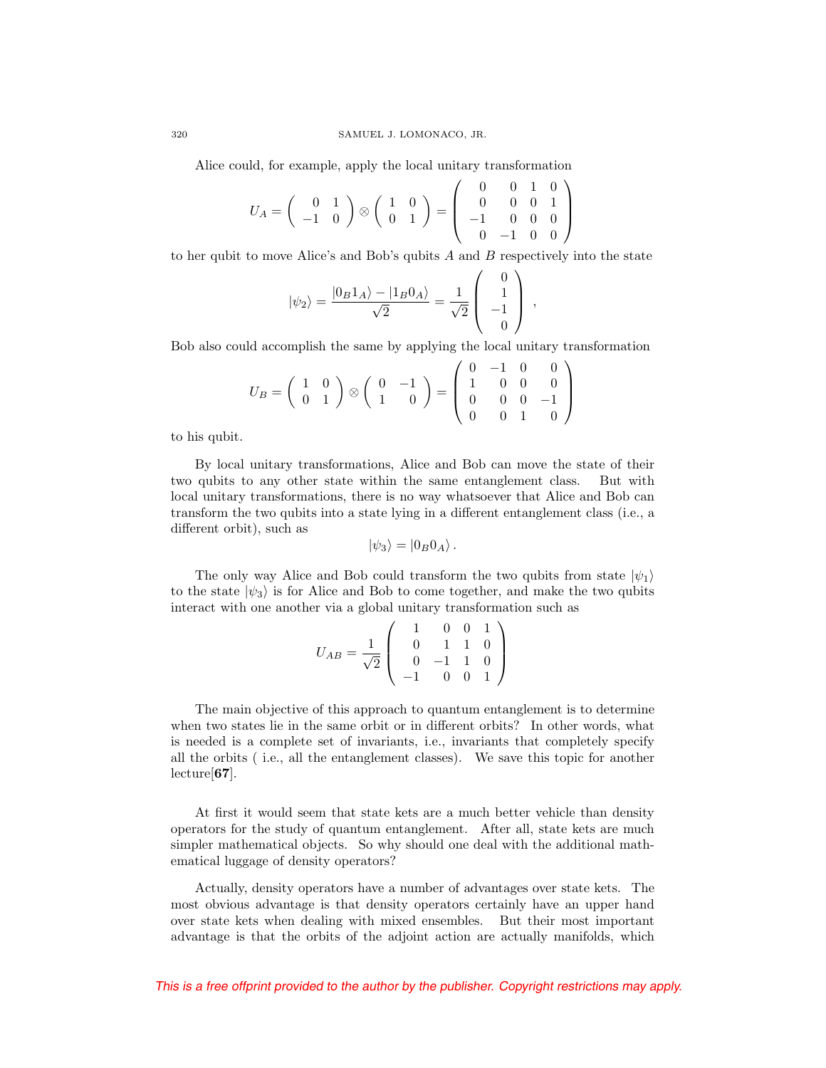Alice could, for example, apply the local unitary transformation

$$U_A = \begin{pmatrix} 0 & 1 \\ -1 & 0 \end{pmatrix} \otimes \begin{pmatrix} 1 & 0 \\ 0 & 1 \end{pmatrix} = \begin{pmatrix} 0 & 0 & 1 & 0 \\ 0 & 0 & 0 & 1 \\ -1 & 0 & 0 & 0 \\ 0 & -1 & 0 & 0 \end{pmatrix}$$

to her qubit to move Alice's and Bob's qubits $A$ and $B$ respectively into the state

$$|\psi_2\rangle = \frac{|0_B 1_A\rangle - |1_B 0_A\rangle}{\sqrt{2}} = \frac{1}{\sqrt{2}} \begin{pmatrix} 0 \\ 1 \\ -1 \\ 0 \end{pmatrix} ,$$

Bob also could accomplish the same by applying the local unitary transformation

$$U_B = \begin{pmatrix} 1 & 0 \\ 0 & 1 \end{pmatrix} \otimes \begin{pmatrix} 0 & -1 \\ 1 & 0 \end{pmatrix} = \begin{pmatrix} 0 & -1 & 0 & 0 \\ 1 & 0 & 0 & 0 \\ 0 & 0 & 0 & -1 \\ 0 & 0 & 1 & 0 \end{pmatrix}$$

to his qubit.

By local unitary transformations, Alice and Bob can move the state of their two qubits to any other state within the same entanglement class. But with local unitary transformations, there is no way whatsoever that Alice and Bob can transform the two qubits into a state lying in a different entanglement class (i.e., a different orbit), such as

$$|\psi_3\rangle = |0_B 0_A\rangle .$$

The only way Alice and Bob could transform the two qubits from state $|\psi_1\rangle$ to the state $|\psi_3\rangle$ is for Alice and Bob to come together, and make the two qubits interact with one another via a global unitary transformation such as

$$U_{AB} = \frac{1}{\sqrt{2}} \begin{pmatrix} 1 & 0 & 0 & 1 \\ 0 & 1 & 1 & 0 \\ 0 & -1 & 1 & 0 \\ -1 & 0 & 0 & 1 \end{pmatrix}$$

The main objective of this approach to quantum entanglement is to determine when two states lie in the same orbit or in different orbits? In other words, what is needed is a complete set of invariants, i.e., invariants that completely specify all the orbits ( i.e., all the entanglement classes). We save this topic for another lecture[**67**].

At first it would seem that state kets are a much better vehicle than density operators for the study of quantum entanglement. After all, state kets are much simpler mathematical objects. So why should one deal with the additional mathematical luggage of density operators?

Actually, density operators have a number of advantages over state kets. The most obvious advantage is that density operators certainly have an upper hand over state kets when dealing with mixed ensembles. But their most important advantage is that the orbits of the adjoint action are actually manifolds, which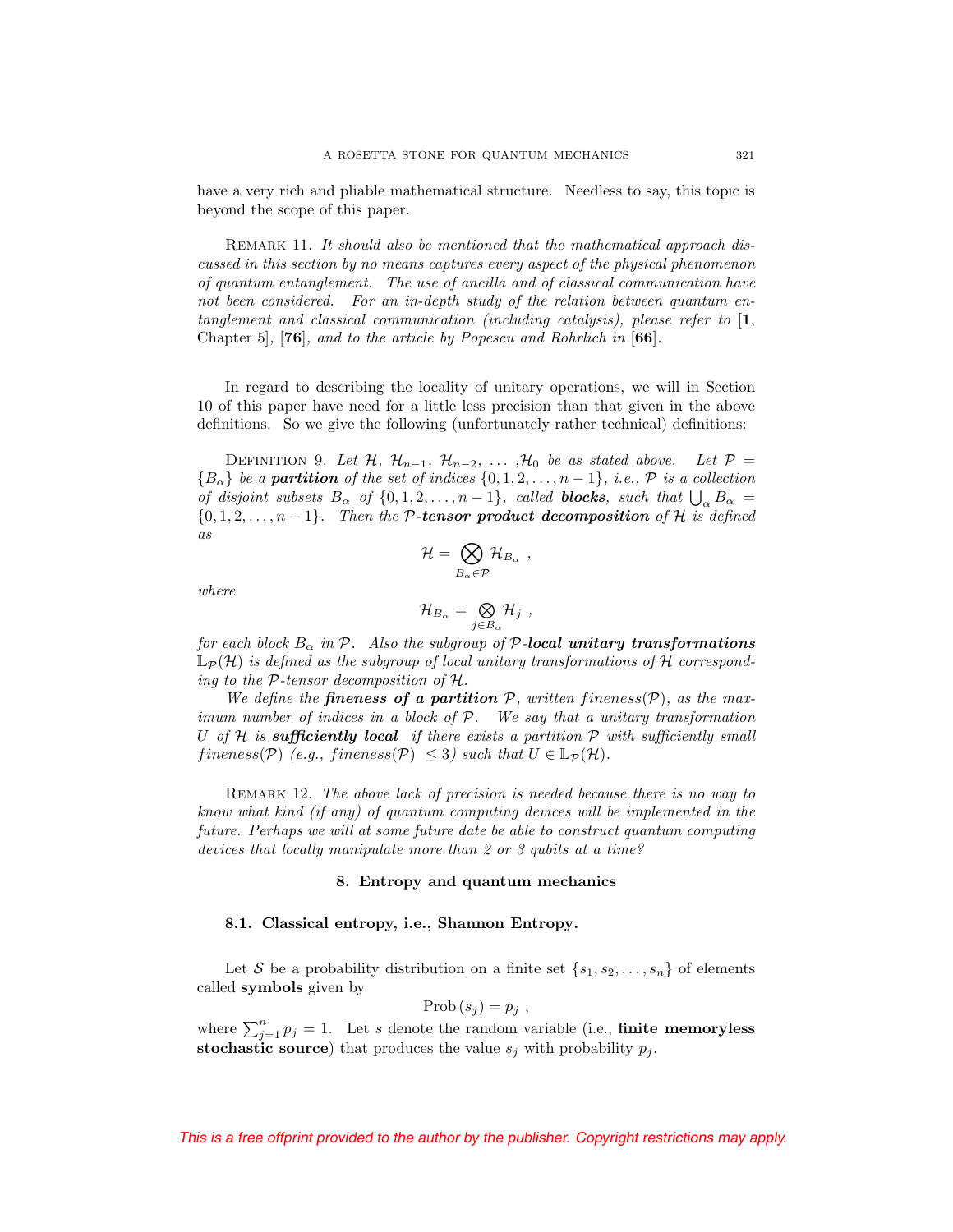have a very rich and pliable mathematical structure. Needless to say, this topic is beyond the scope of this paper.

REMARK 11. *It should also be mentioned that the mathematical approach discussed in this section by no means captures every aspect of the physical phenomenon of quantum entanglement. The use of ancilla and of classical communication have not been considered. For an in-depth study of the relation between quantum entanglement and classical communication (including catalysis), please refer to* [**1**, Chapter 5], [**76**], *and to the article by Popescu and Rohrlich in* [**66**].

In regard to describing the locality of unitary operations, we will in Section 10 of this paper have need for a little less precision than that given in the above definitions. So we give the following (unfortunately rather technical) definitions:

DEFINITION 9. *Let $\mathcal{H}$, $\mathcal{H}_{n-1}$, $\mathcal{H}_{n-2}$, ... ,$\mathcal{H}_0$ be as stated above. Let $\mathcal{P} = \{B_\alpha\}$ be a* ***partition*** *of the set of indices $\{0, 1, 2, \ldots, n-1\}$, i.e., $\mathcal{P}$ is a collection of disjoint subsets $B_\alpha$ of $\{0, 1, 2, \ldots, n-1\}$, called* ***blocks****, such that $\bigcup_\alpha B_\alpha = \{0, 1, 2, \ldots, n-1\}$. Then the* ***$\mathcal{P}$-tensor product decomposition*** *of $\mathcal{H}$ is defined as*

$$\mathcal{H} = \bigotimes_{B_\alpha \in \mathcal{P}} \mathcal{H}_{B_\alpha} \ ,$$

*where*

$$\mathcal{H}_{B_\alpha} = \bigotimes_{j \in B_\alpha} \mathcal{H}_j \ ,$$

*for each block $B_\alpha$ in $\mathcal{P}$. Also the subgroup of* ***$\mathcal{P}$-local unitary transformations*** *$\mathbb{L}_{\mathcal{P}}(\mathcal{H})$ is defined as the subgroup of local unitary transformations of $\mathcal{H}$ corresponding to the $\mathcal{P}$-tensor decomposition of $\mathcal{H}$.*

*We define the* ***fineness of a partition*** *$\mathcal{P}$, written $fineness(\mathcal{P})$, as the maximum number of indices in a block of $\mathcal{P}$. We say that a unitary transformation $U$ of $\mathcal{H}$ is* ***sufficiently local*** *if there exists a partition $\mathcal{P}$ with sufficiently small $fineness(\mathcal{P})$ (e.g., $fineness(\mathcal{P}) \leq 3$) such that $U \in \mathbb{L}_{\mathcal{P}}(\mathcal{H})$.*

REMARK 12. *The above lack of precision is needed because there is no way to know what kind (if any) of quantum computing devices will be implemented in the future. Perhaps we will at some future date be able to construct quantum computing devices that locally manipulate more than 2 or 3 qubits at a time?*

## 8. Entropy and quantum mechanics

### 8.1. Classical entropy, i.e., Shannon Entropy.

Let $\mathcal{S}$ be a probability distribution on a finite set $\{s_1, s_2, \ldots, s_n\}$ of elements called **symbols** given by

$$\text{Prob}\,(s_j) = p_j \ ,$$

where $\sum_{j=1}^{n} p_j = 1$. Let $s$ denote the random variable (i.e., **finite memoryless stochastic source**) that produces the value $s_j$ with probability $p_j$.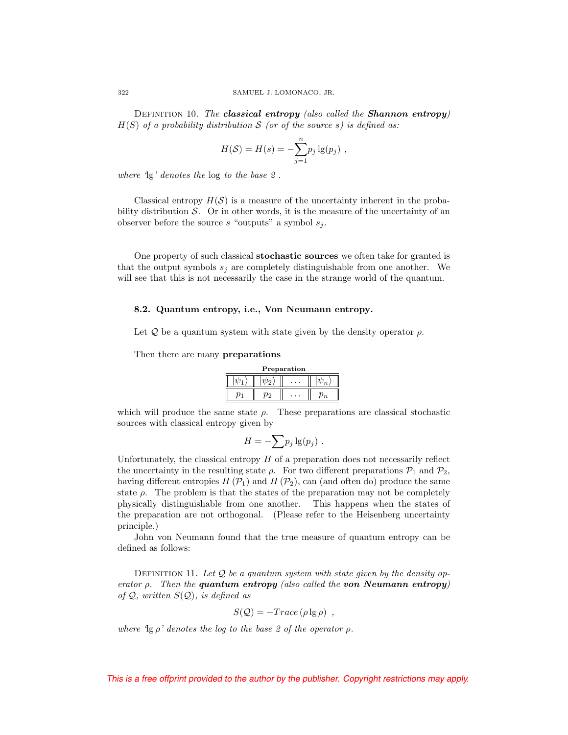Definition 10. *The **classical entropy** (also called the **Shannon entropy**) $H(S)$ of a probability distribution $\mathcal{S}$ (or of the source $s$) is defined as:*

$$H(\mathcal{S}) = H(s) = -\sum_{j=1}^{n} p_j \lg(p_j) \ ,$$

*where 'lg' denotes the log to the base 2 .*

Classical entropy $H(\mathcal{S})$ is a measure of the uncertainty inherent in the probability distribution $\mathcal{S}$. Or in other words, it is the measure of the uncertainty of an observer before the source $s$ "outputs" a symbol $s_j$.

One property of such classical **stochastic sources** we often take for granted is that the output symbols $s_j$ are completely distinguishable from one another. We will see that this is not necessarily the case in the strange world of the quantum.

### 8.2. Quantum entropy, i.e., Von Neumann entropy.

Let $\mathcal{Q}$ be a quantum system with state given by the density operator $\rho$.

Then there are many **preparations**

**Preparation**

| $\lvert\psi_1\rangle$ | $\lvert\psi_2\rangle$ | $\ldots$ | $\lvert\psi_n\rangle$ |
|---|---|---|---|
| $p_1$ | $p_2$ | $\ldots$ | $p_n$ |

which will produce the same state $\rho$. These preparations are classical stochastic sources with classical entropy given by

$$H = -\sum p_j \lg(p_j) \ .$$

Unfortunately, the classical entropy $H$ of a preparation does not necessarily reflect the uncertainty in the resulting state $\rho$. For two different preparations $\mathcal{P}_1$ and $\mathcal{P}_2$, having different entropies $H(\mathcal{P}_1)$ and $H(\mathcal{P}_2)$, can (and often do) produce the same state $\rho$. The problem is that the states of the preparation may not be completely physically distinguishable from one another. This happens when the states of the preparation are not orthogonal. (Please refer to the Heisenberg uncertainty principle.)

John von Neumann found that the true measure of quantum entropy can be defined as follows:

Definition 11. *Let $\mathcal{Q}$ be a quantum system with state given by the density operator $\rho$. Then the **quantum entropy** (also called the **von Neumann entropy**) of $\mathcal{Q}$, written $S(\mathcal{Q})$, is defined as*

$$S(\mathcal{Q}) = -Trace\left(\rho \lg \rho\right) \ ,$$

*where '$\lg \rho$' denotes the log to the base 2 of the operator $\rho$.*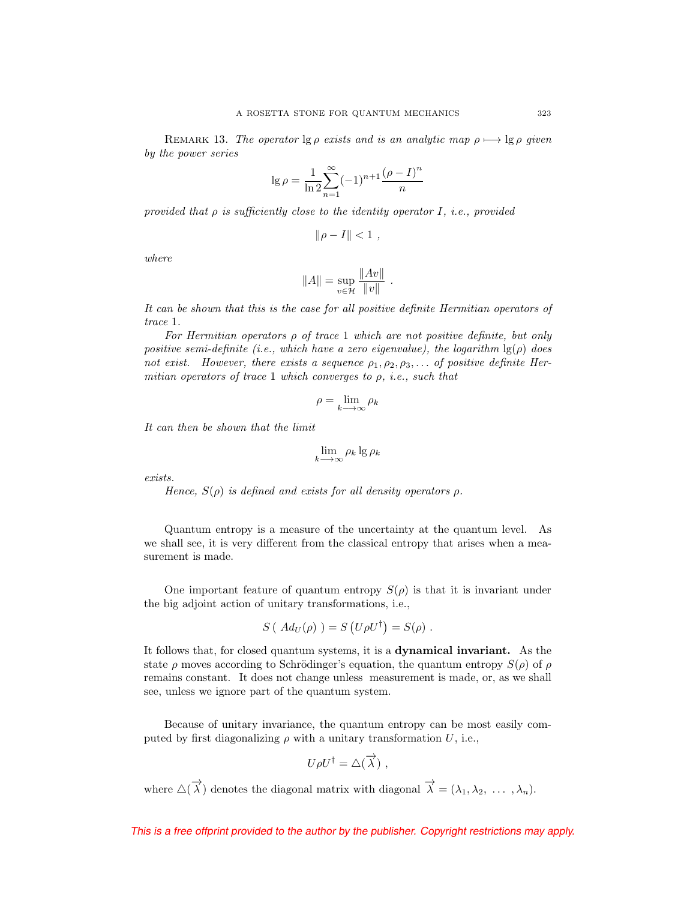*Remark 13. The operator $\lg \rho$ exists and is an analytic map $\rho \longmapsto \lg \rho$ given by the power series*

$$\lg \rho = \frac{1}{\ln 2} \sum_{n=1}^{\infty} (-1)^{n+1} \frac{(\rho - I)^n}{n}$$

*provided that $\rho$ is sufficiently close to the identity operator $I$, i.e., provided*

$$\|\rho - I\| < 1 \ ,$$

*where*

$$\|A\| = \sup_{v \in \mathcal{H}} \frac{\|Av\|}{\|v\|} \ .$$

*It can be shown that this is the case for all positive definite Hermitian operators of trace 1.*

*For Hermitian operators $\rho$ of trace 1 which are not positive definite, but only positive semi-definite (i.e., which have a zero eigenvalue), the logarithm $\lg(\rho)$ does not exist. However, there exists a sequence $\rho_1, \rho_2, \rho_3, \ldots$ of positive definite Hermitian operators of trace 1 which converges to $\rho$, i.e., such that*

$$\rho = \lim_{k \longrightarrow \infty} \rho_k$$

*It can then be shown that the limit*

$$\lim_{k \longrightarrow \infty} \rho_k \lg \rho_k$$

*exists.*

*Hence, $S(\rho)$ is defined and exists for all density operators $\rho$.*

Quantum entropy is a measure of the uncertainty at the quantum level. As we shall see, it is very different from the classical entropy that arises when a measurement is made.

One important feature of quantum entropy $S(\rho)$ is that it is invariant under the big adjoint action of unitary transformations, i.e.,

$$S\left( \ Ad_U(\rho) \ \right) = S\left(U \rho U^{\dagger}\right) = S(\rho) \ .$$

It follows that, for closed quantum systems, it is a **dynamical invariant.** As the state $\rho$ moves according to Schrödinger's equation, the quantum entropy $S(\rho)$ of $\rho$ remains constant. It does not change unless measurement is made, or, as we shall see, unless we ignore part of the quantum system.

Because of unitary invariance, the quantum entropy can be most easily computed by first diagonalizing $\rho$ with a unitary transformation $U$, i.e.,

$$U \rho U^{\dagger} = \triangle(\overrightarrow{\lambda}) \ ,$$

where $\triangle(\overrightarrow{\lambda})$ denotes the diagonal matrix with diagonal $\overrightarrow{\lambda} = (\lambda_1, \lambda_2, \ \ldots \ , \lambda_n)$.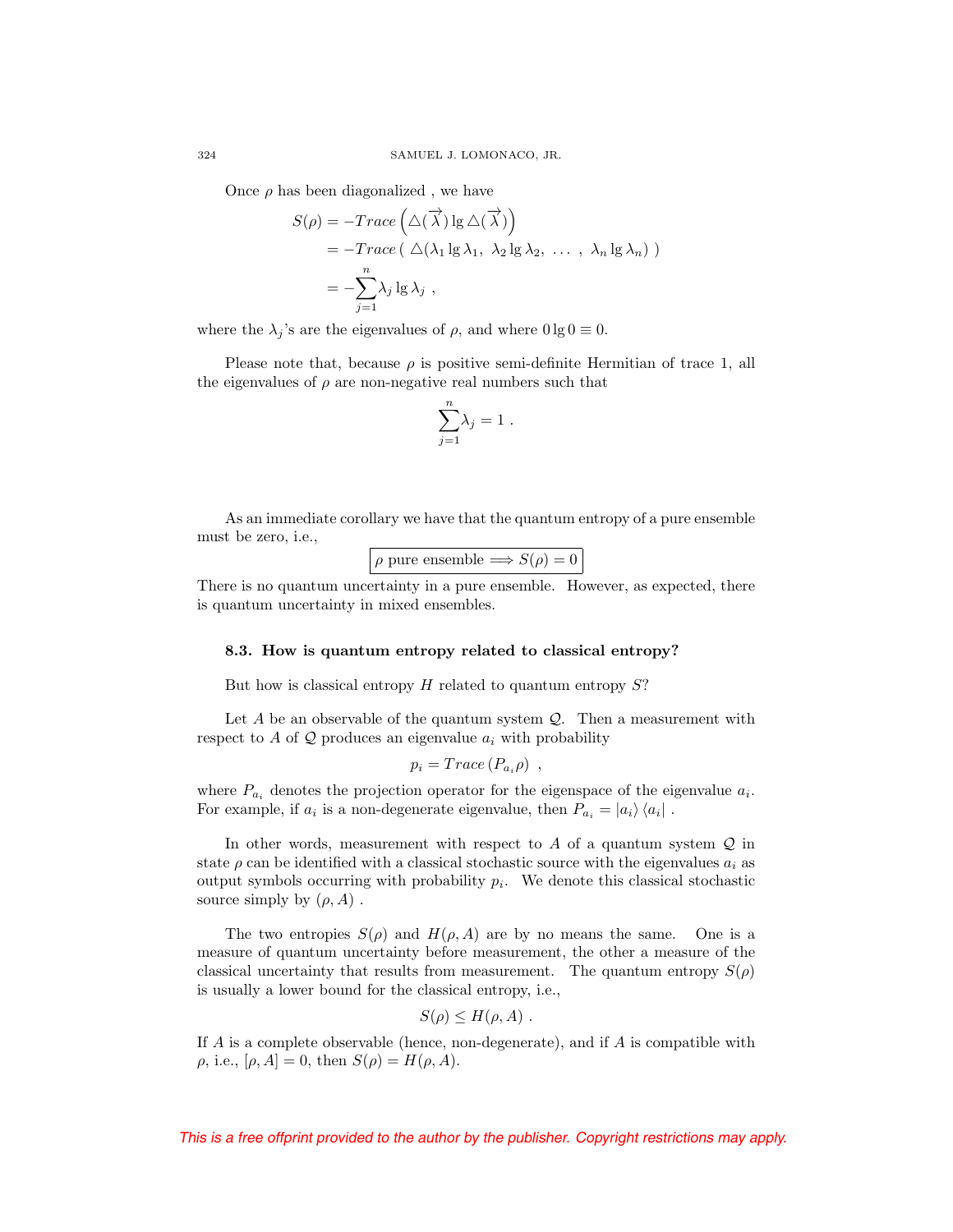Once $\rho$ has been diagonalized , we have

$$
\begin{aligned}
S(\rho) &= -Trace\left(\triangle(\overrightarrow{\lambda}) \lg \triangle(\overrightarrow{\lambda})\right) \\
&= -Trace\left( \triangle(\lambda_1 \lg \lambda_1,\ \lambda_2 \lg \lambda_2,\ \ldots\ ,\ \lambda_n \lg \lambda_n) \right) \\
&= -\sum_{j=1}^{n} \lambda_j \lg \lambda_j \ ,
\end{aligned}
$$

where the $\lambda_j$'s are the eigenvalues of $\rho$, and where $0 \lg 0 \equiv 0$.

Please note that, because $\rho$ is positive semi-definite Hermitian of trace 1, all the eigenvalues of $\rho$ are non-negative real numbers such that

$$
\sum_{j=1}^{n} \lambda_j = 1 \ .
$$

As an immediate corollary we have that the quantum entropy of a pure ensemble must be zero, i.e.,

$$
\boxed{\rho \text{ pure ensemble} \Longrightarrow S(\rho) = 0}
$$

There is no quantum uncertainty in a pure ensemble. However, as expected, there is quantum uncertainty in mixed ensembles.

### 8.3. How is quantum entropy related to classical entropy?

But how is classical entropy $H$ related to quantum entropy $S$?

Let $A$ be an observable of the quantum system $\mathcal{Q}$. Then a measurement with respect to $A$ of $\mathcal{Q}$ produces an eigenvalue $a_i$ with probability

$$
p_i = Trace\left(P_{a_i} \rho\right) \ ,
$$

where $P_{a_i}$ denotes the projection operator for the eigenspace of the eigenvalue $a_i$. For example, if $a_i$ is a non-degenerate eigenvalue, then $P_{a_i} = |a_i\rangle \langle a_i|$ .

In other words, measurement with respect to $A$ of a quantum system $\mathcal{Q}$ in state $\rho$ can be identified with a classical stochastic source with the eigenvalues $a_i$ as output symbols occurring with probability $p_i$. We denote this classical stochastic source simply by $(\rho, A)$ .

The two entropies $S(\rho)$ and $H(\rho, A)$ are by no means the same. One is a measure of quantum uncertainty before measurement, the other a measure of the classical uncertainty that results from measurement. The quantum entropy $S(\rho)$ is usually a lower bound for the classical entropy, i.e.,

$$
S(\rho) \leq H(\rho, A) \ .
$$

If $A$ is a complete observable (hence, non-degenerate), and if $A$ is compatible with $\rho$, i.e., $[\rho, A] = 0$, then $S(\rho) = H(\rho, A)$.

*This is a free offprint provided to the author by the publisher. Copyright restrictions may apply.*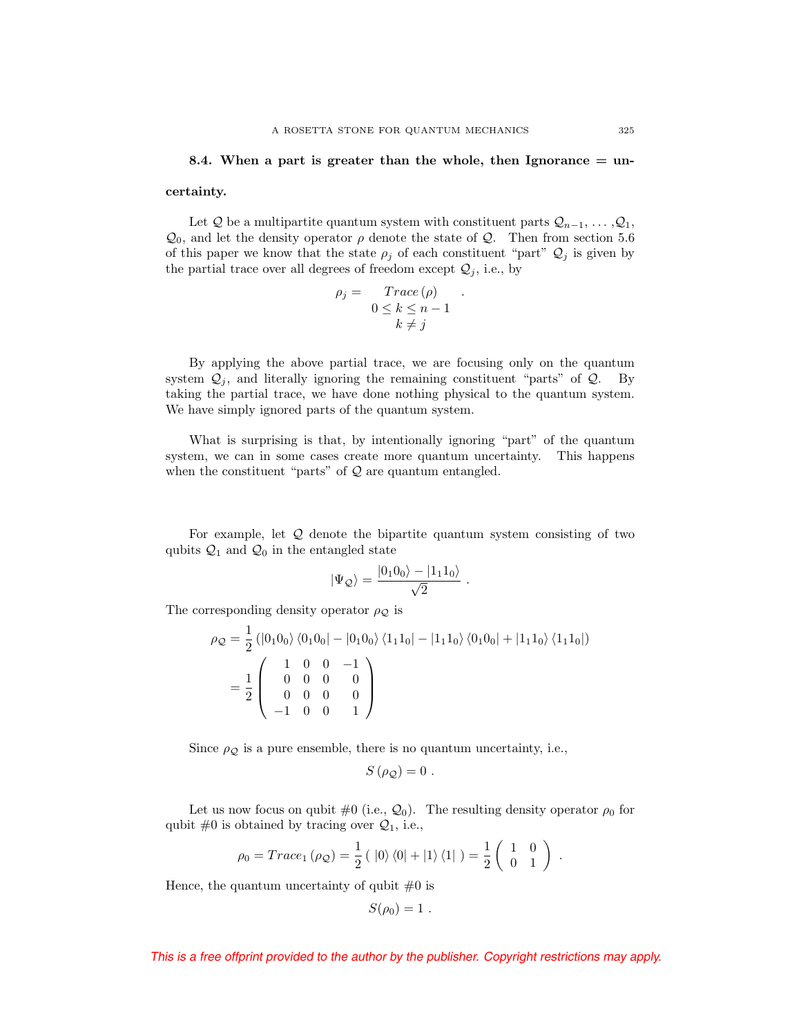### 8.4. When a part is greater than the whole, then Ignorance = uncertainty.

Let $\mathcal{Q}$ be a multipartite quantum system with constituent parts $\mathcal{Q}_{n-1}, \ldots, \mathcal{Q}_1$, $\mathcal{Q}_0$, and let the density operator $\rho$ denote the state of $\mathcal{Q}$. Then from section 5.6 of this paper we know that the state $\rho_j$ of each constituent "part" $\mathcal{Q}_j$ is given by the partial trace over all degrees of freedom except $\mathcal{Q}_j$, i.e., by

$$\rho_j = \underset{\substack{0 \le k \le n-1 \\ k \neq j}}{Trace}(\rho) \quad .$$

By applying the above partial trace, we are focusing only on the quantum system $\mathcal{Q}_j$, and literally ignoring the remaining constituent "parts" of $\mathcal{Q}$. By taking the partial trace, we have done nothing physical to the quantum system. We have simply ignored parts of the quantum system.

What is surprising is that, by intentionally ignoring "part" of the quantum system, we can in some cases create more quantum uncertainty. This happens when the constituent "parts" of $\mathcal{Q}$ are quantum entangled.

For example, let $\mathcal{Q}$ denote the bipartite quantum system consisting of two qubits $\mathcal{Q}_1$ and $\mathcal{Q}_0$ in the entangled state

$$\left|\Psi_{\mathcal{Q}}\right\rangle = \frac{\left|0_1 0_0\right\rangle - \left|1_1 1_0\right\rangle}{\sqrt{2}} \; .$$

The corresponding density operator $\rho_{\mathcal{Q}}$ is

$$\begin{aligned}
\rho_{\mathcal{Q}} &= \frac{1}{2}\left(\left|0_1 0_0\right\rangle\left\langle 0_1 0_0\right| - \left|0_1 0_0\right\rangle\left\langle 1_1 1_0\right| - \left|1_1 1_0\right\rangle\left\langle 0_1 0_0\right| + \left|1_1 1_0\right\rangle\left\langle 1_1 1_0\right|\right) \\
&= \frac{1}{2}\begin{pmatrix} 1 & 0 & 0 & -1 \\ 0 & 0 & 0 & 0 \\ 0 & 0 & 0 & 0 \\ -1 & 0 & 0 & 1 \end{pmatrix}
\end{aligned}$$

Since $\rho_{\mathcal{Q}}$ is a pure ensemble, there is no quantum uncertainty, i.e.,

$$S\left(\rho_{\mathcal{Q}}\right) = 0 \; .$$

Let us now focus on qubit #0 (i.e., $\mathcal{Q}_0$). The resulting density operator $\rho_0$ for qubit #0 is obtained by tracing over $\mathcal{Q}_1$, i.e.,

$$\rho_0 = Trace_1\left(\rho_{\mathcal{Q}}\right) = \frac{1}{2}\left(\,|0\rangle\langle 0| + |1\rangle\langle 1|\,\right) = \frac{1}{2}\begin{pmatrix} 1 & 0 \\ 0 & 1 \end{pmatrix} \; .$$

Hence, the quantum uncertainty of qubit #0 is

$$S(\rho_0) = 1 \; .$$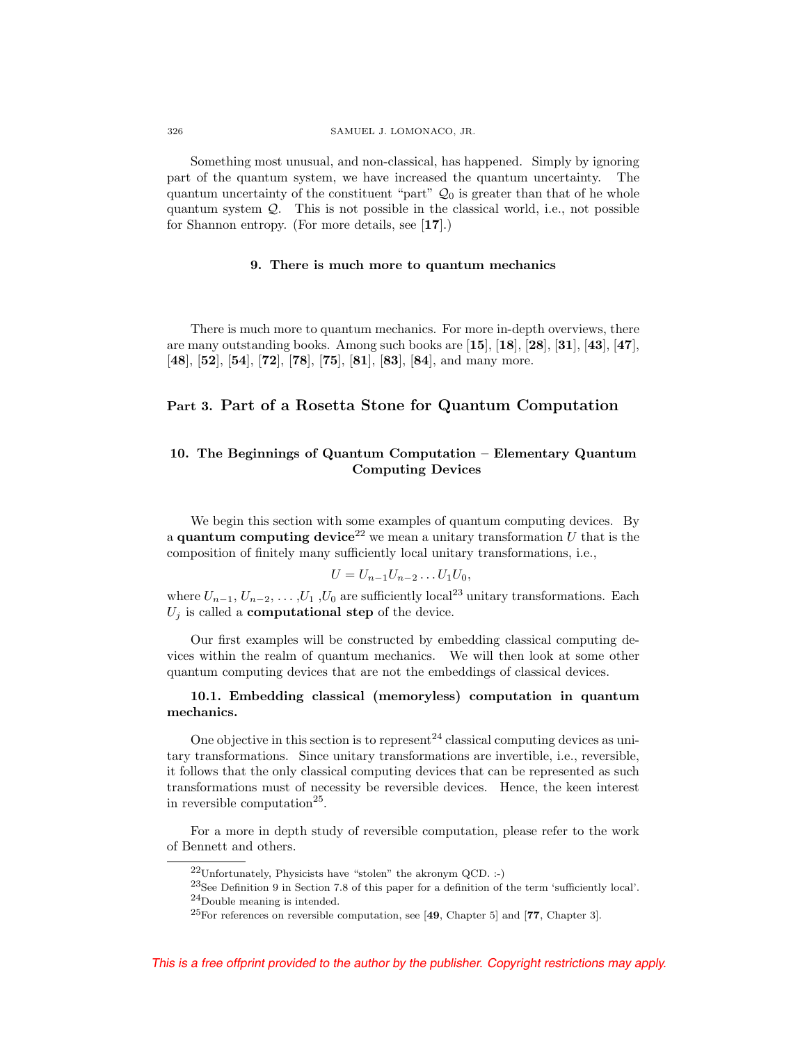Something most unusual, and non-classical, has happened. Simply by ignoring part of the quantum system, we have increased the quantum uncertainty. The quantum uncertainty of the constituent "part" $\mathcal{Q}_0$ is greater than that of he whole quantum system $\mathcal{Q}$. This is not possible in the classical world, i.e., not possible for Shannon entropy. (For more details, see [**17**].)

### 9. There is much more to quantum mechanics

There is much more to quantum mechanics. For more in-depth overviews, there are many outstanding books. Among such books are [**15**], [**18**], [**28**], [**31**], [**43**], [**47**], [**48**], [**52**], [**54**], [**72**], [**78**], [**75**], [**81**], [**83**], [**84**], and many more.

# Part 3. Part of a Rosetta Stone for Quantum Computation

## 10. The Beginnings of Quantum Computation – Elementary Quantum Computing Devices

We begin this section with some examples of quantum computing devices. By a **quantum computing device**[22] we mean a unitary transformation $U$ that is the composition of finitely many sufficiently local unitary transformations, i.e.,

$$U = U_{n-1}U_{n-2}\ldots U_1 U_0,$$

where $U_{n-1}$, $U_{n-2}$, ... ,$U_1$ ,$U_0$ are sufficiently local[23] unitary transformations. Each $U_j$ is called a **computational step** of the device.

Our first examples will be constructed by embedding classical computing devices within the realm of quantum mechanics. We will then look at some other quantum computing devices that are not the embeddings of classical devices.

### 10.1. Embedding classical (memoryless) computation in quantum mechanics.

One objective in this section is to represent[24] classical computing devices as unitary transformations. Since unitary transformations are invertible, i.e., reversible, it follows that the only classical computing devices that can be represented as such transformations must of necessity be reversible devices. Hence, the keen interest in reversible computation[25].

For a more in depth study of reversible computation, please refer to the work of Bennett and others.

---

[22] Unfortunately, Physicists have "stolen" the akronym QCD. :-)

[23] See Definition 9 in Section 7.8 of this paper for a definition of the term 'sufficiently local'.

[24] Double meaning is intended.

[25] For references on reversible computation, see [**49**, Chapter 5] and [**77**, Chapter 3].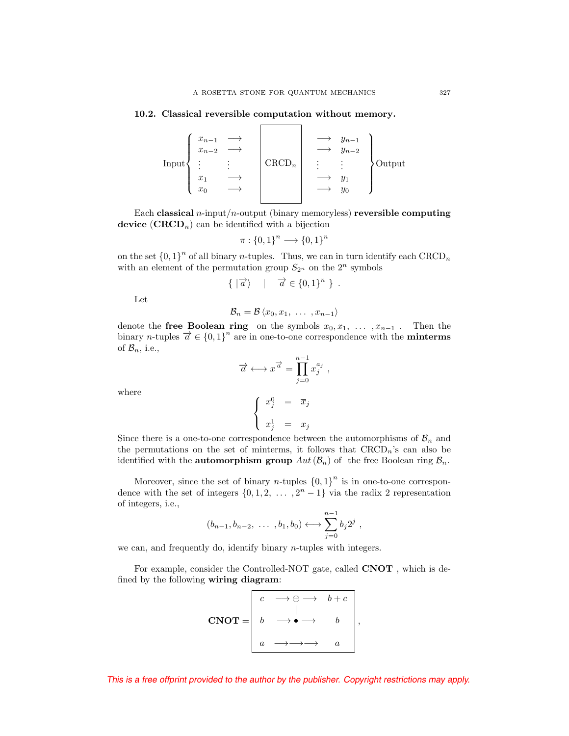### 10.2. Classical reversible computation without memory.

$$
\text{Input}\left\{\begin{array}{ll} x_{n-1} & \longrightarrow \\ x_{n-2} & \longrightarrow \\ \vdots & \vdots \\ x_1 & \longrightarrow \\ x_0 & \longrightarrow \end{array}\right. \boxed{\quad \text{CRCD}_n \quad} \left.\begin{array}{ll} \longrightarrow & y_{n-1} \\ \longrightarrow & y_{n-2} \\ \vdots & \vdots \\ \longrightarrow & y_1 \\ \longrightarrow & y_0 \end{array}\right\}\text{Output}
$$

Each **classical** $n$-input/$n$-output (binary memoryless) **reversible computing device** (**CRCD**$_n$) can be identified with a bijection

$$
\pi : \{0,1\}^n \longrightarrow \{0,1\}^n
$$

on the set $\{0,1\}^n$ of all binary $n$-tuples. Thus, we can in turn identify each CRCD$_n$ with an element of the permutation group $S_{2^n}$ on the $2^n$ symbols

$$
\{ \ |\overrightarrow{a}\rangle \quad | \quad \overrightarrow{a} \in \{0,1\}^n \ \} \ .
$$

Let

$$
\mathcal{B}_n = \mathcal{B}\left\langle x_0, x_1, \ \ldots \ , x_{n-1}\right\rangle
$$

denote the **free Boolean ring** on the symbols $x_0, x_1, \ \ldots \ , x_{n-1}$ . Then the binary $n$-tuples $\overrightarrow{a} \in \{0,1\}^n$ are in one-to-one correspondence with the **minterms** of $\mathcal{B}_n$, i.e.,

$$
\overrightarrow{a} \longleftrightarrow x^{\overrightarrow{a}} = \prod_{j=0}^{n-1} x_j^{a_j} \ ,
$$

where

$$
\left\{\begin{array}{lcl} x_j^0 & = & \overline{x}_j \\ & & \\ x_j^1 & = & x_j \end{array}\right.
$$

Since there is a one-to-one correspondence between the automorphisms of $\mathcal{B}_n$ and the permutations on the set of minterms, it follows that CRCD$_n$'s can also be identified with the **automorphism group** $Aut\left(\mathcal{B}_n\right)$ of the free Boolean ring $\mathcal{B}_n$.

Moreover, since the set of binary $n$-tuples $\{0,1\}^n$ is in one-to-one correspondence with the set of integers $\{0, 1, 2, \ \ldots \ , 2^n - 1\}$ via the radix 2 representation of integers, i.e.,

$$
(b_{n-1}, b_{n-2}, \ \ldots \ , b_1, b_0) \longleftrightarrow \sum_{j=0}^{n-1} b_j 2^j \ ,
$$

we can, and frequently do, identify binary $n$-tuples with integers.

For example, consider the Controlled-NOT gate, called **CNOT** , which is defined by the following **wiring diagram**:

$$
\textbf{CNOT} = \boxed{\begin{array}{lcc} c & \longrightarrow \oplus \longrightarrow & b+c \\ & | & \\ b & \longrightarrow \bullet \longrightarrow & b \\ & & \\ a & \longrightarrow\longrightarrow\longrightarrow & a \end{array}} \ ,
$$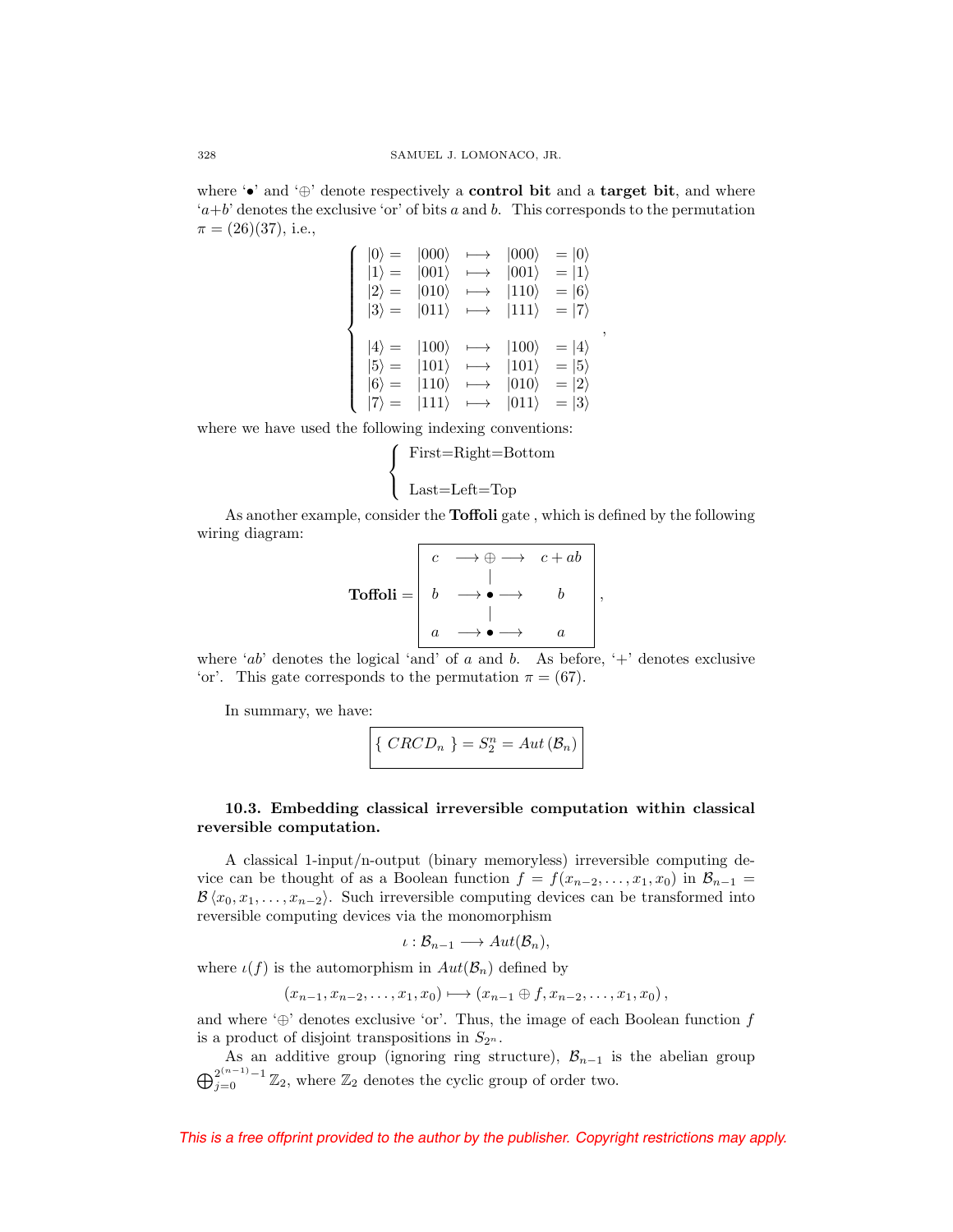where '•' and '⊕' denote respectively a **control bit** and a **target bit**, and where '$a+b$' denotes the exclusive 'or' of bits $a$ and $b$. This corresponds to the permutation $\pi = (26)(37)$, i.e.,

$$\left\{ \begin{array}{lllll} |0\rangle = & |000\rangle & \longmapsto & |000\rangle & = |0\rangle \\ |1\rangle = & |001\rangle & \longmapsto & |001\rangle & = |1\rangle \\ |2\rangle = & |010\rangle & \longmapsto & |110\rangle & = |6\rangle \\ |3\rangle = & |011\rangle & \longmapsto & |111\rangle & = |7\rangle \\ & & & & \\ |4\rangle = & |100\rangle & \longmapsto & |100\rangle & = |4\rangle \\ |5\rangle = & |101\rangle & \longmapsto & |101\rangle & = |5\rangle \\ |6\rangle = & |110\rangle & \longmapsto & |010\rangle & = |2\rangle \\ |7\rangle = & |111\rangle & \longmapsto & |011\rangle & = |3\rangle \end{array} \right. ,$$

where we have used the following indexing conventions:

$$\left\{ \begin{array}{l} \text{First=Right=Bottom} \\ \\ \text{Last=Left=Top} \end{array} \right.$$

As another example, consider the **Toffoli** gate , which is defined by the following wiring diagram:

$$\textbf{Toffoli} = \boxed{\begin{array}{cccc} c & \longrightarrow \oplus \longrightarrow & c+ab \\ & | & \\ b & \longrightarrow \bullet \longrightarrow & b \\ & | & \\ a & \longrightarrow \bullet \longrightarrow & a \end{array}} ,$$

where '$ab$' denotes the logical 'and' of $a$ and $b$. As before, '+' denotes exclusive 'or'. This gate corresponds to the permutation $\pi = (67)$.

In summary, we have:

$$\boxed{\{ \ CRCD_n \ \} = S_2^n = Aut\left(\mathcal{B}_n\right)}$$

### 10.3. Embedding classical irreversible computation within classical reversible computation.

A classical 1-input/n-output (binary memoryless) irreversible computing device can be thought of as a Boolean function $f = f(x_{n-2}, \ldots, x_1, x_0)$ in $\mathcal{B}_{n-1} = \mathcal{B}\left\langle x_0, x_1, \ldots, x_{n-2}\right\rangle$. Such irreversible computing devices can be transformed into reversible computing devices via the monomorphism

$$\iota : \mathcal{B}_{n-1} \longrightarrow Aut(\mathcal{B}_n),$$

where $\iota(f)$ is the automorphism in $Aut(\mathcal{B}_n)$ defined by

$$(x_{n-1}, x_{n-2}, \ldots, x_1, x_0) \longmapsto (x_{n-1} \oplus f, x_{n-2}, \ldots, x_1, x_0),$$

and where '⊕' denotes exclusive 'or'. Thus, the image of each Boolean function $f$ is a product of disjoint transpositions in $S_{2^n}$.

As an additive group (ignoring ring structure), $\mathcal{B}_{n-1}$ is the abelian group $\bigoplus_{j=0}^{2^{(n-1)}-1} \mathbb{Z}_2$, where $\mathbb{Z}_2$ denotes the cyclic group of order two.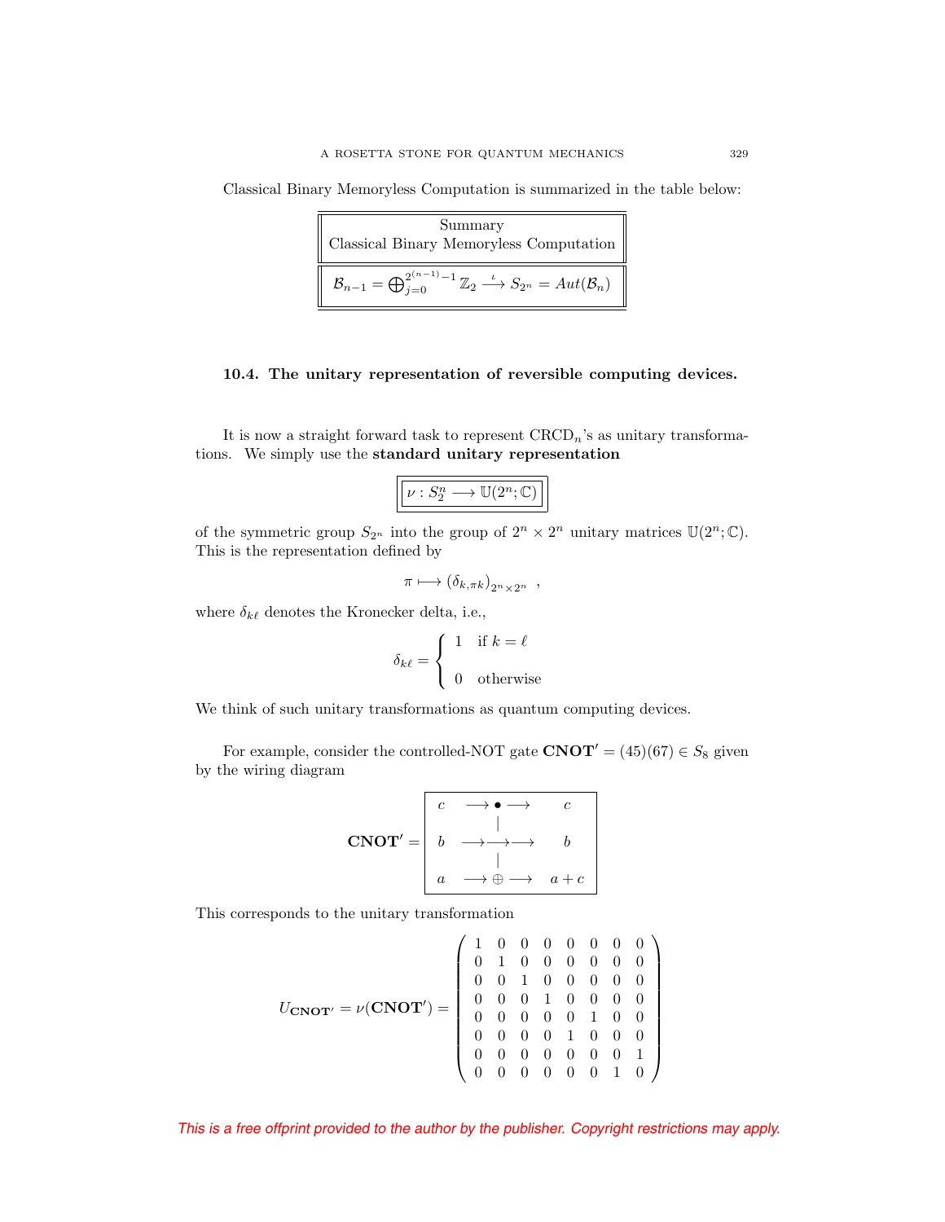Classical Binary Memoryless Computation is summarized in the table below:

| Summary Classical Binary Memoryless Computation |
|---|
| $\mathcal{B}_{n-1} = \bigoplus_{j=0}^{2^{(n-1)}-1} \mathbb{Z}_2 \xrightarrow{\iota} S_{2^n} = Aut(\mathcal{B}_n)$ |

### 10.4. The unitary representation of reversible computing devices.

It is now a straight forward task to represent CRCD$_n$'s as unitary transformations. We simply use the **standard unitary representation**

$$\boxed{\nu : S_2^n \longrightarrow \mathbb{U}(2^n; \mathbb{C})}$$

of the symmetric group $S_{2^n}$ into the group of $2^n \times 2^n$ unitary matrices $\mathbb{U}(2^n; \mathbb{C})$. This is the representation defined by

$$\pi \longmapsto \left(\delta_{k,\pi k}\right)_{2^n \times 2^n} \ ,$$

where $\delta_{k\ell}$ denotes the Kronecker delta, i.e.,

$$\delta_{k\ell} = \begin{cases} 1 & \text{if } k = \ell \\ \\ 0 & \text{otherwise} \end{cases}$$

We think of such unitary transformations as quantum computing devices.

For example, consider the controlled-NOT gate $\mathbf{CNOT}' = (45)(67) \in S_8$ given by the wiring diagram

$$\mathbf{CNOT}' = \boxed{\begin{array}{ccc} c & \longrightarrow \bullet \longrightarrow & c \\ & | & \\ b & \longrightarrow\!\longrightarrow\!\longrightarrow & b \\ & | & \\ a & \longrightarrow \oplus \longrightarrow & a+c \end{array}}$$

This corresponds to the unitary transformation

$$U_{\mathbf{CNOT}'} = \nu(\mathbf{CNOT}') = \begin{pmatrix} 1 & 0 & 0 & 0 & 0 & 0 & 0 & 0 \\ 0 & 1 & 0 & 0 & 0 & 0 & 0 & 0 \\ 0 & 0 & 1 & 0 & 0 & 0 & 0 & 0 \\ 0 & 0 & 0 & 1 & 0 & 0 & 0 & 0 \\ 0 & 0 & 0 & 0 & 0 & 1 & 0 & 0 \\ 0 & 0 & 0 & 0 & 1 & 0 & 0 & 0 \\ 0 & 0 & 0 & 0 & 0 & 0 & 0 & 1 \\ 0 & 0 & 0 & 0 & 0 & 0 & 1 & 0 \end{pmatrix}$$

*This is a free offprint provided to the author by the publisher. Copyright restrictions may apply.*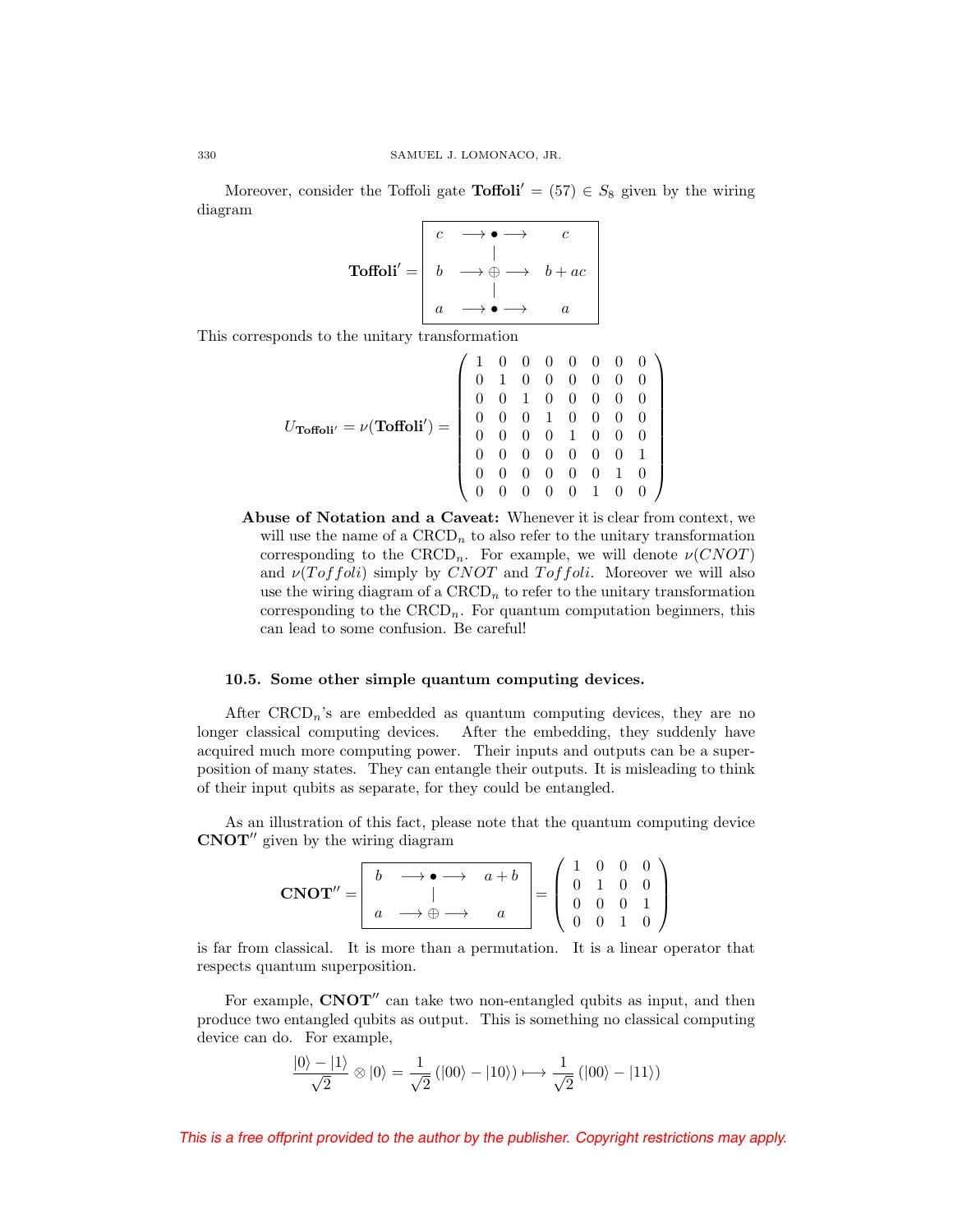Moreover, consider the Toffoli gate $\mathbf{Toffoli'} = (57) \in S_8$ given by the wiring diagram

$$\mathbf{Toffoli'} = \boxed{\begin{array}{ccc} c & \longrightarrow \bullet \longrightarrow & c \\ & | & \\ b & \longrightarrow \oplus \longrightarrow & b + ac \\ & | & \\ a & \longrightarrow \bullet \longrightarrow & a \end{array}}$$

This corresponds to the unitary transformation

$$U_{\mathbf{Toffoli'}} = \nu(\mathbf{Toffoli'}) = \begin{pmatrix} 1 & 0 & 0 & 0 & 0 & 0 & 0 & 0 \\ 0 & 1 & 0 & 0 & 0 & 0 & 0 & 0 \\ 0 & 0 & 1 & 0 & 0 & 0 & 0 & 0 \\ 0 & 0 & 0 & 1 & 0 & 0 & 0 & 0 \\ 0 & 0 & 0 & 0 & 1 & 0 & 0 & 0 \\ 0 & 0 & 0 & 0 & 0 & 0 & 0 & 1 \\ 0 & 0 & 0 & 0 & 0 & 0 & 1 & 0 \\ 0 & 0 & 0 & 0 & 0 & 1 & 0 & 0 \end{pmatrix}$$

**Abuse of Notation and a Caveat:** Whenever it is clear from context, we will use the name of a $\text{CRCD}_n$ to also refer to the unitary transformation corresponding to the $\text{CRCD}_n$. For example, we will denote $\nu(CNOT)$ and $\nu(Toffoli)$ simply by $CNOT$ and $Toffoli$. Moreover we will also use the wiring diagram of a $\text{CRCD}_n$ to refer to the unitary transformation corresponding to the $\text{CRCD}_n$. For quantum computation beginners, this can lead to some confusion. Be careful!

### 10.5. Some other simple quantum computing devices.

After $\text{CRCD}_n$'s are embedded as quantum computing devices, they are no longer classical computing devices. After the embedding, they suddenly have acquired much more computing power. Their inputs and outputs can be a superposition of many states. They can entangle their outputs. It is misleading to think of their input qubits as separate, for they could be entangled.

As an illustration of this fact, please note that the quantum computing device $\mathbf{CNOT''}$ given by the wiring diagram

$$\mathbf{CNOT''} = \boxed{\begin{array}{ccc} b & \longrightarrow \bullet \longrightarrow & a + b \\ & | & \\ a & \longrightarrow \oplus \longrightarrow & a \end{array}} = \begin{pmatrix} 1 & 0 & 0 & 0 \\ 0 & 1 & 0 & 0 \\ 0 & 0 & 0 & 1 \\ 0 & 0 & 1 & 0 \end{pmatrix}$$

is far from classical. It is more than a permutation. It is a linear operator that respects quantum superposition.

For example, $\mathbf{CNOT''}$ can take two non-entangled qubits as input, and then produce two entangled qubits as output. This is something no classical computing device can do. For example,

$$\frac{|0\rangle - |1\rangle}{\sqrt{2}} \otimes |0\rangle = \frac{1}{\sqrt{2}}\left(|00\rangle - |10\rangle\right) \longmapsto \frac{1}{\sqrt{2}}\left(|00\rangle - |11\rangle\right)$$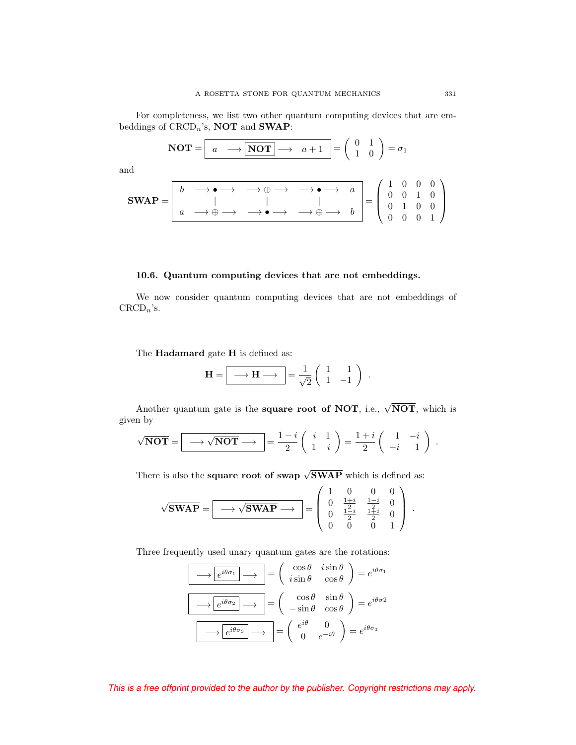For completeness, we list two other quantum computing devices that are embeddings of $\text{CRCD}_n$'s, **NOT** and **SWAP**:

$$\textbf{NOT} = \boxed{a \quad \longrightarrow \boxed{\textbf{NOT}} \longrightarrow \quad a+1} = \begin{pmatrix} 0 & 1 \\ 1 & 0 \end{pmatrix} = \sigma_1$$

and

$$\textbf{SWAP} = \boxed{\begin{array}{ccccc} b & \longrightarrow \bullet \longrightarrow & \longrightarrow \oplus \longrightarrow & \longrightarrow \bullet \longrightarrow & a \\ & | & | & | & \\ a & \longrightarrow \oplus \longrightarrow & \longrightarrow \bullet \longrightarrow & \longrightarrow \oplus \longrightarrow & b \end{array}} = \begin{pmatrix} 1 & 0 & 0 & 0 \\ 0 & 0 & 1 & 0 \\ 0 & 1 & 0 & 0 \\ 0 & 0 & 0 & 1 \end{pmatrix}$$

### 10.6. Quantum computing devices that are not embeddings.

We now consider quantum computing devices that are not embeddings of $\text{CRCD}_n$'s.

The **Hadamard** gate **H** is defined as:

$$\mathbf{H} = \boxed{\longrightarrow \mathbf{H} \longrightarrow} = \frac{1}{\sqrt{2}} \begin{pmatrix} 1 & 1 \\ 1 & -1 \end{pmatrix} .$$

Another quantum gate is the **square root of NOT**, i.e., $\sqrt{\textbf{NOT}}$, which is given by

$$\sqrt{\textbf{NOT}} = \boxed{\longrightarrow \sqrt{\textbf{NOT}} \longrightarrow} = \frac{1-i}{2} \begin{pmatrix} i & 1 \\ 1 & i \end{pmatrix} = \frac{1+i}{2} \begin{pmatrix} 1 & -i \\ -i & 1 \end{pmatrix} .$$

There is also the **square root of swap** $\sqrt{\textbf{SWAP}}$ which is defined as:

$$\sqrt{\textbf{SWAP}} = \boxed{\longrightarrow \sqrt{\textbf{SWAP}} \longrightarrow} = \begin{pmatrix} 1 & 0 & 0 & 0 \\ 0 & \frac{1+i}{2} & \frac{1-i}{2} & 0 \\ 0 & \frac{1-i}{2} & \frac{1+i}{2} & 0 \\ 0 & 0 & 0 & 1 \end{pmatrix} .$$

Three frequently used unary quantum gates are the rotations:

$$\boxed{\longrightarrow \boxed{e^{i\theta\sigma_1}} \longrightarrow} = \begin{pmatrix} \cos\theta & i\sin\theta \\ i\sin\theta & \cos\theta \end{pmatrix} = e^{i\theta\sigma_1}$$

$$\boxed{\longrightarrow \boxed{e^{i\theta\sigma_2}} \longrightarrow} = \begin{pmatrix} \cos\theta & \sin\theta \\ -\sin\theta & \cos\theta \end{pmatrix} = e^{i\theta\sigma 2}$$

$$\boxed{\longrightarrow \boxed{e^{i\theta\sigma_3}} \longrightarrow} = \begin{pmatrix} e^{i\theta} & 0 \\ 0 & e^{-i\theta} \end{pmatrix} = e^{i\theta\sigma_3}$$

*This is a free offprint provided to the author by the publisher. Copyright restrictions may apply.*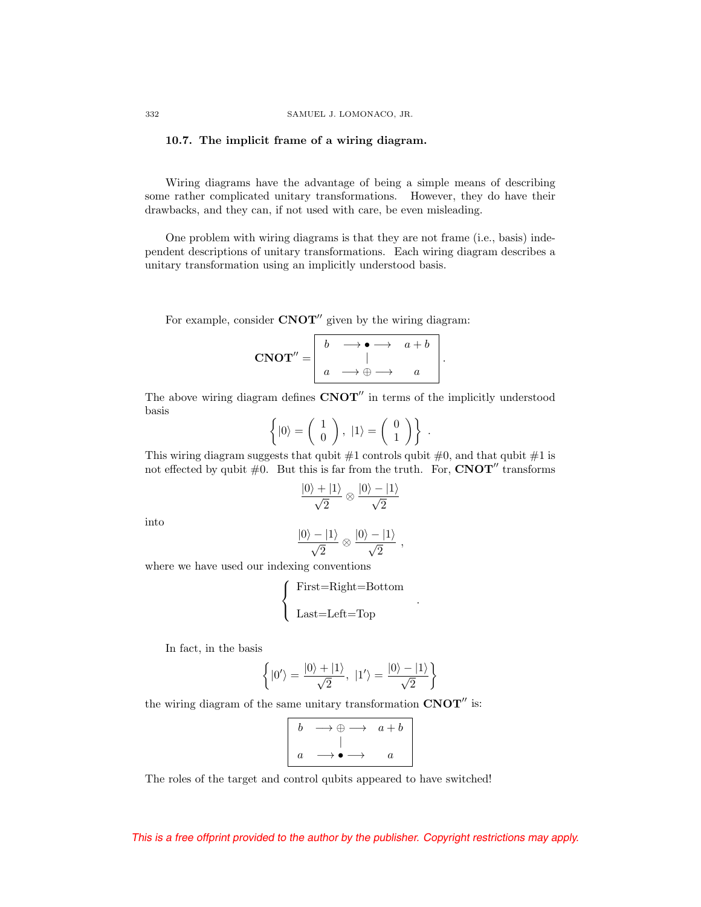### 10.7. The implicit frame of a wiring diagram.

Wiring diagrams have the advantage of being a simple means of describing some rather complicated unitary transformations. However, they do have their drawbacks, and they can, if not used with care, be even misleading.

One problem with wiring diagrams is that they are not frame (i.e., basis) independent descriptions of unitary transformations. Each wiring diagram describes a unitary transformation using an implicitly understood basis.

For example, consider $\mathbf{CNOT}''$ given by the wiring diagram:

$$\mathbf{CNOT}'' = \boxed{\begin{array}{cccc} b & \longrightarrow \bullet \longrightarrow & a+b \\ & | & \\ a & \longrightarrow \oplus \longrightarrow & a \end{array}} .$$

The above wiring diagram defines $\mathbf{CNOT}''$ in terms of the implicitly understood basis

$$\left\{ |0\rangle = \begin{pmatrix} 1 \\ 0 \end{pmatrix},\ |1\rangle = \begin{pmatrix} 0 \\ 1 \end{pmatrix} \right\} .$$

This wiring diagram suggests that qubit #1 controls qubit #0, and that qubit #1 is not effected by qubit #0. But this is far from the truth. For, $\mathbf{CNOT}''$ transforms

$$\frac{|0\rangle + |1\rangle}{\sqrt{2}} \otimes \frac{|0\rangle - |1\rangle}{\sqrt{2}}$$

into

$$\frac{|0\rangle - |1\rangle}{\sqrt{2}} \otimes \frac{|0\rangle - |1\rangle}{\sqrt{2}} ,$$

where we have used our indexing conventions

$$\begin{cases} \text{First=Right=Bottom} \\ \\ \text{Last=Left=Top} \end{cases} .$$

In fact, in the basis

$$\left\{ |0'\rangle = \frac{|0\rangle + |1\rangle}{\sqrt{2}},\ |1'\rangle = \frac{|0\rangle - |1\rangle}{\sqrt{2}} \right\}$$

the wiring diagram of the same unitary transformation $\mathbf{CNOT}''$ is:

$$\boxed{\begin{array}{cccc} b & \longrightarrow \oplus \longrightarrow & a+b \\ & | & \\ a & \longrightarrow \bullet \longrightarrow & a \end{array}}$$

The roles of the target and control qubits appeared to have switched!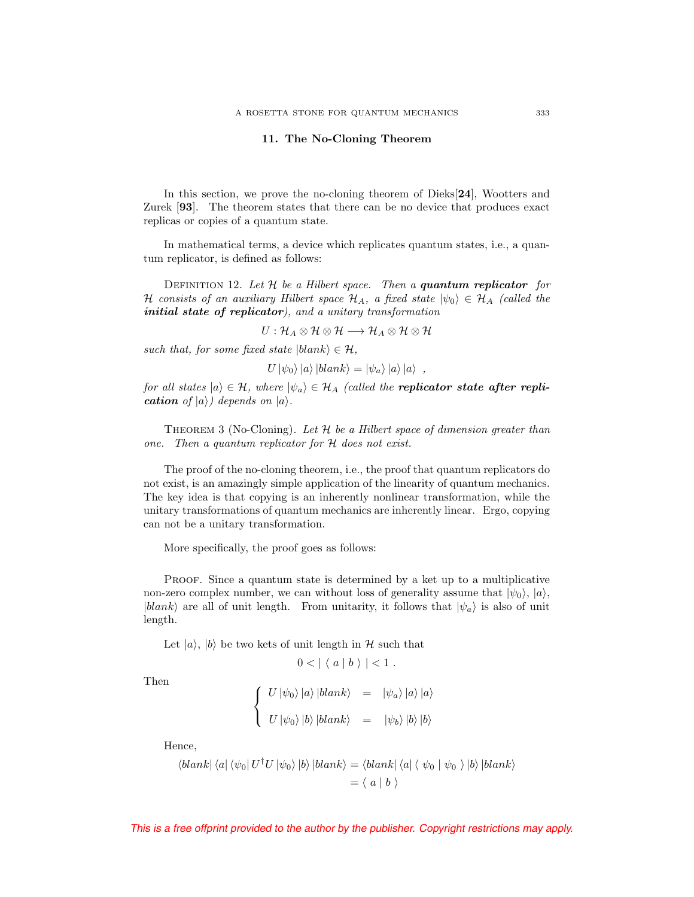## 11. The No-Cloning Theorem

In this section, we prove the no-cloning theorem of Dieks[**24**], Wootters and Zurek [**93**]. The theorem states that there can be no device that produces exact replicas or copies of a quantum state.

In mathematical terms, a device which replicates quantum states, i.e., a quantum replicator, is defined as follows:

DEFINITION 12. *Let $\mathcal{H}$ be a Hilbert space. Then a* ***quantum replicator*** *for $\mathcal{H}$ consists of an auxiliary Hilbert space $\mathcal{H}_A$, a fixed state $|\psi_0\rangle \in \mathcal{H}_A$ (called the* ***initial state of replicator****), and a unitary transformation*

$$U : \mathcal{H}_A \otimes \mathcal{H} \otimes \mathcal{H} \longrightarrow \mathcal{H}_A \otimes \mathcal{H} \otimes \mathcal{H}$$

*such that, for some fixed state $|blank\rangle \in \mathcal{H}$,*

$$U |\psi_0\rangle |a\rangle |blank\rangle = |\psi_a\rangle |a\rangle |a\rangle \ ,$$

*for all states $|a\rangle \in \mathcal{H}$, where $|\psi_a\rangle \in \mathcal{H}_A$ (called the* ***replicator state after replication*** *of $|a\rangle$) depends on $|a\rangle$.*

THEOREM 3 (No-Cloning). *Let $\mathcal{H}$ be a Hilbert space of dimension greater than one. Then a quantum replicator for $\mathcal{H}$ does not exist.*

The proof of the no-cloning theorem, i.e., the proof that quantum replicators do not exist, is an amazingly simple application of the linearity of quantum mechanics. The key idea is that copying is an inherently nonlinear transformation, while the unitary transformations of quantum mechanics are inherently linear. Ergo, copying can not be a unitary transformation.

More specifically, the proof goes as follows:

PROOF. Since a quantum state is determined by a ket up to a multiplicative non-zero complex number, we can without loss of generality assume that $|\psi_0\rangle$, $|a\rangle$, $|blank\rangle$ are all of unit length. From unitarity, it follows that $|\psi_a\rangle$ is also of unit length.

Let $|a\rangle$, $|b\rangle$ be two kets of unit length in $\mathcal{H}$ such that

$$0 < |\ \langle\ a \mid b\ \rangle\ | < 1 \ .$$

Then

$$\begin{cases} U |\psi_0\rangle |a\rangle |blank\rangle &= \ |\psi_a\rangle |a\rangle |a\rangle \\ U |\psi_0\rangle |b\rangle |blank\rangle &= \ |\psi_b\rangle |b\rangle |b\rangle \end{cases}$$

Hence,

$$\begin{aligned} \langle blank| \langle a| \langle \psi_0| U^\dagger U |\psi_0\rangle |b\rangle |blank\rangle &= \langle blank| \langle a| \langle\ \psi_0 \mid \psi_0\ \rangle |b\rangle |blank\rangle \\ &= \langle\ a \mid b\ \rangle \end{aligned}$$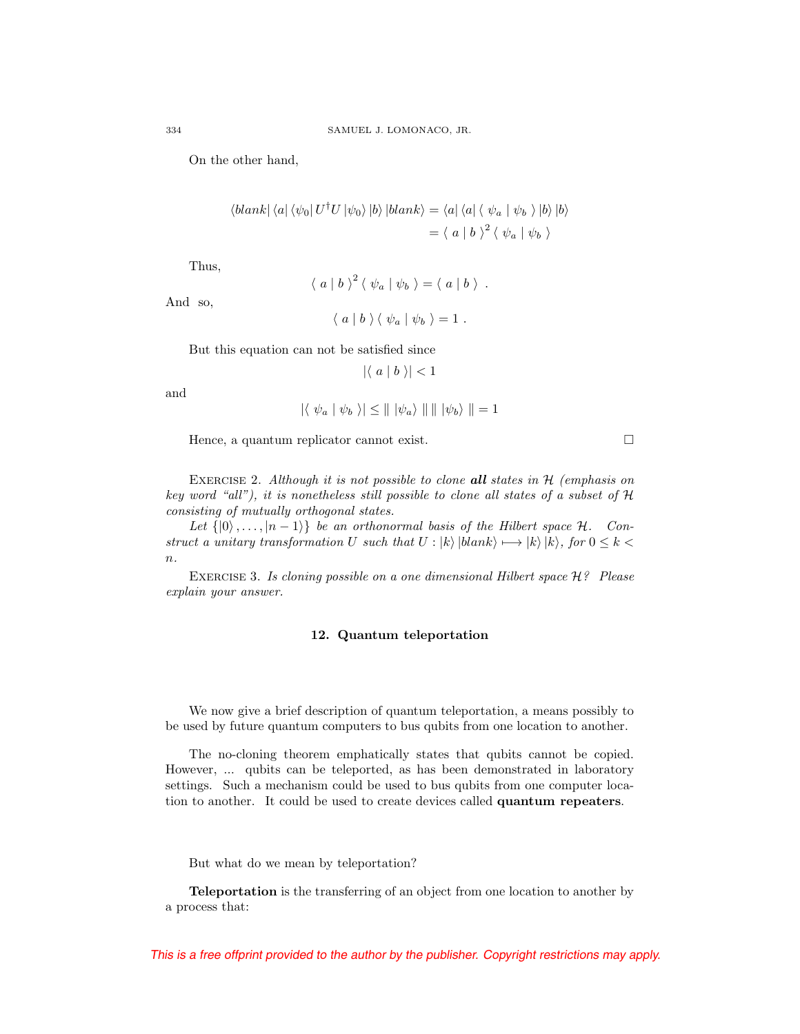On the other hand,

$$
\begin{aligned}
\langle blank| \langle a| \langle \psi_0| U^\dagger U |\psi_0\rangle |b\rangle |blank\rangle &= \langle a| \langle a| \langle \ \psi_a \mid \psi_b \ \rangle |b\rangle |b\rangle \\
&= \langle \ a \mid b \ \rangle^2 \langle \ \psi_a \mid \psi_b \ \rangle
\end{aligned}
$$

Thus,

$$
\langle \ a \mid b \ \rangle^2 \langle \ \psi_a \mid \psi_b \ \rangle = \langle \ a \mid b \ \rangle \ .
$$

And so,

$$
\langle \ a \mid b \ \rangle \langle \ \psi_a \mid \psi_b \ \rangle = 1 \ .
$$

But this equation can not be satisfied since

$$
|\langle \ a \mid b \ \rangle| < 1
$$

and

$$
|\langle \ \psi_a \mid \psi_b \ \rangle| \leq \| \ |\psi_a\rangle \ \| \| \ |\psi_b\rangle \ \| = 1
$$

Hence, a quantum replicator cannot exist. □

Exercise 2. *Although it is not possible to clone* ***all*** *states in $\mathcal{H}$ (emphasis on key word "all"), it is nonetheless still possible to clone all states of a subset of $\mathcal{H}$ consisting of mutually orthogonal states.*

*Let $\{|0\rangle, \ldots, |n-1\rangle\}$ be an orthonormal basis of the Hilbert space $\mathcal{H}$. Construct a unitary transformation $U$ such that $U : |k\rangle |blank\rangle \longmapsto |k\rangle |k\rangle$, for $0 \leq k < n$.*

Exercise 3. *Is cloning possible on a one dimensional Hilbert space $\mathcal{H}$? Please explain your answer.*

## 12. Quantum teleportation

We now give a brief description of quantum teleportation, a means possibly to be used by future quantum computers to bus qubits from one location to another.

The no-cloning theorem emphatically states that qubits cannot be copied. However, ... qubits can be teleported, as has been demonstrated in laboratory settings. Such a mechanism could be used to bus qubits from one computer location to another. It could be used to create devices called **quantum repeaters**.

But what do we mean by teleportation?

**Teleportation** is the transferring of an object from one location to another by a process that: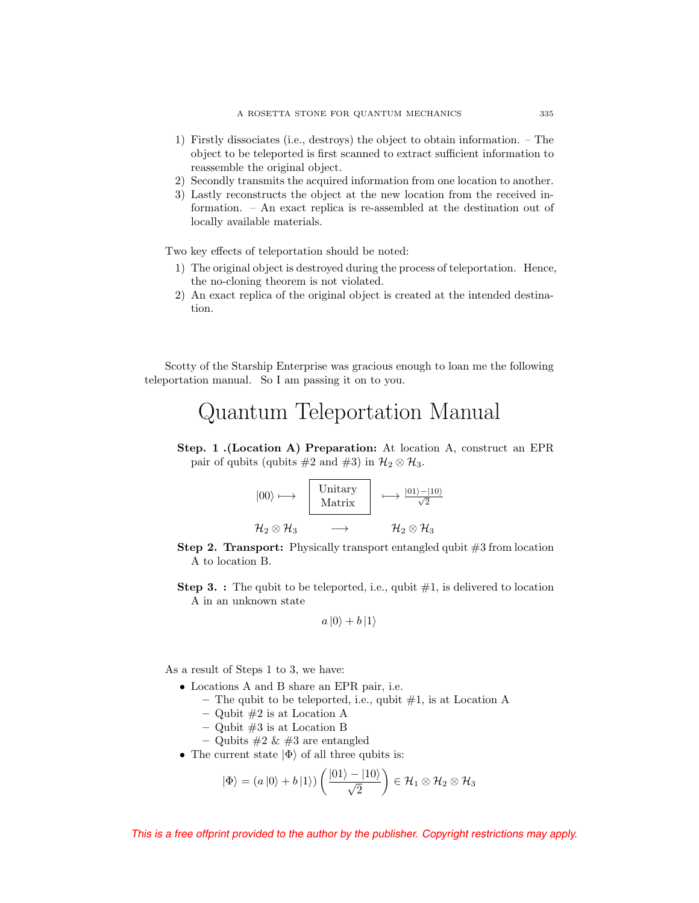1) Firstly dissociates (i.e., destroys) the object to obtain information. – The object to be teleported is first scanned to extract sufficient information to reassemble the original object.
2) Secondly transmits the acquired information from one location to another.
3) Lastly reconstructs the object at the new location from the received information. – An exact replica is re-assembled at the destination out of locally available materials.

Two key effects of teleportation should be noted:

1) The original object is destroyed during the process of teleportation. Hence, the no-cloning theorem is not violated.
2) An exact replica of the original object is created at the intended destination.

Scotty of the Starship Enterprise was gracious enough to loan me the following teleportation manual. So I am passing it on to you.

# Quantum Teleportation Manual

**Step. 1 .(Location A) Preparation:** At location A, construct an EPR pair of qubits (qubits #2 and #3) in $\mathcal{H}_2 \otimes \mathcal{H}_3$.

$$|00\rangle \longmapsto \boxed{\text{Unitary Matrix}} \longmapsto \frac{|01\rangle - |10\rangle}{\sqrt{2}}$$

$$\mathcal{H}_2 \otimes \mathcal{H}_3 \qquad \longrightarrow \qquad \mathcal{H}_2 \otimes \mathcal{H}_3$$

**Step 2. Transport:** Physically transport entangled qubit #3 from location A to location B.

**Step 3. :** The qubit to be teleported, i.e., qubit #1, is delivered to location A in an unknown state

$$a\,|0\rangle + b\,|1\rangle$$

As a result of Steps 1 to 3, we have:

- Locations A and B share an EPR pair, i.e.
  - The qubit to be teleported, i.e., qubit #1, is at Location A
  - Qubit #2 is at Location A
  - Qubit #3 is at Location B
  - Qubits #2 & #3 are entangled
- The current state $|\Phi\rangle$ of all three qubits is:

$$|\Phi\rangle = (a\,|0\rangle + b\,|1\rangle)\left(\frac{|01\rangle - |10\rangle}{\sqrt{2}}\right) \in \mathcal{H}_1 \otimes \mathcal{H}_2 \otimes \mathcal{H}_3$$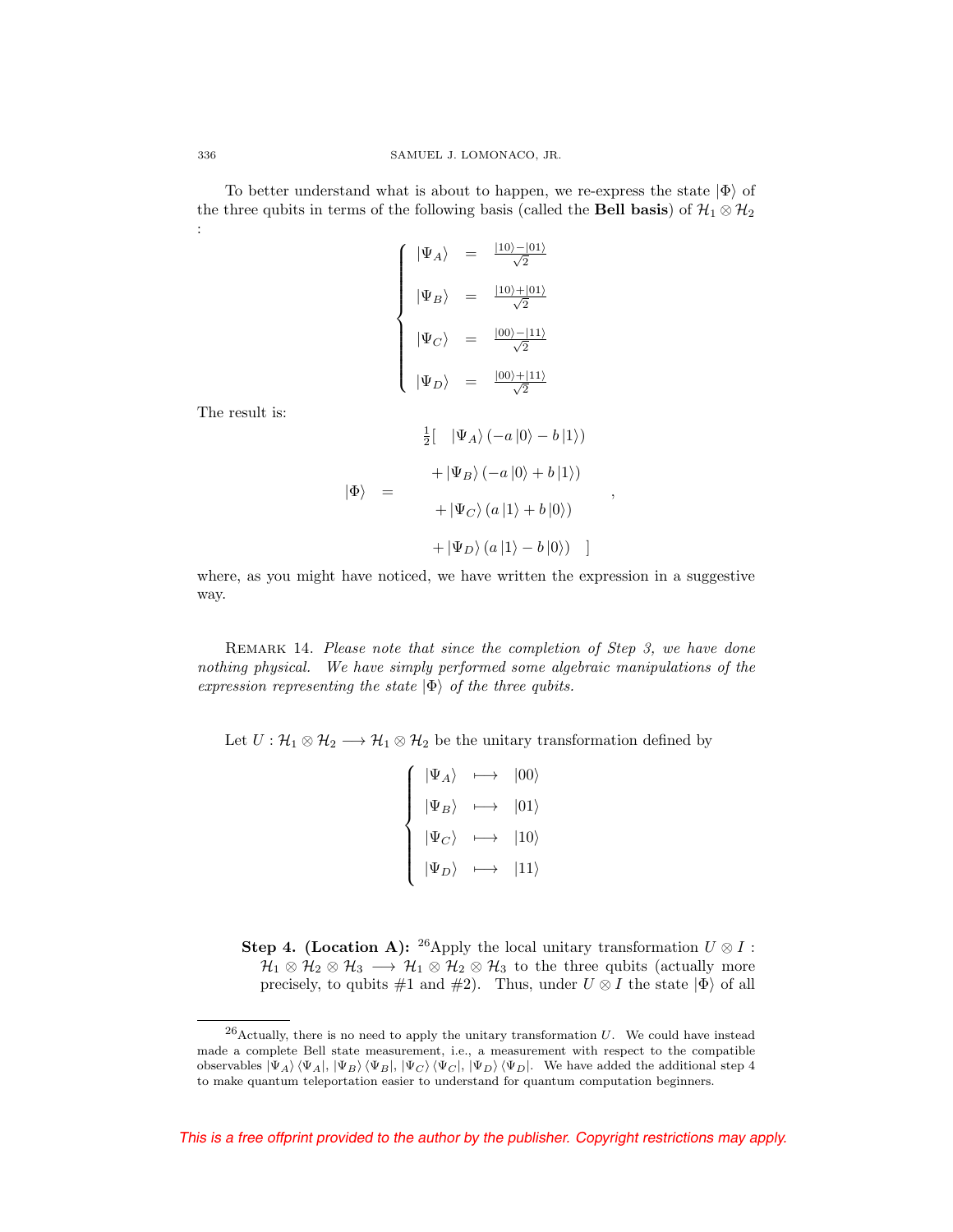To better understand what is about to happen, we re-express the state $|\Phi\rangle$ of the three qubits in terms of the following basis (called the **Bell basis**) of $\mathcal{H}_1 \otimes \mathcal{H}_2$ :

$$
\begin{cases}
|\Psi_A\rangle &= \frac{|10\rangle - |01\rangle}{\sqrt{2}} \\[2ex]
|\Psi_B\rangle &= \frac{|10\rangle + |01\rangle}{\sqrt{2}} \\[2ex]
|\Psi_C\rangle &= \frac{|00\rangle - |11\rangle}{\sqrt{2}} \\[2ex]
|\Psi_D\rangle &= \frac{|00\rangle + |11\rangle}{\sqrt{2}}
\end{cases}
$$

The result is:

$$
|\Phi\rangle = \begin{array}{c}
\frac{1}{2}\big[ \quad |\Psi_A\rangle \left(-a\,|0\rangle - b\,|1\rangle\right) \\[1ex]
+\,|\Psi_B\rangle \left(-a\,|0\rangle + b\,|1\rangle\right) \\[1ex]
+\,|\Psi_C\rangle \left(a\,|1\rangle + b\,|0\rangle\right) \\[1ex]
+\,|\Psi_D\rangle \left(a\,|1\rangle - b\,|0\rangle\right) \quad \big]
\end{array},
$$

where, as you might have noticed, we have written the expression in a suggestive way.

Remark 14. *Please note that since the completion of Step 3, we have done nothing physical. We have simply performed some algebraic manipulations of the expression representing the state $|\Phi\rangle$ of the three qubits.*

Let $U : \mathcal{H}_1 \otimes \mathcal{H}_2 \longrightarrow \mathcal{H}_1 \otimes \mathcal{H}_2$ be the unitary transformation defined by

$$
\begin{cases}
|\Psi_A\rangle &\longmapsto & |00\rangle \\
|\Psi_B\rangle &\longmapsto & |01\rangle \\
|\Psi_C\rangle &\longmapsto & |10\rangle \\
|\Psi_D\rangle &\longmapsto & |11\rangle
\end{cases}
$$

**Step 4. (Location A):** [26]Apply the local unitary transformation $U \otimes I : \mathcal{H}_1 \otimes \mathcal{H}_2 \otimes \mathcal{H}_3 \longrightarrow \mathcal{H}_1 \otimes \mathcal{H}_2 \otimes \mathcal{H}_3$ to the three qubits (actually more precisely, to qubits #1 and #2). Thus, under $U \otimes I$ the state $|\Phi\rangle$ of all

[26]Actually, there is no need to apply the unitary transformation $U$. We could have instead made a complete Bell state measurement, i.e., a measurement with respect to the compatible observables $|\Psi_A\rangle\langle\Psi_A|$, $|\Psi_B\rangle\langle\Psi_B|$, $|\Psi_C\rangle\langle\Psi_C|$, $|\Psi_D\rangle\langle\Psi_D|$. We have added the additional step 4 to make quantum teleportation easier to understand for quantum computation beginners.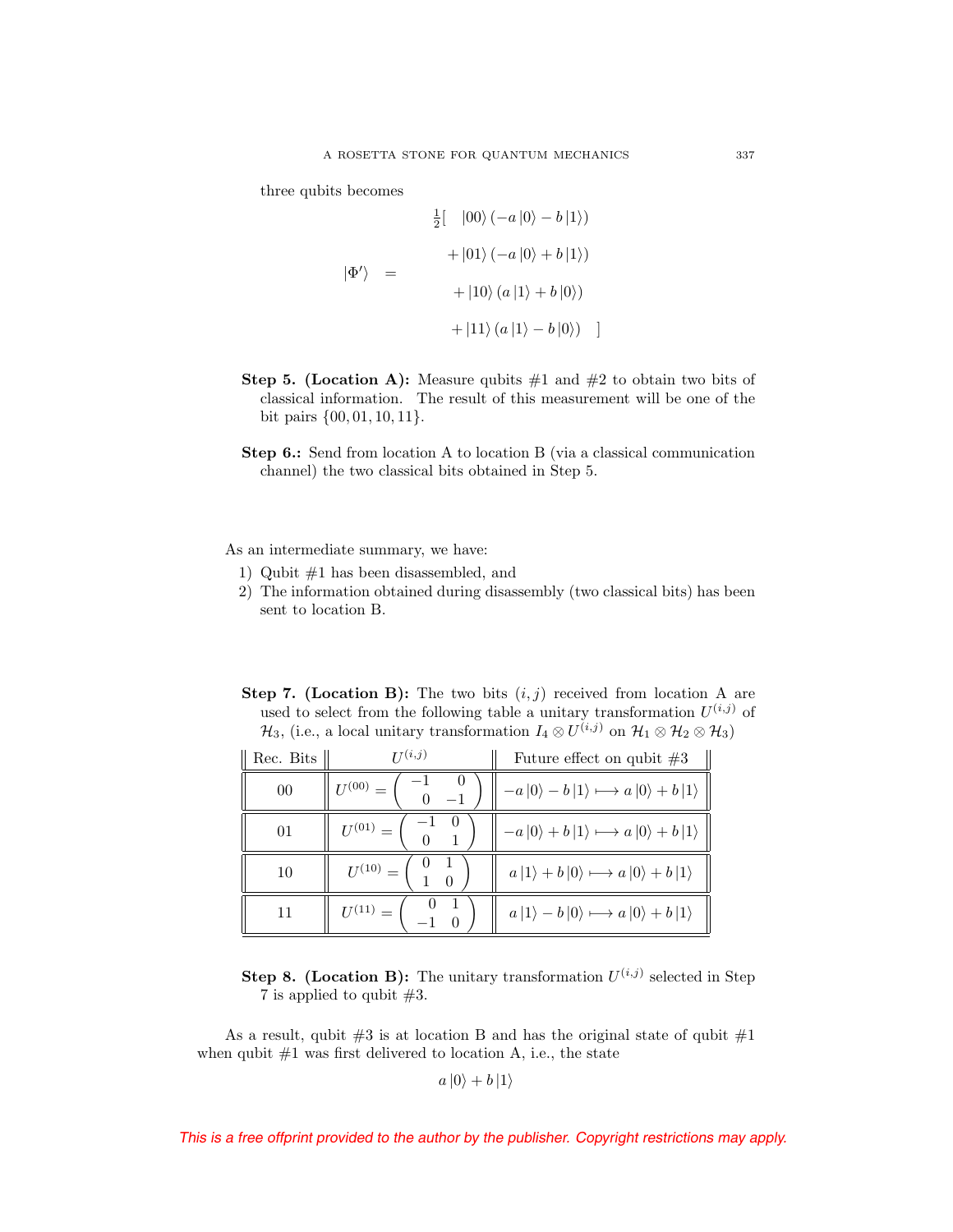three qubits becomes

$$|\Phi'\rangle = \frac{1}{2}\Big[\ |00\rangle\left(-a|0\rangle - b|1\rangle\right) + |01\rangle\left(-a|0\rangle + b|1\rangle\right) + |10\rangle\left(a|1\rangle + b|0\rangle\right) + |11\rangle\left(a|1\rangle - b|0\rangle\right)\ \Big]$$

**Step 5. (Location A):** Measure qubits #1 and #2 to obtain two bits of classical information. The result of this measurement will be one of the bit pairs $\{00, 01, 10, 11\}$.

**Step 6.:** Send from location A to location B (via a classical communication channel) the two classical bits obtained in Step 5.

As an intermediate summary, we have:

1) Qubit #1 has been disassembled, and
2) The information obtained during disassembly (two classical bits) has been sent to location B.

**Step 7. (Location B):** The two bits $(i, j)$ received from location A are used to select from the following table a unitary transformation $U^{(i,j)}$ of $\mathcal{H}_3$, (i.e., a local unitary transformation $I_4 \otimes U^{(i,j)}$ on $\mathcal{H}_1 \otimes \mathcal{H}_2 \otimes \mathcal{H}_3$)

| Rec. Bits | $U^{(i,j)}$ | Future effect on qubit #3 |
|---|---|---|
| 00 | $U^{(00)} = \begin{pmatrix} -1 & 0 \\ 0 & -1 \end{pmatrix}$ | $-a\|0\rangle - b\|1\rangle \longmapsto a\|0\rangle + b\|1\rangle$ |
| 01 | $U^{(01)} = \begin{pmatrix} -1 & 0 \\ 0 & 1 \end{pmatrix}$ | $-a\|0\rangle + b\|1\rangle \longmapsto a\|0\rangle + b\|1\rangle$ |
| 10 | $U^{(10)} = \begin{pmatrix} 0 & 1 \\ 1 & 0 \end{pmatrix}$ | $a\|1\rangle + b\|0\rangle \longmapsto a\|0\rangle + b\|1\rangle$ |
| 11 | $U^{(11)} = \begin{pmatrix} 0 & 1 \\ -1 & 0 \end{pmatrix}$ | $a\|1\rangle - b\|0\rangle \longmapsto a\|0\rangle + b\|1\rangle$ |

**Step 8. (Location B):** The unitary transformation $U^{(i,j)}$ selected in Step 7 is applied to qubit #3.

As a result, qubit #3 is at location B and has the original state of qubit #1 when qubit #1 was first delivered to location A, i.e., the state

$$a|0\rangle + b|1\rangle$$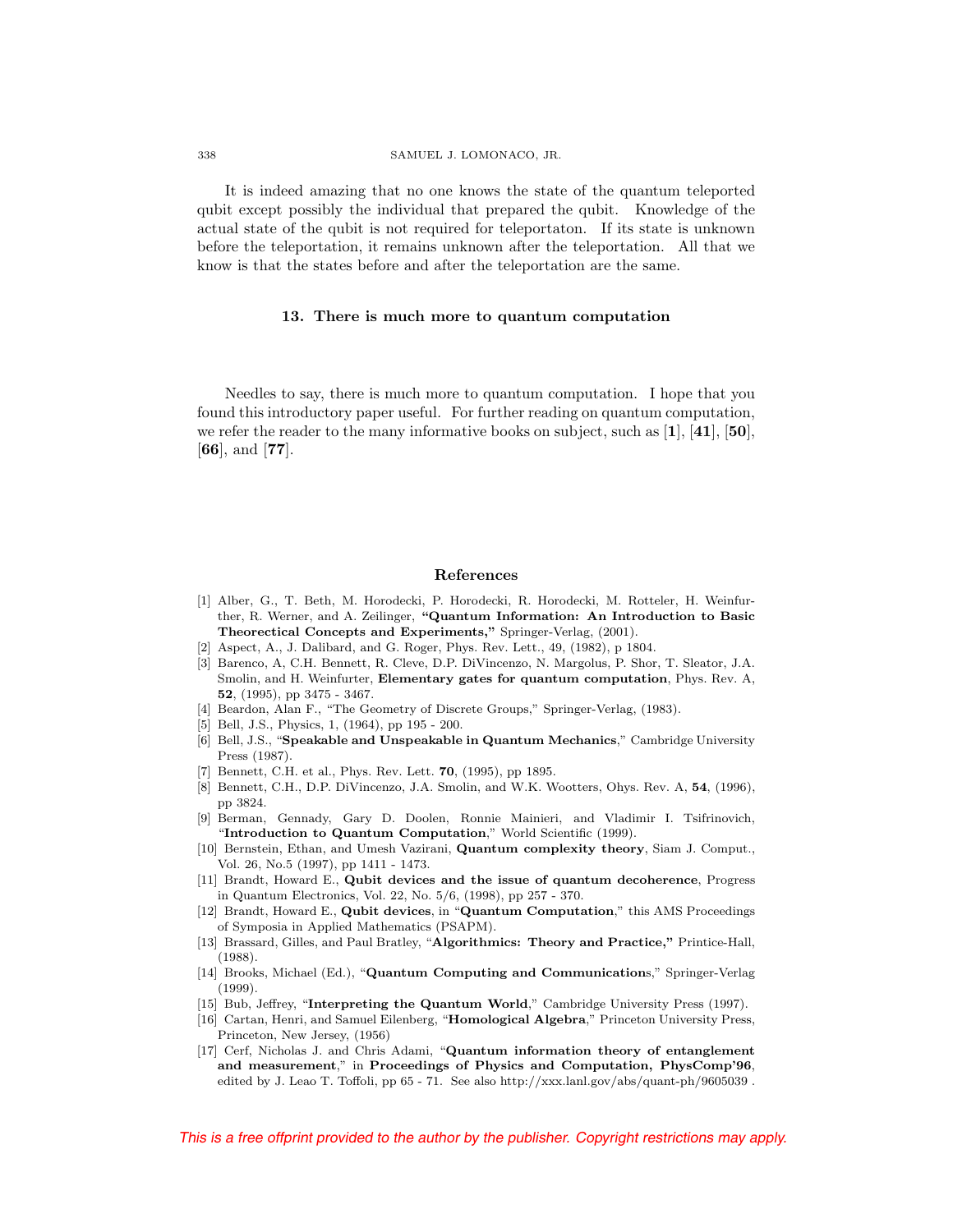It is indeed amazing that no one knows the state of the quantum teleported qubit except possibly the individual that prepared the qubit. Knowledge of the actual state of the qubit is not required for teleportaton. If its state is unknown before the teleportation, it remains unknown after the teleportation. All that we know is that the states before and after the teleportation are the same.

## 13. There is much more to quantum computation

Needles to say, there is much more to quantum computation. I hope that you found this introductory paper useful. For further reading on quantum computation, we refer the reader to the many informative books on subject, such as [**1**], [**41**], [**50**], [**66**], and [**77**].

## References

[1] Alber, G., T. Beth, M. Horodecki, P. Horodecki, R. Horodecki, M. Rotteler, H. Weinfurther, R. Werner, and A. Zeilinger, **"Quantum Information: An Introduction to Basic Theorectical Concepts and Experiments,"** Springer-Verlag, (2001).

[2] Aspect, A., J. Dalibard, and G. Roger, Phys. Rev. Lett., 49, (1982), p 1804.

[3] Barenco, A, C.H. Bennett, R. Cleve, D.P. DiVincenzo, N. Margolus, P. Shor, T. Sleator, J.A. Smolin, and H. Weinfurter, **Elementary gates for quantum computation**, Phys. Rev. A, **52**, (1995), pp 3475 - 3467.

[4] Beardon, Alan F., "The Geometry of Discrete Groups," Springer-Verlag, (1983).

[5] Bell, J.S., Physics, 1, (1964), pp 195 - 200.

[6] Bell, J.S., "**Speakable and Unspeakable in Quantum Mechanics**," Cambridge University Press (1987).

[7] Bennett, C.H. et al., Phys. Rev. Lett. **70**, (1995), pp 1895.

[8] Bennett, C.H., D.P. DiVincenzo, J.A. Smolin, and W.K. Wootters, Ohys. Rev. A, **54**, (1996), pp 3824.

[9] Berman, Gennady, Gary D. Doolen, Ronnie Mainieri, and Vladimir I. Tsifrinovich, "**Introduction to Quantum Computation**," World Scientific (1999).

[10] Bernstein, Ethan, and Umesh Vazirani, **Quantum complexity theory**, Siam J. Comput., Vol. 26, No.5 (1997), pp 1411 - 1473.

[11] Brandt, Howard E., **Qubit devices and the issue of quantum decoherence**, Progress in Quantum Electronics, Vol. 22, No. 5/6, (1998), pp 257 - 370.

[12] Brandt, Howard E., **Qubit devices**, in "**Quantum Computation**," this AMS Proceedings of Symposia in Applied Mathematics (PSAPM).

[13] Brassard, Gilles, and Paul Bratley, "**Algorithmics: Theory and Practice,"** Printice-Hall, (1988).

[14] Brooks, Michael (Ed.), "**Quantum Computing and Communication**s," Springer-Verlag (1999).

[15] Bub, Jeffrey, "**Interpreting the Quantum World**," Cambridge University Press (1997).

[16] Cartan, Henri, and Samuel Eilenberg, "**Homological Algebra**," Princeton University Press, Princeton, New Jersey, (1956)

[17] Cerf, Nicholas J. and Chris Adami, "**Quantum information theory of entanglement and measurement**," in **Proceedings of Physics and Computation, PhysComp'96**, edited by J. Leao T. Toffoli, pp 65 - 71. See also http://xxx.lanl.gov/abs/quant-ph/9605039 .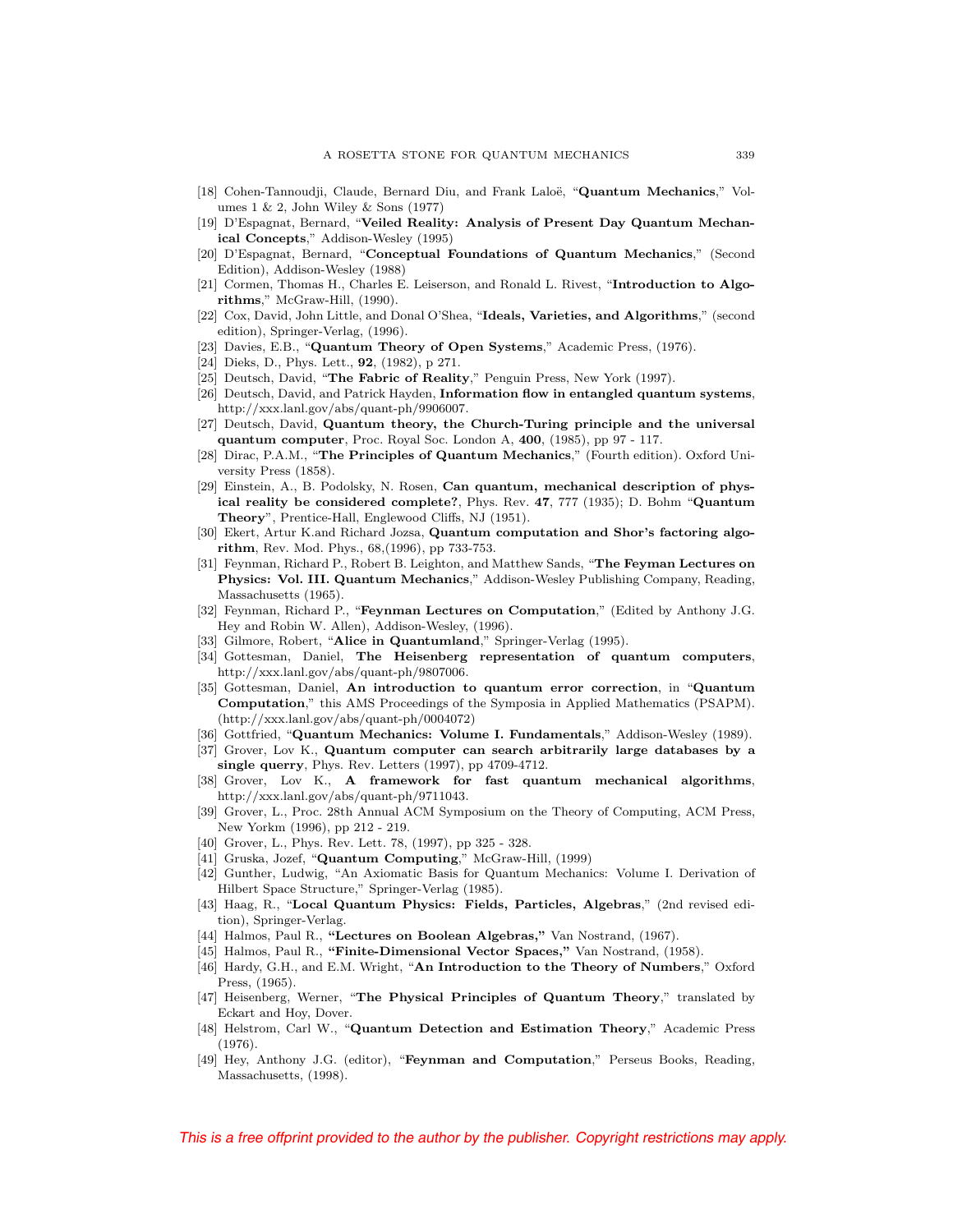[18] Cohen-Tannoudji, Claude, Bernard Diu, and Frank Laloë, "**Quantum Mechanics**," Volumes 1 & 2, John Wiley & Sons (1977)

[19] D'Espagnat, Bernard, "**Veiled Reality: Analysis of Present Day Quantum Mechanical Concepts**," Addison-Wesley (1995)

[20] D'Espagnat, Bernard, "**Conceptual Foundations of Quantum Mechanics**," (Second Edition), Addison-Wesley (1988)

[21] Cormen, Thomas H., Charles E. Leiserson, and Ronald L. Rivest, "**Introduction to Algorithms**," McGraw-Hill, (1990).

[22] Cox, David, John Little, and Donal O'Shea, "**Ideals, Varieties, and Algorithms**," (second edition), Springer-Verlag, (1996).

[23] Davies, E.B., "**Quantum Theory of Open Systems**," Academic Press, (1976).

[24] Dieks, D., Phys. Lett., **92**, (1982), p 271.

[25] Deutsch, David, "**The Fabric of Reality**," Penguin Press, New York (1997).

[26] Deutsch, David, and Patrick Hayden, **Information flow in entangled quantum systems**, http://xxx.lanl.gov/abs/quant-ph/9906007.

[27] Deutsch, David, **Quantum theory, the Church-Turing principle and the universal quantum computer**, Proc. Royal Soc. London A, **400**, (1985), pp 97 - 117.

[28] Dirac, P.A.M., "**The Principles of Quantum Mechanics**," (Fourth edition). Oxford University Press (1858).

[29] Einstein, A., B. Podolsky, N. Rosen, **Can quantum, mechanical description of physical reality be considered complete?**, Phys. Rev. **47**, 777 (1935); D. Bohm "**Quantum Theory**", Prentice-Hall, Englewood Cliffs, NJ (1951).

[30] Ekert, Artur K.and Richard Jozsa, **Quantum computation and Shor's factoring algorithm**, Rev. Mod. Phys., 68,(1996), pp 733-753.

[31] Feynman, Richard P., Robert B. Leighton, and Matthew Sands, "**The Feyman Lectures on Physics: Vol. III. Quantum Mechanics**," Addison-Wesley Publishing Company, Reading, Massachusetts (1965).

[32] Feynman, Richard P., "**Feynman Lectures on Computation**," (Edited by Anthony J.G. Hey and Robin W. Allen), Addison-Wesley, (1996).

[33] Gilmore, Robert, "**Alice in Quantumland**," Springer-Verlag (1995).

[34] Gottesman, Daniel, **The Heisenberg representation of quantum computers**, http://xxx.lanl.gov/abs/quant-ph/9807006.

[35] Gottesman, Daniel, **An introduction to quantum error correction**, in "**Quantum Computation**," this AMS Proceedings of the Symposia in Applied Mathematics (PSAPM). (http://xxx.lanl.gov/abs/quant-ph/0004072)

[36] Gottfried, "**Quantum Mechanics: Volume I. Fundamentals**," Addison-Wesley (1989).

[37] Grover, Lov K., **Quantum computer can search arbitrarily large databases by a single querry**, Phys. Rev. Letters (1997), pp 4709-4712.

[38] Grover, Lov K., **A framework for fast quantum mechanical algorithms**, http://xxx.lanl.gov/abs/quant-ph/9711043.

[39] Grover, L., Proc. 28th Annual ACM Symposium on the Theory of Computing, ACM Press, New Yorkm (1996), pp 212 - 219.

[40] Grover, L., Phys. Rev. Lett. 78, (1997), pp 325 - 328.

[41] Gruska, Jozef, "**Quantum Computing**," McGraw-Hill, (1999)

[42] Gunther, Ludwig, "An Axiomatic Basis for Quantum Mechanics: Volume I. Derivation of Hilbert Space Structure," Springer-Verlag (1985).

[43] Haag, R., "**Local Quantum Physics: Fields, Particles, Algebras**," (2nd revised edition), Springer-Verlag.

[44] Halmos, Paul R., **"Lectures on Boolean Algebras,"** Van Nostrand, (1967).

[45] Halmos, Paul R., **"Finite-Dimensional Vector Spaces,"** Van Nostrand, (1958).

[46] Hardy, G.H., and E.M. Wright, "**An Introduction to the Theory of Numbers**," Oxford Press, (1965).

[47] Heisenberg, Werner, "**The Physical Principles of Quantum Theory**," translated by Eckart and Hoy, Dover.

[48] Helstrom, Carl W., "**Quantum Detection and Estimation Theory**," Academic Press (1976).

[49] Hey, Anthony J.G. (editor), "**Feynman and Computation**," Perseus Books, Reading, Massachusetts, (1998).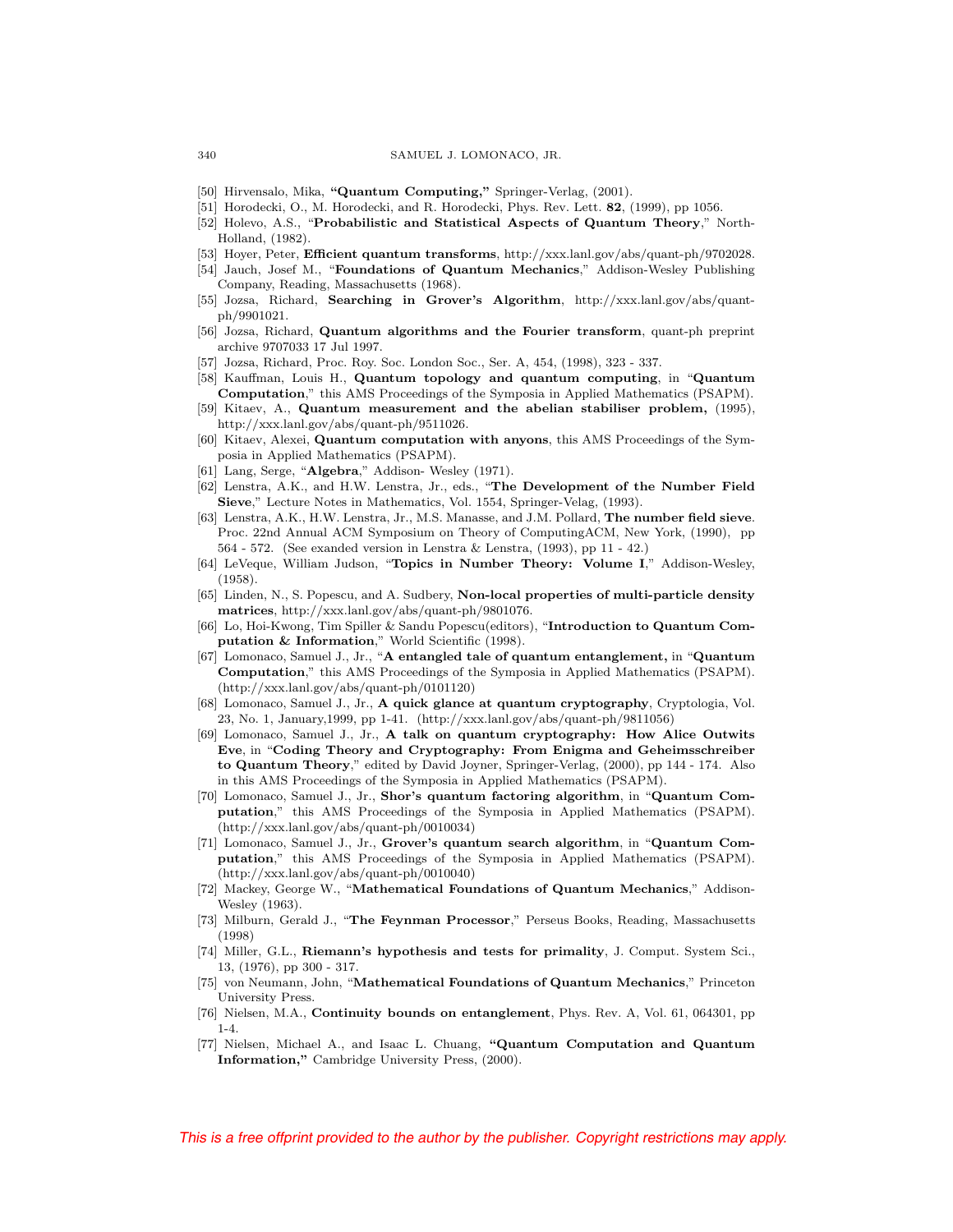[50] Hirvensalo, Mika, **"Quantum Computing,"** Springer-Verlag, (2001).

[51] Horodecki, O., M. Horodecki, and R. Horodecki, Phys. Rev. Lett. **82**, (1999), pp 1056.

[52] Holevo, A.S., "**Probabilistic and Statistical Aspects of Quantum Theory**," North-Holland, (1982).

[53] Hoyer, Peter, **Efficient quantum transforms**, http://xxx.lanl.gov/abs/quant-ph/9702028.

[54] Jauch, Josef M., "**Foundations of Quantum Mechanics**," Addison-Wesley Publishing Company, Reading, Massachusetts (1968).

[55] Jozsa, Richard, **Searching in Grover's Algorithm**, http://xxx.lanl.gov/abs/quant-ph/9901021.

[56] Jozsa, Richard, **Quantum algorithms and the Fourier transform**, quant-ph preprint archive 9707033 17 Jul 1997.

[57] Jozsa, Richard, Proc. Roy. Soc. London Soc., Ser. A, 454, (1998), 323 - 337.

[58] Kauffman, Louis H., **Quantum topology and quantum computing**, in "**Quantum Computation**," this AMS Proceedings of the Symposia in Applied Mathematics (PSAPM).

[59] Kitaev, A., **Quantum measurement and the abelian stabiliser problem,** (1995), http://xxx.lanl.gov/abs/quant-ph/9511026.

[60] Kitaev, Alexei, **Quantum computation with anyons**, this AMS Proceedings of the Symposia in Applied Mathematics (PSAPM).

[61] Lang, Serge, "**Algebra**," Addison- Wesley (1971).

[62] Lenstra, A.K., and H.W. Lenstra, Jr., eds., "**The Development of the Number Field Sieve**," Lecture Notes in Mathematics, Vol. 1554, Springer-Velag, (1993).

[63] Lenstra, A.K., H.W. Lenstra, Jr., M.S. Manasse, and J.M. Pollard, **The number field sieve**. Proc. 22nd Annual ACM Symposium on Theory of ComputingACM, New York, (1990), pp 564 - 572. (See exanded version in Lenstra & Lenstra, (1993), pp 11 - 42.)

[64] LeVeque, William Judson, "**Topics in Number Theory: Volume I**," Addison-Wesley, (1958).

[65] Linden, N., S. Popescu, and A. Sudbery, **Non-local properties of multi-particle density matrices**, http://xxx.lanl.gov/abs/quant-ph/9801076.

[66] Lo, Hoi-Kwong, Tim Spiller & Sandu Popescu(editors), "**Introduction to Quantum Computation & Information**," World Scientific (1998).

[67] Lomonaco, Samuel J., Jr., "**A entangled tale of quantum entanglement,** in "**Quantum Computation**," this AMS Proceedings of the Symposia in Applied Mathematics (PSAPM). (http://xxx.lanl.gov/abs/quant-ph/0101120)

[68] Lomonaco, Samuel J., Jr., **A quick glance at quantum cryptography**, Cryptologia, Vol. 23, No. 1, January,1999, pp 1-41. (http://xxx.lanl.gov/abs/quant-ph/9811056)

[69] Lomonaco, Samuel J., Jr., **A talk on quantum cryptography: How Alice Outwits Eve**, in "**Coding Theory and Cryptography: From Enigma and Geheimsschreiber to Quantum Theory**," edited by David Joyner, Springer-Verlag, (2000), pp 144 - 174. Also in this AMS Proceedings of the Symposia in Applied Mathematics (PSAPM).

[70] Lomonaco, Samuel J., Jr., **Shor's quantum factoring algorithm**, in "**Quantum Computation**," this AMS Proceedings of the Symposia in Applied Mathematics (PSAPM). (http://xxx.lanl.gov/abs/quant-ph/0010034)

[71] Lomonaco, Samuel J., Jr., **Grover's quantum search algorithm**, in "**Quantum Computation**," this AMS Proceedings of the Symposia in Applied Mathematics (PSAPM). (http://xxx.lanl.gov/abs/quant-ph/0010040)

[72] Mackey, George W., "**Mathematical Foundations of Quantum Mechanics**," Addison-Wesley (1963).

[73] Milburn, Gerald J., "**The Feynman Processor**," Perseus Books, Reading, Massachusetts (1998)

[74] Miller, G.L., **Riemann's hypothesis and tests for primality**, J. Comput. System Sci., 13, (1976), pp 300 - 317.

[75] von Neumann, John, "**Mathematical Foundations of Quantum Mechanics**," Princeton University Press.

[76] Nielsen, M.A., **Continuity bounds on entanglement**, Phys. Rev. A, Vol. 61, 064301, pp 1-4.

[77] Nielsen, Michael A., and Isaac L. Chuang, **"Quantum Computation and Quantum Information,"** Cambridge University Press, (2000).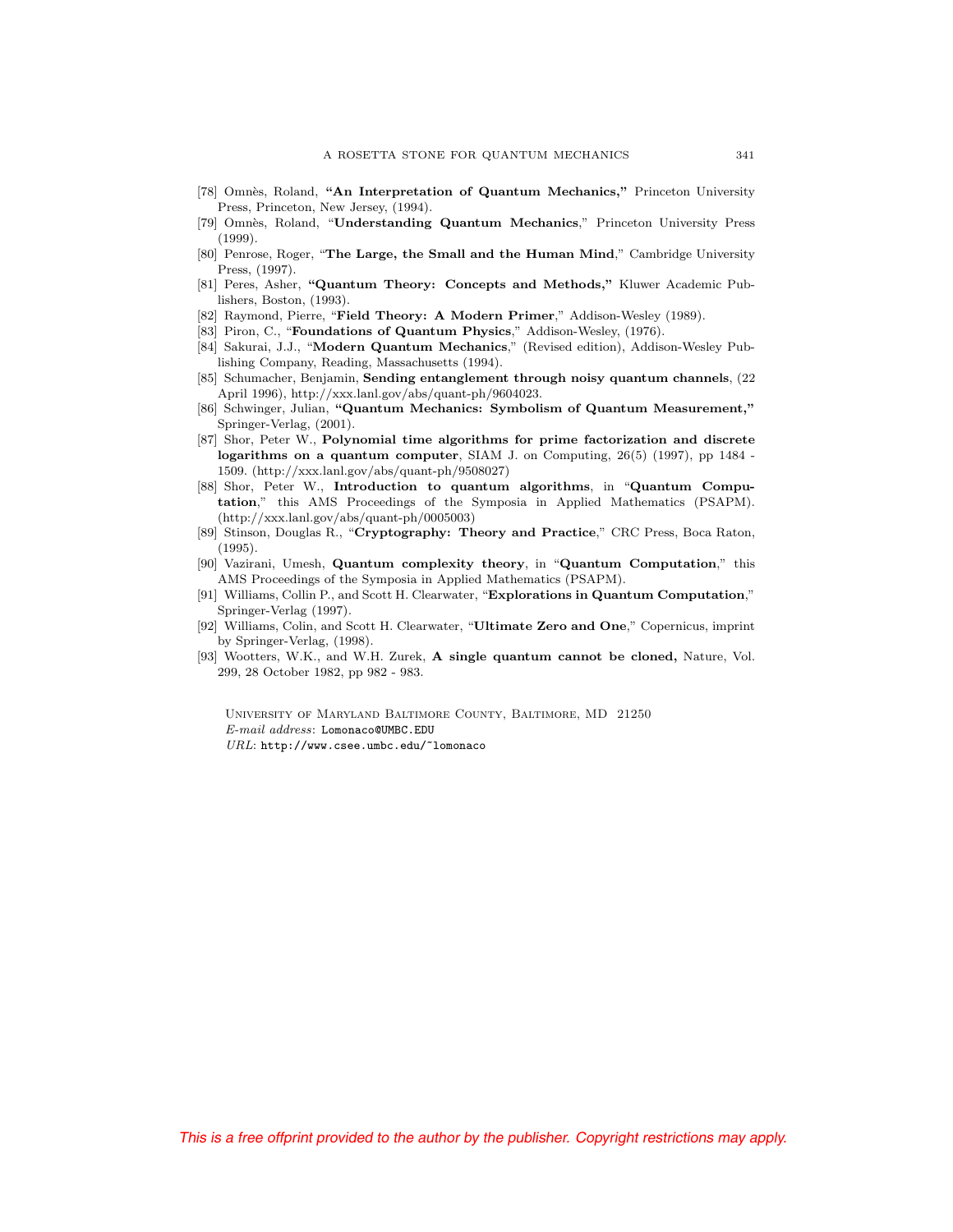[78] Omnès, Roland, **"An Interpretation of Quantum Mechanics,"** Princeton University Press, Princeton, New Jersey, (1994).

[79] Omnès, Roland, "**Understanding Quantum Mechanics**," Princeton University Press (1999).

[80] Penrose, Roger, "**The Large, the Small and the Human Mind**," Cambridge University Press, (1997).

[81] Peres, Asher, **"Quantum Theory: Concepts and Methods,"** Kluwer Academic Publishers, Boston, (1993).

[82] Raymond, Pierre, "**Field Theory: A Modern Primer**," Addison-Wesley (1989).

[83] Piron, C., "**Foundations of Quantum Physics**," Addison-Wesley, (1976).

[84] Sakurai, J.J., "**Modern Quantum Mechanics**," (Revised edition), Addison-Wesley Publishing Company, Reading, Massachusetts (1994).

[85] Schumacher, Benjamin, **Sending entanglement through noisy quantum channels**, (22 April 1996), http://xxx.lanl.gov/abs/quant-ph/9604023.

[86] Schwinger, Julian, **"Quantum Mechanics: Symbolism of Quantum Measurement,"** Springer-Verlag, (2001).

[87] Shor, Peter W., **Polynomial time algorithms for prime factorization and discrete logarithms on a quantum computer**, SIAM J. on Computing, 26(5) (1997), pp 1484 - 1509. (http://xxx.lanl.gov/abs/quant-ph/9508027)

[88] Shor, Peter W., **Introduction to quantum algorithms**, in "**Quantum Computation**," this AMS Proceedings of the Symposia in Applied Mathematics (PSAPM). (http://xxx.lanl.gov/abs/quant-ph/0005003)

[89] Stinson, Douglas R., "**Cryptography: Theory and Practice**," CRC Press, Boca Raton, (1995).

[90] Vazirani, Umesh, **Quantum complexity theory**, in "**Quantum Computation**," this AMS Proceedings of the Symposia in Applied Mathematics (PSAPM).

[91] Williams, Collin P., and Scott H. Clearwater, "**Explorations in Quantum Computation**," Springer-Verlag (1997).

[92] Williams, Colin, and Scott H. Clearwater, "**Ultimate Zero and One**," Copernicus, imprint by Springer-Verlag, (1998).

[93] Wootters, W.K., and W.H. Zurek, **A single quantum cannot be cloned,** Nature, Vol. 299, 28 October 1982, pp 982 - 983.

University of Maryland Baltimore County, Baltimore, MD 21250
*E-mail address*: `Lomonaco@UMBC.EDU`
*URL*: `http://www.csee.umbc.edu/~lomonaco`

*This is a free offprint provided to the author by the publisher. Copyright restrictions may apply.*